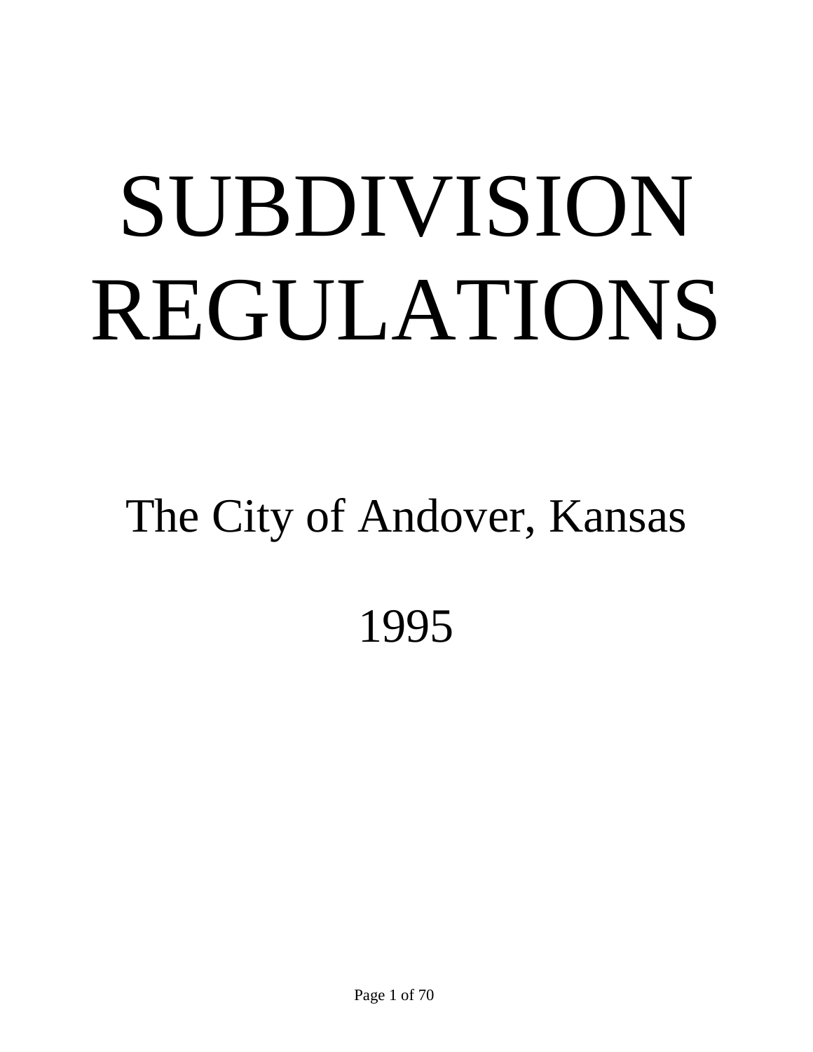# SUBDIVISION REGULATIONS

## The City of Andover, Kansas

## 1995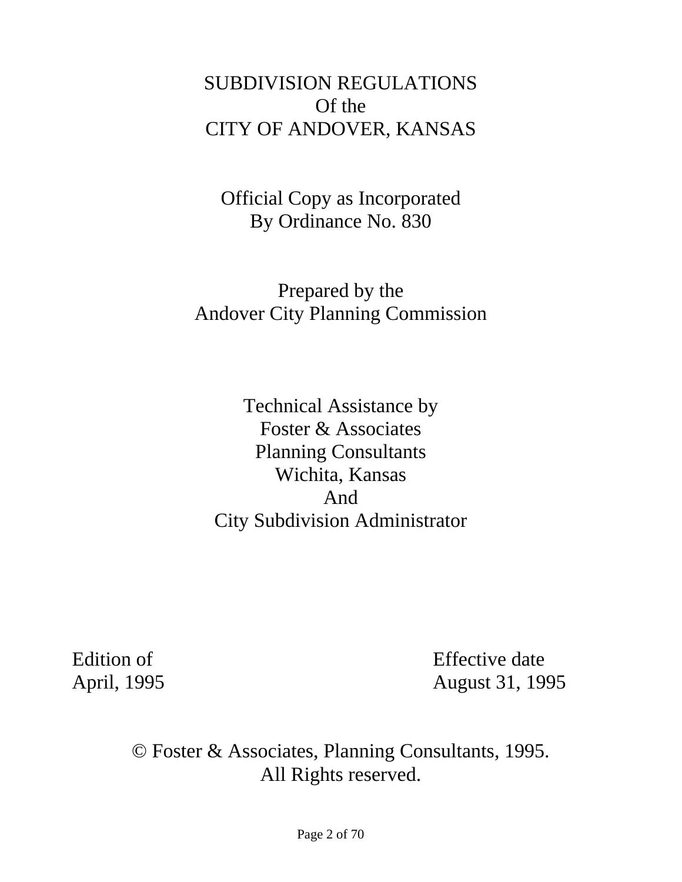# SUBDIVISION REGULATIONS
# Of the
# CITY OF ANDOVER, KANSAS

Official Copy as Incorporated
By Ordinance No. 830

Prepared by the
Andover City Planning Commission

Technical Assistance by
Foster & Associates
Planning Consultants
Wichita, Kansas
And
City Subdivision Administrator

Edition of
April, 1995

Effective date
August 31, 1995

© Foster & Associates, Planning Consultants, 1995.
All Rights reserved.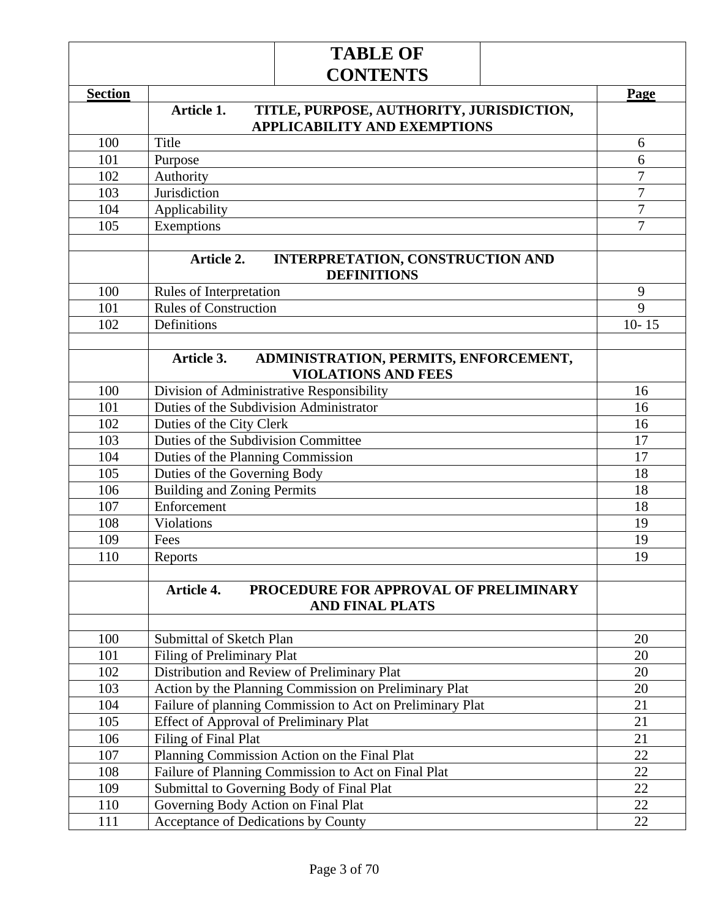# TABLE OF CONTENTS

| Section | | Page |
|---|---|---|
| | **Article 1. TITLE, PURPOSE, AUTHORITY, JURISDICTION, APPLICABILITY AND EXEMPTIONS** | |
| 100 | Title | 6 |
| 101 | Purpose | 6 |
| 102 | Authority | 7 |
| 103 | Jurisdiction | 7 |
| 104 | Applicability | 7 |
| 105 | Exemptions | 7 |
| | | |
| | **Article 2. INTERPRETATION, CONSTRUCTION AND DEFINITIONS** | |
| 100 | Rules of Interpretation | 9 |
| 101 | Rules of Construction | 9 |
| 102 | Definitions | 10- 15 |
| | | |
| | **Article 3. ADMINISTRATION, PERMITS, ENFORCEMENT, VIOLATIONS AND FEES** | |
| 100 | Division of Administrative Responsibility | 16 |
| 101 | Duties of the Subdivision Administrator | 16 |
| 102 | Duties of the City Clerk | 16 |
| 103 | Duties of the Subdivision Committee | 17 |
| 104 | Duties of the Planning Commission | 17 |
| 105 | Duties of the Governing Body | 18 |
| 106 | Building and Zoning Permits | 18 |
| 107 | Enforcement | 18 |
| 108 | Violations | 19 |
| 109 | Fees | 19 |
| 110 | Reports | 19 |
| | | |
| | **Article 4. PROCEDURE FOR APPROVAL OF PRELIMINARY AND FINAL PLATS** | |
| | | |
| 100 | Submittal of Sketch Plan | 20 |
| 101 | Filing of Preliminary Plat | 20 |
| 102 | Distribution and Review of Preliminary Plat | 20 |
| 103 | Action by the Planning Commission on Preliminary Plat | 20 |
| 104 | Failure of planning Commission to Act on Preliminary Plat | 21 |
| 105 | Effect of Approval of Preliminary Plat | 21 |
| 106 | Filing of Final Plat | 21 |
| 107 | Planning Commission Action on the Final Plat | 22 |
| 108 | Failure of Planning Commission to Act on Final Plat | 22 |
| 109 | Submittal to Governing Body of Final Plat | 22 |
| 110 | Governing Body Action on Final Plat | 22 |
| 111 | Acceptance of Dedications by County | 22 |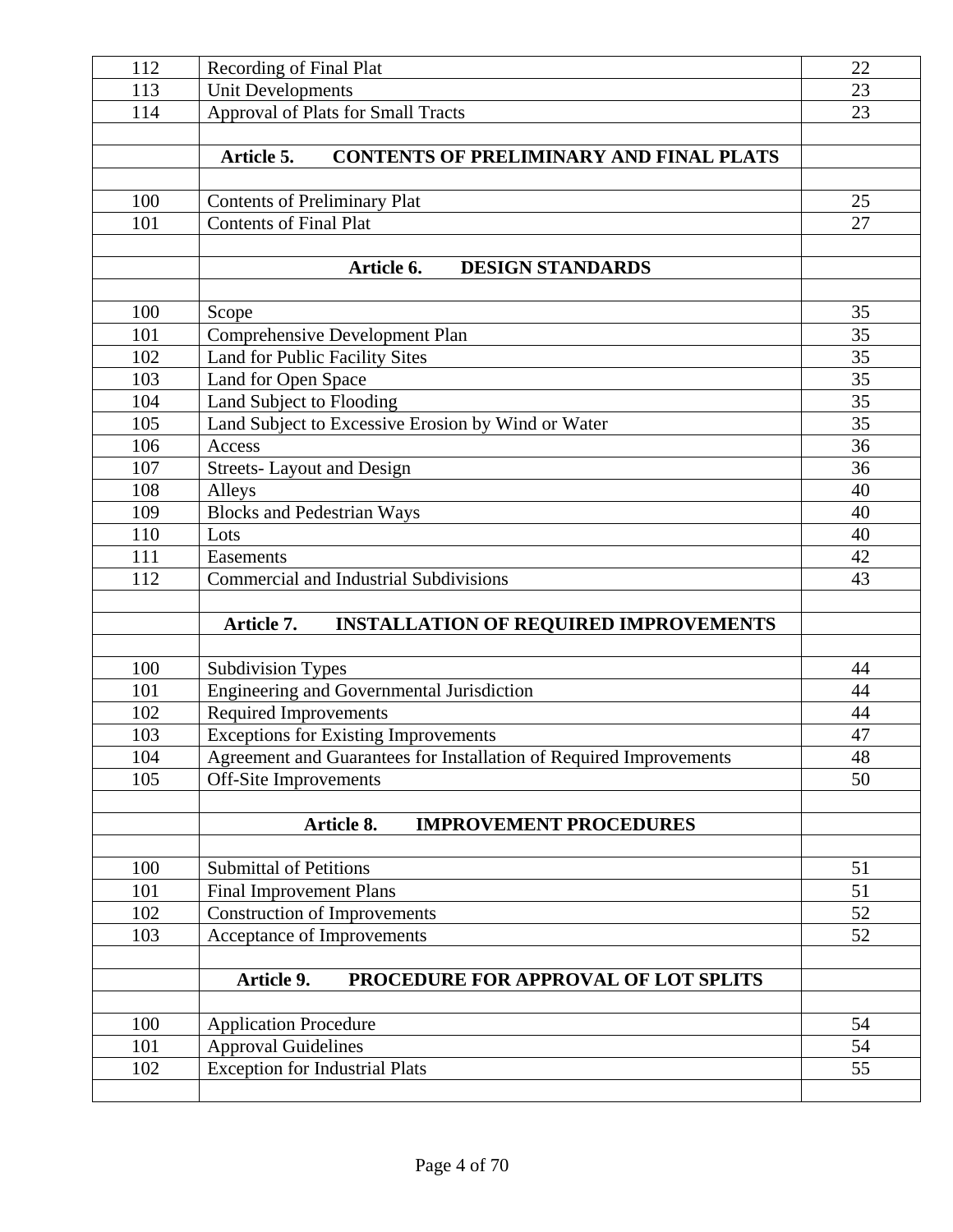| | | |
|---|---|---|
| 112 | Recording of Final Plat | 22 |
| 113 | Unit Developments | 23 |
| 114 | Approval of Plats for Small Tracts | 23 |
| | | |
| | **Article 5. CONTENTS OF PRELIMINARY AND FINAL PLATS** | |
| | | |
| 100 | Contents of Preliminary Plat | 25 |
| 101 | Contents of Final Plat | 27 |
| | | |
| | **Article 6. DESIGN STANDARDS** | |
| | | |
| 100 | Scope | 35 |
| 101 | Comprehensive Development Plan | 35 |
| 102 | Land for Public Facility Sites | 35 |
| 103 | Land for Open Space | 35 |
| 104 | Land Subject to Flooding | 35 |
| 105 | Land Subject to Excessive Erosion by Wind or Water | 35 |
| 106 | Access | 36 |
| 107 | Streets- Layout and Design | 36 |
| 108 | Alleys | 40 |
| 109 | Blocks and Pedestrian Ways | 40 |
| 110 | Lots | 40 |
| 111 | Easements | 42 |
| 112 | Commercial and Industrial Subdivisions | 43 |
| | | |
| | **Article 7. INSTALLATION OF REQUIRED IMPROVEMENTS** | |
| | | |
| 100 | Subdivision Types | 44 |
| 101 | Engineering and Governmental Jurisdiction | 44 |
| 102 | Required Improvements | 44 |
| 103 | Exceptions for Existing Improvements | 47 |
| 104 | Agreement and Guarantees for Installation of Required Improvements | 48 |
| 105 | Off-Site Improvements | 50 |
| | | |
| | **Article 8. IMPROVEMENT PROCEDURES** | |
| | | |
| 100 | Submittal of Petitions | 51 |
| 101 | Final Improvement Plans | 51 |
| 102 | Construction of Improvements | 52 |
| 103 | Acceptance of Improvements | 52 |
| | | |
| | **Article 9. PROCEDURE FOR APPROVAL OF LOT SPLITS** | |
| | | |
| 100 | Application Procedure | 54 |
| 101 | Approval Guidelines | 54 |
| 102 | Exception for Industrial Plats | 55 |
| | | |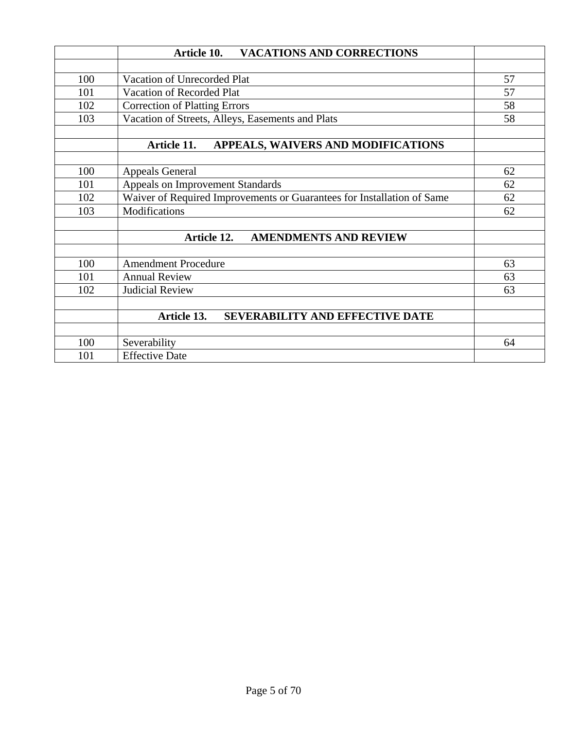| | Article 10. VACATIONS AND CORRECTIONS | |
|---|---|---|
| | | |
| 100 | Vacation of Unrecorded Plat | 57 |
| 101 | Vacation of Recorded Plat | 57 |
| 102 | Correction of Platting Errors | 58 |
| 103 | Vacation of Streets, Alleys, Easements and Plats | 58 |
| | | |
| | **Article 11. APPEALS, WAIVERS AND MODIFICATIONS** | |
| | | |
| 100 | Appeals General | 62 |
| 101 | Appeals on Improvement Standards | 62 |
| 102 | Waiver of Required Improvements or Guarantees for Installation of Same | 62 |
| 103 | Modifications | 62 |
| | | |
| | **Article 12. AMENDMENTS AND REVIEW** | |
| | | |
| 100 | Amendment Procedure | 63 |
| 101 | Annual Review | 63 |
| 102 | Judicial Review | 63 |
| | | |
| | **Article 13. SEVERABILITY AND EFFECTIVE DATE** | |
| | | |
| 100 | Severability | 64 |
| 101 | Effective Date | |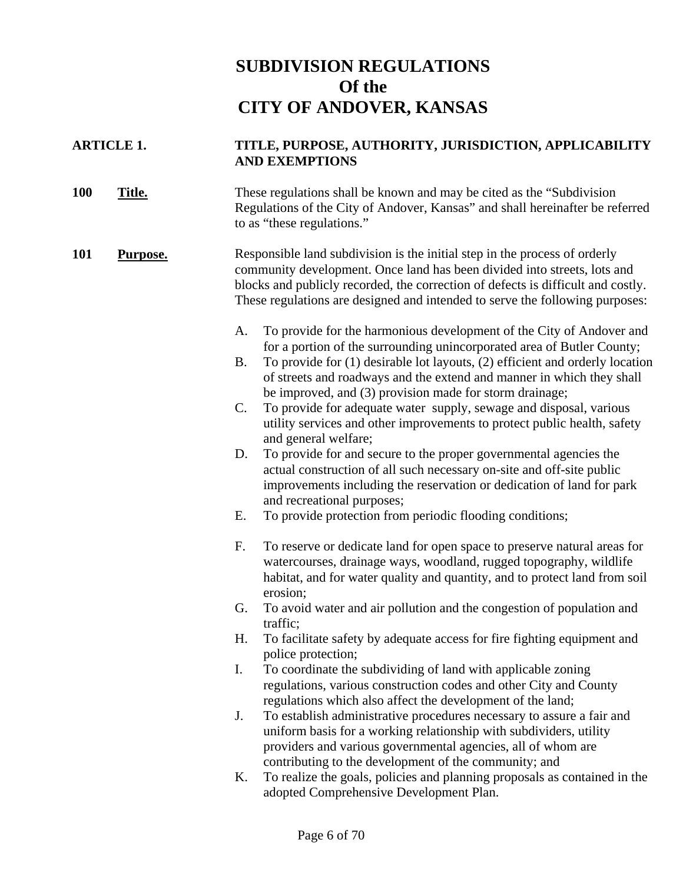# SUBDIVISION REGULATIONS Of the CITY OF ANDOVER, KANSAS

## ARTICLE 1. TITLE, PURPOSE, AUTHORITY, JURISDICTION, APPLICABILITY AND EXEMPTIONS

**100 Title.** These regulations shall be known and may be cited as the "Subdivision Regulations of the City of Andover, Kansas" and shall hereinafter be referred to as "these regulations."

**101 Purpose.** Responsible land subdivision is the initial step in the process of orderly community development. Once land has been divided into streets, lots and blocks and publicly recorded, the correction of defects is difficult and costly. These regulations are designed and intended to serve the following purposes:

A. To provide for the harmonious development of the City of Andover and for a portion of the surrounding unincorporated area of Butler County;

B. To provide for (1) desirable lot layouts, (2) efficient and orderly location of streets and roadways and the extend and manner in which they shall be improved, and (3) provision made for storm drainage;

C. To provide for adequate water supply, sewage and disposal, various utility services and other improvements to protect public health, safety and general welfare;

D. To provide for and secure to the proper governmental agencies the actual construction of all such necessary on-site and off-site public improvements including the reservation or dedication of land for park and recreational purposes;

E. To provide protection from periodic flooding conditions;

F. To reserve or dedicate land for open space to preserve natural areas for watercourses, drainage ways, woodland, rugged topography, wildlife habitat, and for water quality and quantity, and to protect land from soil erosion;

G. To avoid water and air pollution and the congestion of population and traffic;

H. To facilitate safety by adequate access for fire fighting equipment and police protection;

I. To coordinate the subdividing of land with applicable zoning regulations, various construction codes and other City and County regulations which also affect the development of the land;

J. To establish administrative procedures necessary to assure a fair and uniform basis for a working relationship with subdividers, utility providers and various governmental agencies, all of whom are contributing to the development of the community; and

K. To realize the goals, policies and planning proposals as contained in the adopted Comprehensive Development Plan.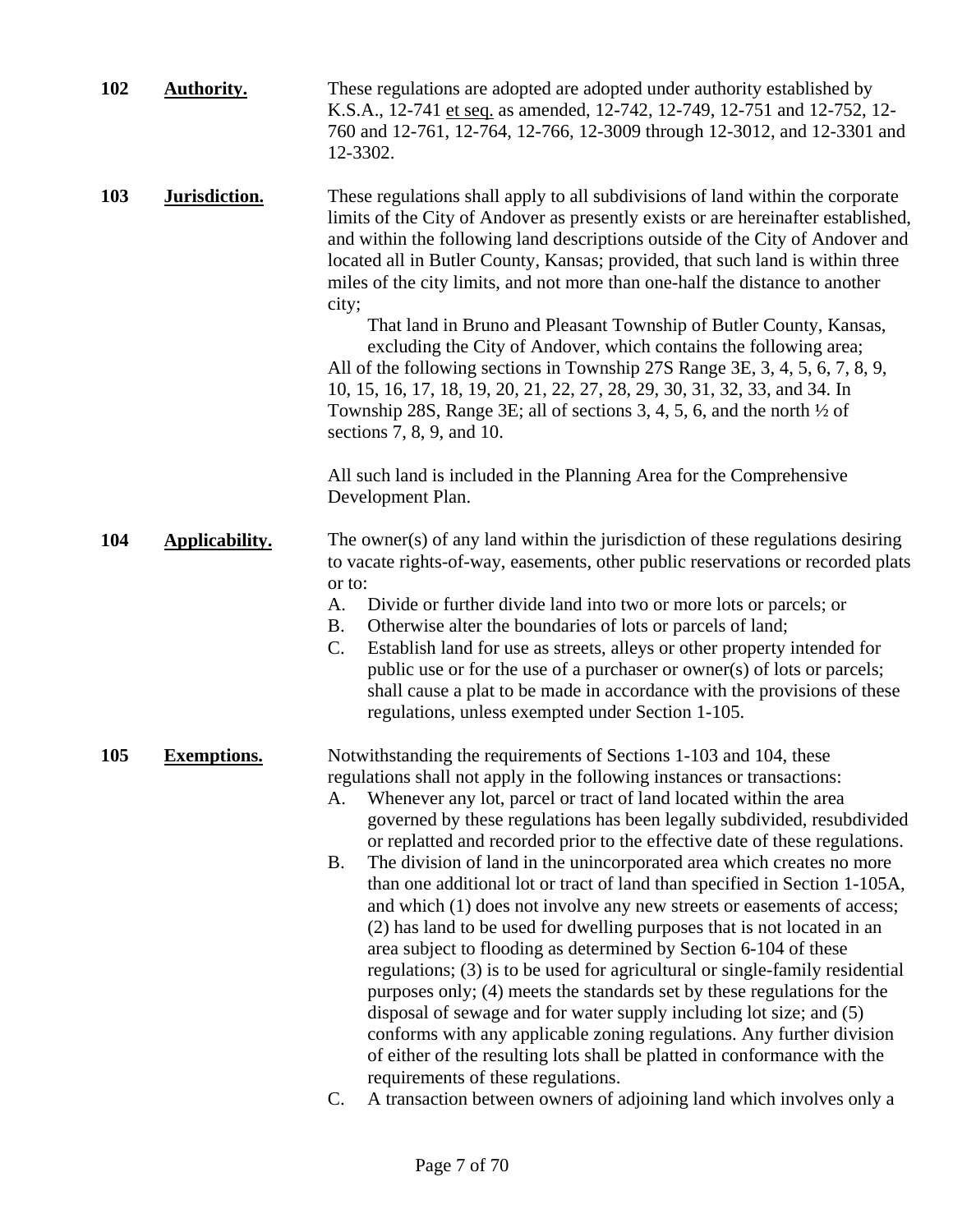**102 Authority.** These regulations are adopted are adopted under authority established by K.S.A., 12-741 et seq. as amended, 12-742, 12-749, 12-751 and 12-752, 12-760 and 12-761, 12-764, 12-766, 12-3009 through 12-3012, and 12-3301 and 12-3302.

**103 Jurisdiction.** These regulations shall apply to all subdivisions of land within the corporate limits of the City of Andover as presently exists or are hereinafter established, and within the following land descriptions outside of the City of Andover and located all in Butler County, Kansas; provided, that such land is within three miles of the city limits, and not more than one-half the distance to another city;

That land in Bruno and Pleasant Township of Butler County, Kansas, excluding the City of Andover, which contains the following area;

All of the following sections in Township 27S Range 3E, 3, 4, 5, 6, 7, 8, 9, 10, 15, 16, 17, 18, 19, 20, 21, 22, 27, 28, 29, 30, 31, 32, 33, and 34. In Township 28S, Range 3E; all of sections 3, 4, 5, 6, and the north ½ of sections 7, 8, 9, and 10.

All such land is included in the Planning Area for the Comprehensive Development Plan.

**104 Applicability.** The owner(s) of any land within the jurisdiction of these regulations desiring to vacate rights-of-way, easements, other public reservations or recorded plats or to:

A. Divide or further divide land into two or more lots or parcels; or
B. Otherwise alter the boundaries of lots or parcels of land;
C. Establish land for use as streets, alleys or other property intended for public use or for the use of a purchaser or owner(s) of lots or parcels; shall cause a plat to be made in accordance with the provisions of these regulations, unless exempted under Section 1-105.

**105 Exemptions.** Notwithstanding the requirements of Sections 1-103 and 104, these regulations shall not apply in the following instances or transactions:

A. Whenever any lot, parcel or tract of land located within the area governed by these regulations has been legally subdivided, resubdivided or replatted and recorded prior to the effective date of these regulations.
B. The division of land in the unincorporated area which creates no more than one additional lot or tract of land than specified in Section 1-105A, and which (1) does not involve any new streets or easements of access; (2) has land to be used for dwelling purposes that is not located in an area subject to flooding as determined by Section 6-104 of these regulations; (3) is to be used for agricultural or single-family residential purposes only; (4) meets the standards set by these regulations for the disposal of sewage and for water supply including lot size; and (5) conforms with any applicable zoning regulations. Any further division of either of the resulting lots shall be platted in conformance with the requirements of these regulations.
C. A transaction between owners of adjoining land which involves only a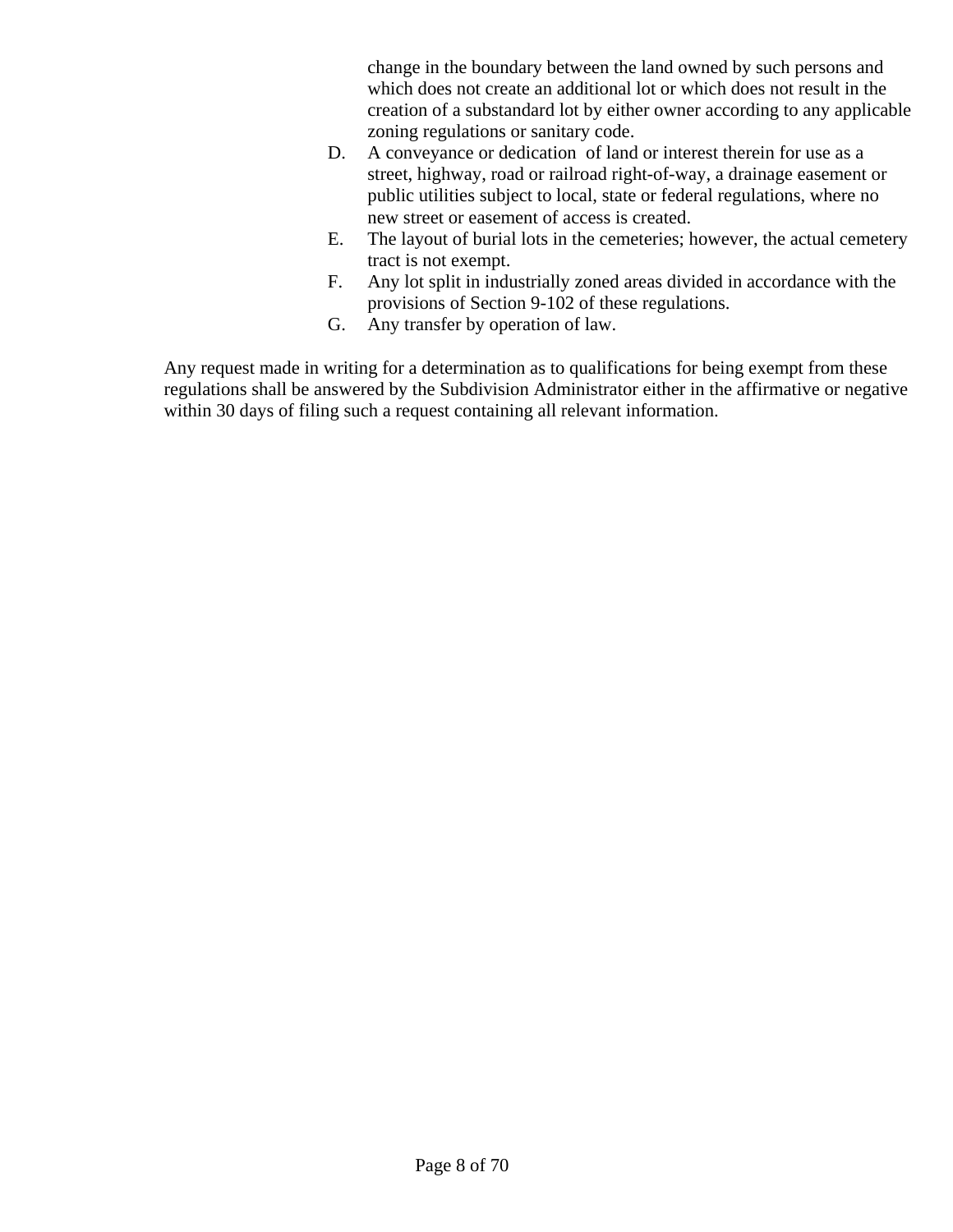change in the boundary between the land owned by such persons and which does not create an additional lot or which does not result in the creation of a substandard lot by either owner according to any applicable zoning regulations or sanitary code.

D. A conveyance or dedication of land or interest therein for use as a street, highway, road or railroad right-of-way, a drainage easement or public utilities subject to local, state or federal regulations, where no new street or easement of access is created.

E. The layout of burial lots in the cemeteries; however, the actual cemetery tract is not exempt.

F. Any lot split in industrially zoned areas divided in accordance with the provisions of Section 9-102 of these regulations.

G. Any transfer by operation of law.

Any request made in writing for a determination as to qualifications for being exempt from these regulations shall be answered by the Subdivision Administrator either in the affirmative or negative within 30 days of filing such a request containing all relevant information.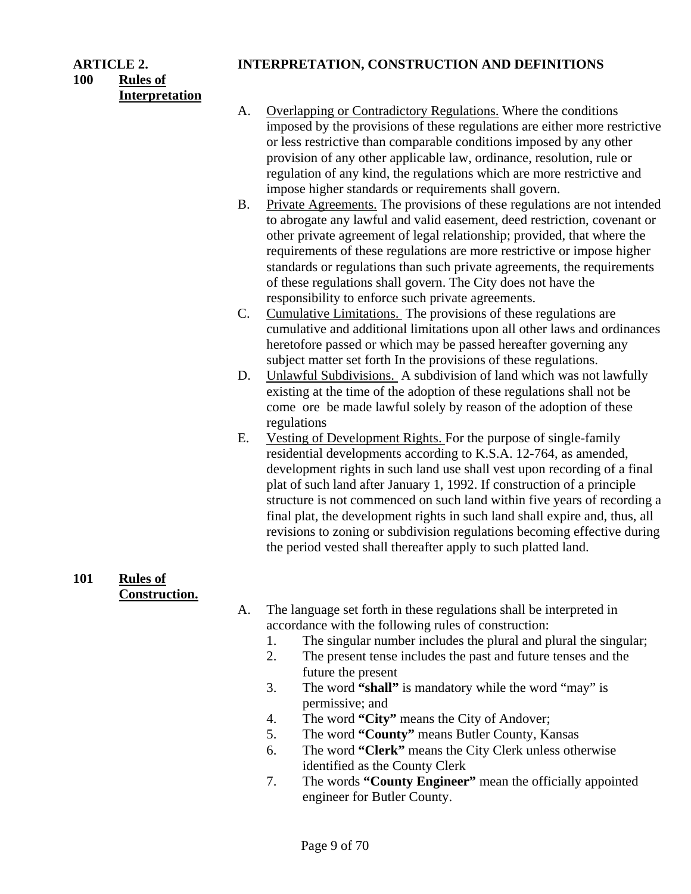## ARTICLE 2. INTERPRETATION, CONSTRUCTION AND DEFINITIONS

### 100 Rules of Interpretation

A. Overlapping or Contradictory Regulations. Where the conditions imposed by the provisions of these regulations are either more restrictive or less restrictive than comparable conditions imposed by any other provision of any other applicable law, ordinance, resolution, rule or regulation of any kind, the regulations which are more restrictive and impose higher standards or requirements shall govern.

B. Private Agreements. The provisions of these regulations are not intended to abrogate any lawful and valid easement, deed restriction, covenant or other private agreement of legal relationship; provided, that where the requirements of these regulations are more restrictive or impose higher standards or regulations than such private agreements, the requirements of these regulations shall govern. The City does not have the responsibility to enforce such private agreements.

C. Cumulative Limitations. The provisions of these regulations are cumulative and additional limitations upon all other laws and ordinances heretofore passed or which may be passed hereafter governing any subject matter set forth In the provisions of these regulations.

D. Unlawful Subdivisions. A subdivision of land which was not lawfully existing at the time of the adoption of these regulations shall not be come ore be made lawful solely by reason of the adoption of these regulations

E. Vesting of Development Rights. For the purpose of single-family residential developments according to K.S.A. 12-764, as amended, development rights in such land use shall vest upon recording of a final plat of such land after January 1, 1992. If construction of a principle structure is not commenced on such land within five years of recording a final plat, the development rights in such land shall expire and, thus, all revisions to zoning or subdivision regulations becoming effective during the period vested shall thereafter apply to such platted land.

### 101 Rules of Construction.

A. The language set forth in these regulations shall be interpreted in accordance with the following rules of construction:

1. The singular number includes the plural and plural the singular;
2. The present tense includes the past and future tenses and the future the present
3. The word **"shall"** is mandatory while the word "may" is permissive; and
4. The word **"City"** means the City of Andover;
5. The word **"County"** means Butler County, Kansas
6. The word **"Clerk"** means the City Clerk unless otherwise identified as the County Clerk
7. The words **"County Engineer"** mean the officially appointed engineer for Butler County.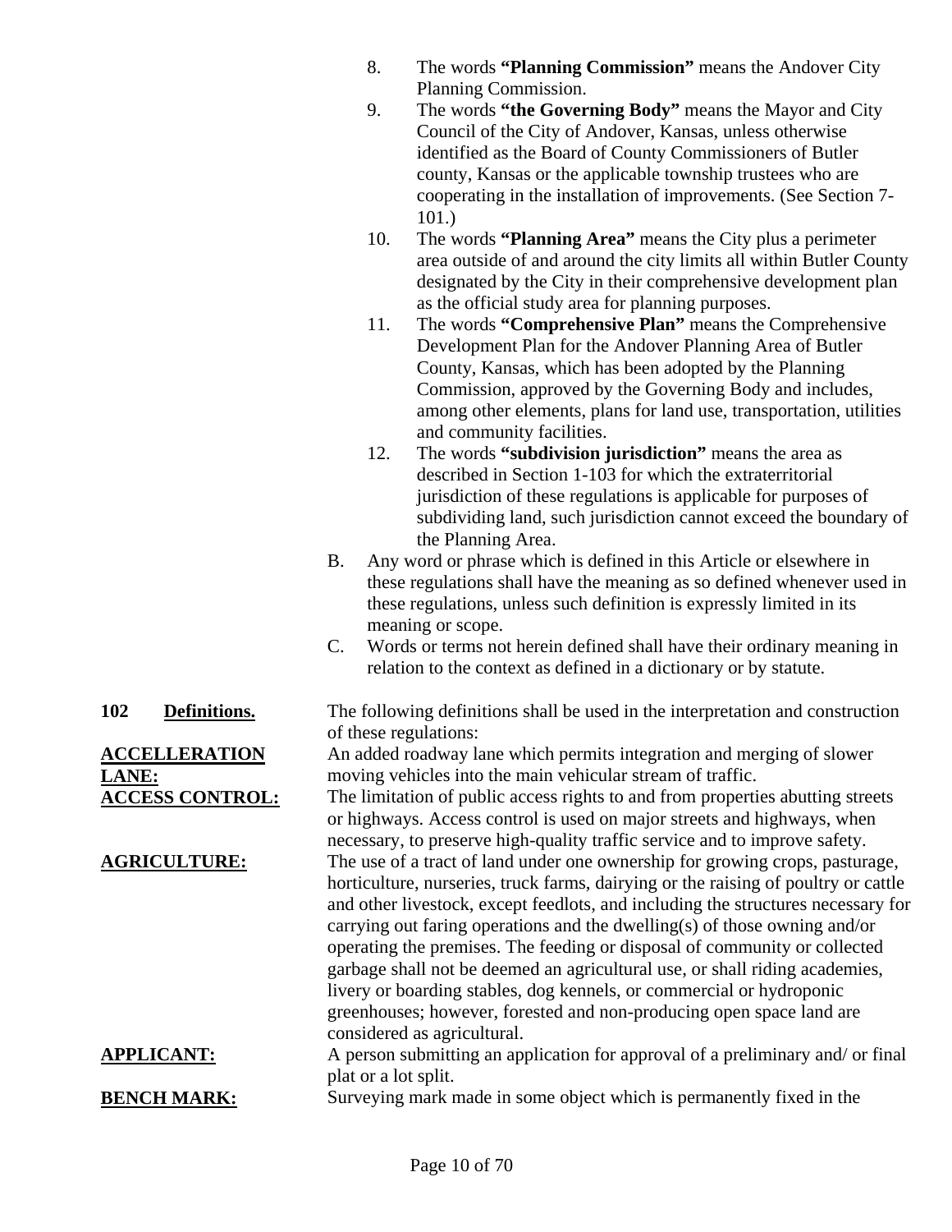8. The words **"Planning Commission"** means the Andover City Planning Commission.
9. The words **"the Governing Body"** means the Mayor and City Council of the City of Andover, Kansas, unless otherwise identified as the Board of County Commissioners of Butler county, Kansas or the applicable township trustees who are cooperating in the installation of improvements. (See Section 7-101.)
10. The words **"Planning Area"** means the City plus a perimeter area outside of and around the city limits all within Butler County designated by the City in their comprehensive development plan as the official study area for planning purposes.
11. The words **"Comprehensive Plan"** means the Comprehensive Development Plan for the Andover Planning Area of Butler County, Kansas, which has been adopted by the Planning Commission, approved by the Governing Body and includes, among other elements, plans for land use, transportation, utilities and community facilities.
12. The words **"subdivision jurisdiction"** means the area as described in Section 1-103 for which the extraterritorial jurisdiction of these regulations is applicable for purposes of subdividing land, such jurisdiction cannot exceed the boundary of the Planning Area.

B. Any word or phrase which is defined in this Article or elsewhere in these regulations shall have the meaning as so defined whenever used in these regulations, unless such definition is expressly limited in its meaning or scope.

C. Words or terms not herein defined shall have their ordinary meaning in relation to the context as defined in a dictionary or by statute.

**102 Definitions.** The following definitions shall be used in the interpretation and construction of these regulations:

**ACCELLERATION LANE:** An added roadway lane which permits integration and merging of slower moving vehicles into the main vehicular stream of traffic.

**ACCESS CONTROL:** The limitation of public access rights to and from properties abutting streets or highways. Access control is used on major streets and highways, when necessary, to preserve high-quality traffic service and to improve safety.

**AGRICULTURE:** The use of a tract of land under one ownership for growing crops, pasturage, horticulture, nurseries, truck farms, dairying or the raising of poultry or cattle and other livestock, except feedlots, and including the structures necessary for carrying out faring operations and the dwelling(s) of those owning and/or operating the premises. The feeding or disposal of community or collected garbage shall not be deemed an agricultural use, or shall riding academies, livery or boarding stables, dog kennels, or commercial or hydroponic greenhouses; however, forested and non-producing open space land are considered as agricultural.

**APPLICANT:** A person submitting an application for approval of a preliminary and/ or final plat or a lot split.

**BENCH MARK:** Surveying mark made in some object which is permanently fixed in the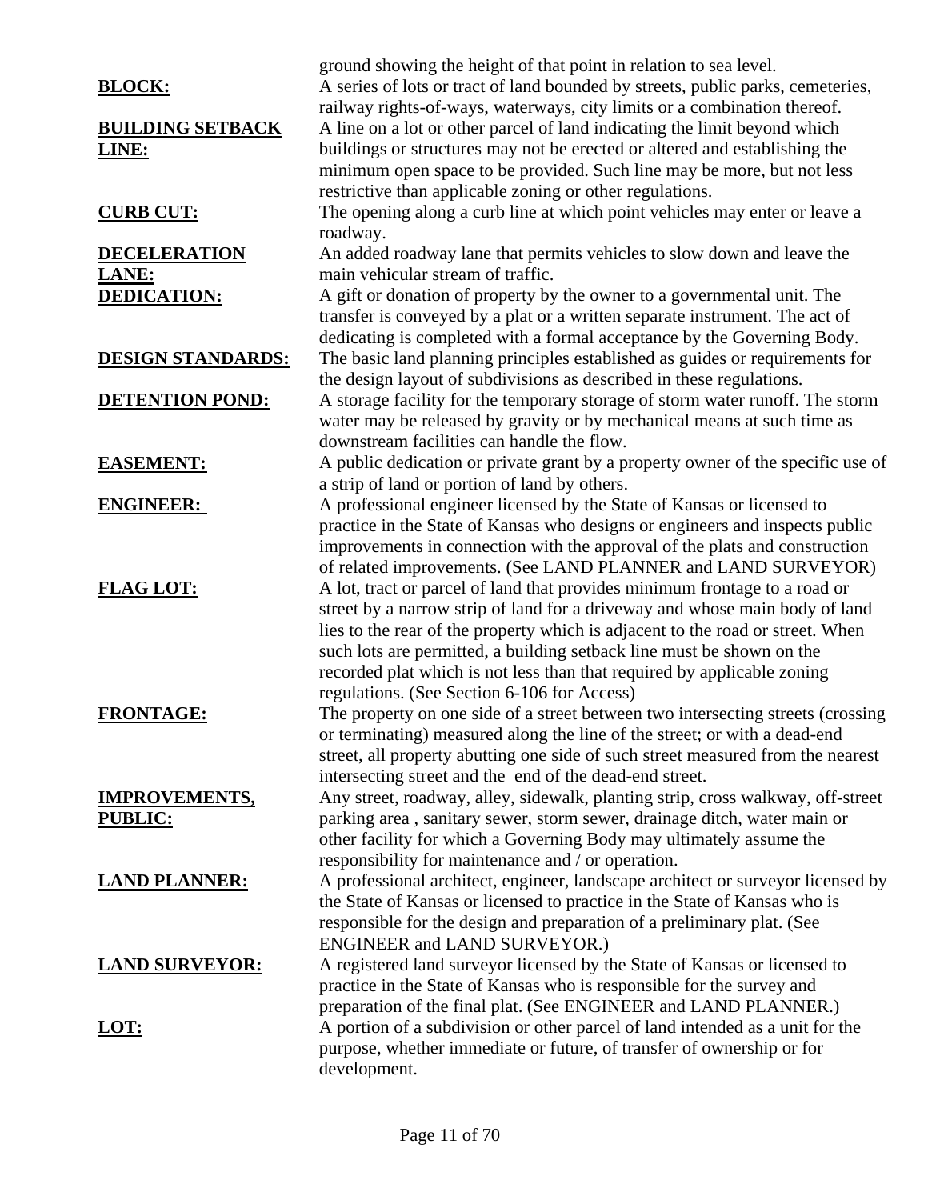ground showing the height of that point in relation to sea level.

**BLOCK:** A series of lots or tract of land bounded by streets, public parks, cemeteries, railway rights-of-ways, waterways, city limits or a combination thereof.

**BUILDING SETBACK LINE:** A line on a lot or other parcel of land indicating the limit beyond which buildings or structures may not be erected or altered and establishing the minimum open space to be provided. Such line may be more, but not less restrictive than applicable zoning or other regulations.

**CURB CUT:** The opening along a curb line at which point vehicles may enter or leave a roadway.

**DECELERATION LANE:** An added roadway lane that permits vehicles to slow down and leave the main vehicular stream of traffic.

**DEDICATION:** A gift or donation of property by the owner to a governmental unit. The transfer is conveyed by a plat or a written separate instrument. The act of dedicating is completed with a formal acceptance by the Governing Body.

**DESIGN STANDARDS:** The basic land planning principles established as guides or requirements for the design layout of subdivisions as described in these regulations.

**DETENTION POND:** A storage facility for the temporary storage of storm water runoff. The storm water may be released by gravity or by mechanical means at such time as downstream facilities can handle the flow.

**EASEMENT:** A public dedication or private grant by a property owner of the specific use of a strip of land or portion of land by others.

**ENGINEER:** A professional engineer licensed by the State of Kansas or licensed to practice in the State of Kansas who designs or engineers and inspects public improvements in connection with the approval of the plats and construction of related improvements. (See LAND PLANNER and LAND SURVEYOR)

**FLAG LOT:** A lot, tract or parcel of land that provides minimum frontage to a road or street by a narrow strip of land for a driveway and whose main body of land lies to the rear of the property which is adjacent to the road or street. When such lots are permitted, a building setback line must be shown on the recorded plat which is not less than that required by applicable zoning regulations. (See Section 6-106 for Access)

**FRONTAGE:** The property on one side of a street between two intersecting streets (crossing or terminating) measured along the line of the street; or with a dead-end street, all property abutting one side of such street measured from the nearest intersecting street and the end of the dead-end street.

**IMPROVEMENTS, PUBLIC:** Any street, roadway, alley, sidewalk, planting strip, cross walkway, off-street parking area , sanitary sewer, storm sewer, drainage ditch, water main or other facility for which a Governing Body may ultimately assume the responsibility for maintenance and / or operation.

**LAND PLANNER:** A professional architect, engineer, landscape architect or surveyor licensed by the State of Kansas or licensed to practice in the State of Kansas who is responsible for the design and preparation of a preliminary plat. (See ENGINEER and LAND SURVEYOR.)

**LAND SURVEYOR:** A registered land surveyor licensed by the State of Kansas or licensed to practice in the State of Kansas who is responsible for the survey and preparation of the final plat. (See ENGINEER and LAND PLANNER.)

**LOT:** A portion of a subdivision or other parcel of land intended as a unit for the purpose, whether immediate or future, of transfer of ownership or for development.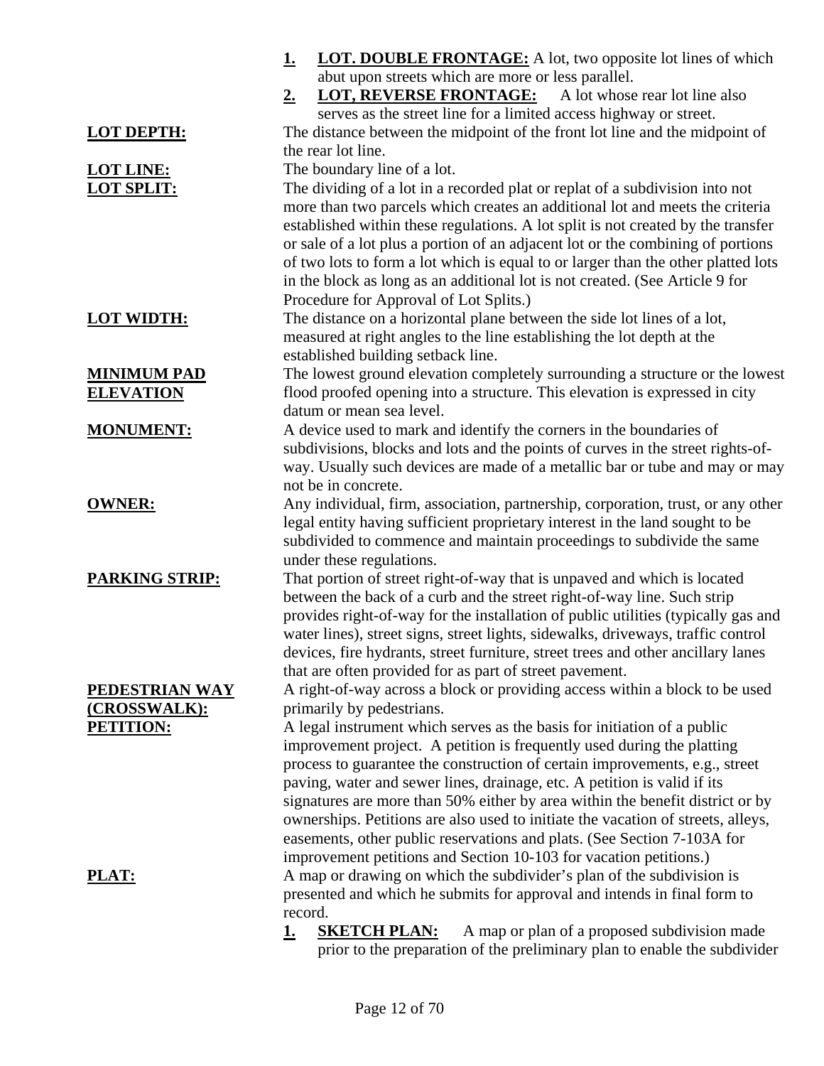1. **LOT. DOUBLE FRONTAGE:** A lot, two opposite lot lines of which abut upon streets which are more or less parallel.
2. **LOT, REVERSE FRONTAGE:** A lot whose rear lot line also serves as the street line for a limited access highway or street.

**LOT DEPTH:** The distance between the midpoint of the front lot line and the midpoint of the rear lot line.

**LOT LINE:** The boundary line of a lot.

**LOT SPLIT:** The dividing of a lot in a recorded plat or replat of a subdivision into not more than two parcels which creates an additional lot and meets the criteria established within these regulations. A lot split is not created by the transfer or sale of a lot plus a portion of an adjacent lot or the combining of portions of two lots to form a lot which is equal to or larger than the other platted lots in the block as long as an additional lot is not created. (See Article 9 for Procedure for Approval of Lot Splits.)

**LOT WIDTH:** The distance on a horizontal plane between the side lot lines of a lot, measured at right angles to the line establishing the lot depth at the established building setback line.

**MINIMUM PAD ELEVATION** The lowest ground elevation completely surrounding a structure or the lowest flood proofed opening into a structure. This elevation is expressed in city datum or mean sea level.

**MONUMENT:** A device used to mark and identify the corners in the boundaries of subdivisions, blocks and lots and the points of curves in the street rights-of-way. Usually such devices are made of a metallic bar or tube and may or may not be in concrete.

**OWNER:** Any individual, firm, association, partnership, corporation, trust, or any other legal entity having sufficient proprietary interest in the land sought to be subdivided to commence and maintain proceedings to subdivide the same under these regulations.

**PARKING STRIP:** That portion of street right-of-way that is unpaved and which is located between the back of a curb and the street right-of-way line. Such strip provides right-of-way for the installation of public utilities (typically gas and water lines), street signs, street lights, sidewalks, driveways, traffic control devices, fire hydrants, street furniture, street trees and other ancillary lanes that are often provided for as part of street pavement.

**PEDESTRIAN WAY (CROSSWALK):** A right-of-way across a block or providing access within a block to be used primarily by pedestrians.

**PETITION:** A legal instrument which serves as the basis for initiation of a public improvement project. A petition is frequently used during the platting process to guarantee the construction of certain improvements, e.g., street paving, water and sewer lines, drainage, etc. A petition is valid if its signatures are more than 50% either by area within the benefit district or by ownerships. Petitions are also used to initiate the vacation of streets, alleys, easements, other public reservations and plats. (See Section 7-103A for improvement petitions and Section 10-103 for vacation petitions.)

**PLAT:** A map or drawing on which the subdivider's plan of the subdivision is presented and which he submits for approval and intends in final form to record.

1. **SKETCH PLAN:** A map or plan of a proposed subdivision made prior to the preparation of the preliminary plan to enable the subdivider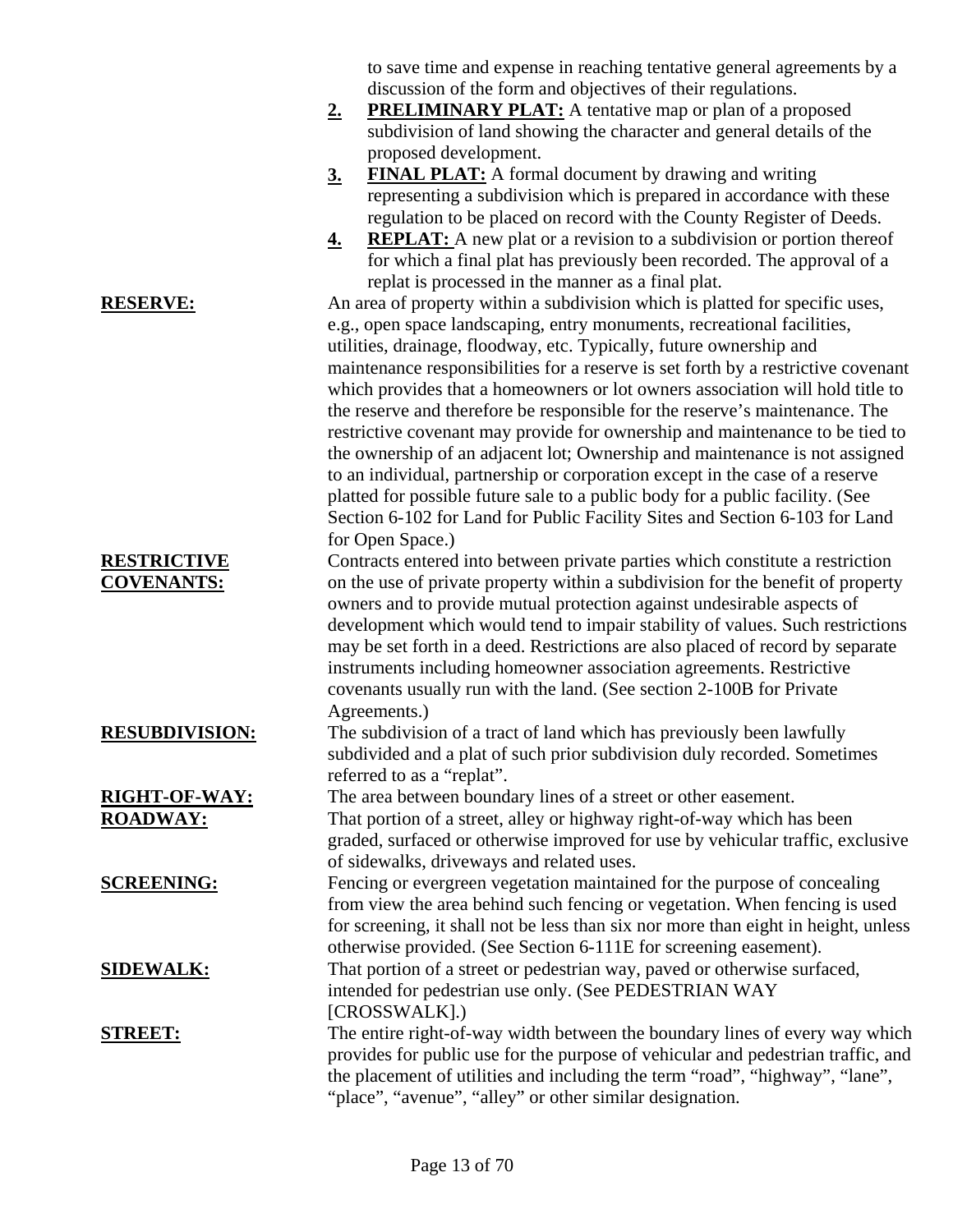to save time and expense in reaching tentative general agreements by a discussion of the form and objectives of their regulations.

2. **PRELIMINARY PLAT:** A tentative map or plan of a proposed subdivision of land showing the character and general details of the proposed development.
3. **FINAL PLAT:** A formal document by drawing and writing representing a subdivision which is prepared in accordance with these regulation to be placed on record with the County Register of Deeds.
4. **REPLAT:** A new plat or a revision to a subdivision or portion thereof for which a final plat has previously been recorded. The approval of a replat is processed in the manner as a final plat.

**RESERVE:** An area of property within a subdivision which is platted for specific uses, e.g., open space landscaping, entry monuments, recreational facilities, utilities, drainage, floodway, etc. Typically, future ownership and maintenance responsibilities for a reserve is set forth by a restrictive covenant which provides that a homeowners or lot owners association will hold title to the reserve and therefore be responsible for the reserve's maintenance. The restrictive covenant may provide for ownership and maintenance to be tied to the ownership of an adjacent lot; Ownership and maintenance is not assigned to an individual, partnership or corporation except in the case of a reserve platted for possible future sale to a public body for a public facility. (See Section 6-102 for Land for Public Facility Sites and Section 6-103 for Land for Open Space.)

**RESTRICTIVE COVENANTS:** Contracts entered into between private parties which constitute a restriction on the use of private property within a subdivision for the benefit of property owners and to provide mutual protection against undesirable aspects of development which would tend to impair stability of values. Such restrictions may be set forth in a deed. Restrictions are also placed of record by separate instruments including homeowner association agreements. Restrictive covenants usually run with the land. (See section 2-100B for Private Agreements.)

**RESUBDIVISION:** The subdivision of a tract of land which has previously been lawfully subdivided and a plat of such prior subdivision duly recorded. Sometimes referred to as a "replat".

**RIGHT-OF-WAY:** The area between boundary lines of a street or other easement.

**ROADWAY:** That portion of a street, alley or highway right-of-way which has been graded, surfaced or otherwise improved for use by vehicular traffic, exclusive of sidewalks, driveways and related uses.

**SCREENING:** Fencing or evergreen vegetation maintained for the purpose of concealing from view the area behind such fencing or vegetation. When fencing is used for screening, it shall not be less than six nor more than eight in height, unless otherwise provided. (See Section 6-111E for screening easement).

**SIDEWALK:** That portion of a street or pedestrian way, paved or otherwise surfaced, intended for pedestrian use only. (See PEDESTRIAN WAY [CROSSWALK].)

**STREET:** The entire right-of-way width between the boundary lines of every way which provides for public use for the purpose of vehicular and pedestrian traffic, and the placement of utilities and including the term "road", "highway", "lane", "place", "avenue", "alley" or other similar designation.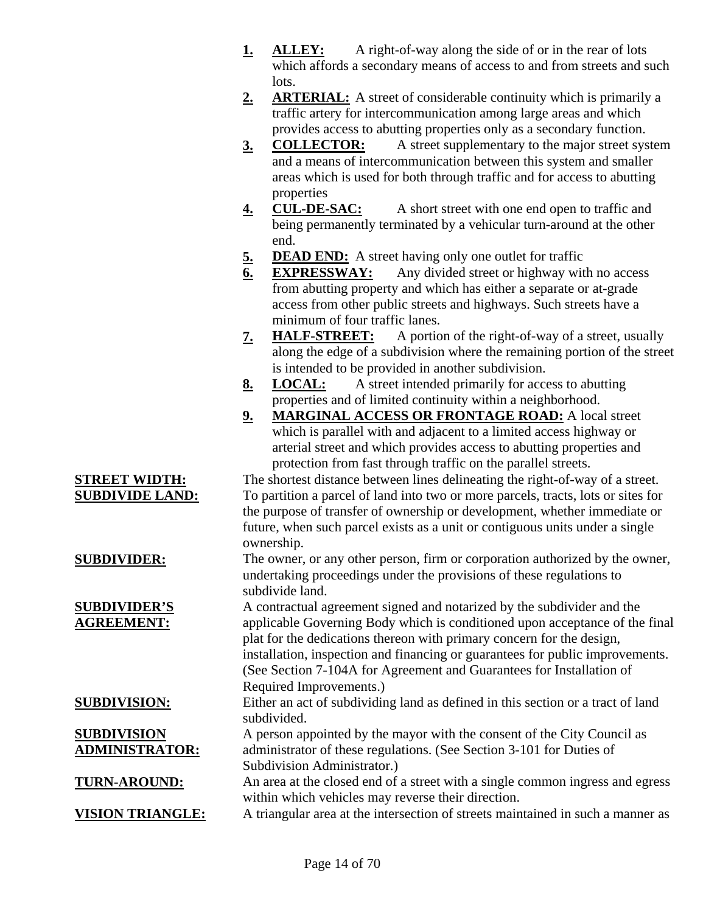1. **ALLEY:** A right-of-way along the side of or in the rear of lots which affords a secondary means of access to and from streets and such lots.
2. **ARTERIAL:** A street of considerable continuity which is primarily a traffic artery for intercommunication among large areas and which provides access to abutting properties only as a secondary function.
3. **COLLECTOR:** A street supplementary to the major street system and a means of intercommunication between this system and smaller areas which is used for both through traffic and for access to abutting properties
4. **CUL-DE-SAC:** A short street with one end open to traffic and being permanently terminated by a vehicular turn-around at the other end.
5. **DEAD END:** A street having only one outlet for traffic
6. **EXPRESSWAY:** Any divided street or highway with no access from abutting property and which has either a separate or at-grade access from other public streets and highways. Such streets have a minimum of four traffic lanes.
7. **HALF-STREET:** A portion of the right-of-way of a street, usually along the edge of a subdivision where the remaining portion of the street is intended to be provided in another subdivision.
8. **LOCAL:** A street intended primarily for access to abutting properties and of limited continuity within a neighborhood.
9. **MARGINAL ACCESS OR FRONTAGE ROAD:** A local street which is parallel with and adjacent to a limited access highway or arterial street and which provides access to abutting properties and protection from fast through traffic on the parallel streets.

**STREET WIDTH:** The shortest distance between lines delineating the right-of-way of a street.

**SUBDIVIDE LAND:** To partition a parcel of land into two or more parcels, tracts, lots or sites for the purpose of transfer of ownership or development, whether immediate or future, when such parcel exists as a unit or contiguous units under a single ownership.

**SUBDIVIDER:** The owner, or any other person, firm or corporation authorized by the owner, undertaking proceedings under the provisions of these regulations to subdivide land.

**SUBDIVIDER'S AGREEMENT:** A contractual agreement signed and notarized by the subdivider and the applicable Governing Body which is conditioned upon acceptance of the final plat for the dedications thereon with primary concern for the design, installation, inspection and financing or guarantees for public improvements. (See Section 7-104A for Agreement and Guarantees for Installation of Required Improvements.)

**SUBDIVISION:** Either an act of subdividing land as defined in this section or a tract of land subdivided.

**SUBDIVISION ADMINISTRATOR:** A person appointed by the mayor with the consent of the City Council as administrator of these regulations. (See Section 3-101 for Duties of Subdivision Administrator.)

**TURN-AROUND:** An area at the closed end of a street with a single common ingress and egress within which vehicles may reverse their direction.

**VISION TRIANGLE:** A triangular area at the intersection of streets maintained in such a manner as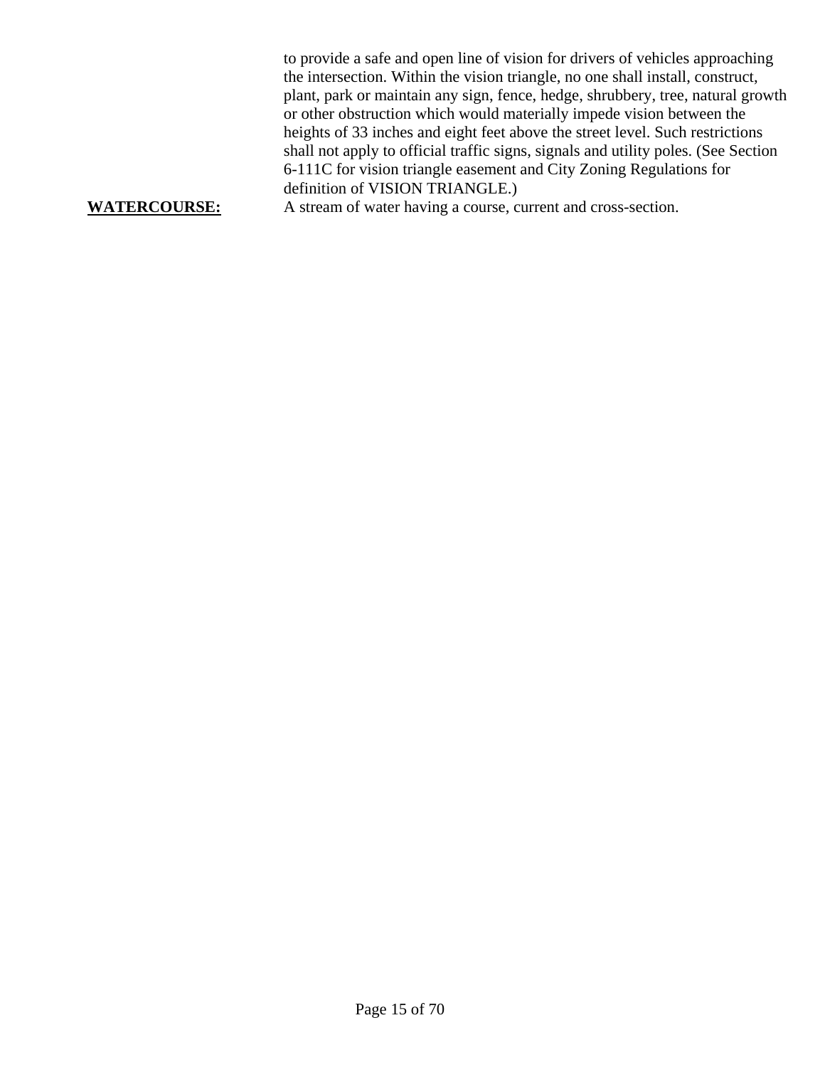to provide a safe and open line of vision for drivers of vehicles approaching the intersection. Within the vision triangle, no one shall install, construct, plant, park or maintain any sign, fence, hedge, shrubbery, tree, natural growth or other obstruction which would materially impede vision between the heights of 33 inches and eight feet above the street level. Such restrictions shall not apply to official traffic signs, signals and utility poles. (See Section 6-111C for vision triangle easement and City Zoning Regulations for definition of VISION TRIANGLE.)

**WATERCOURSE:** A stream of water having a course, current and cross-section.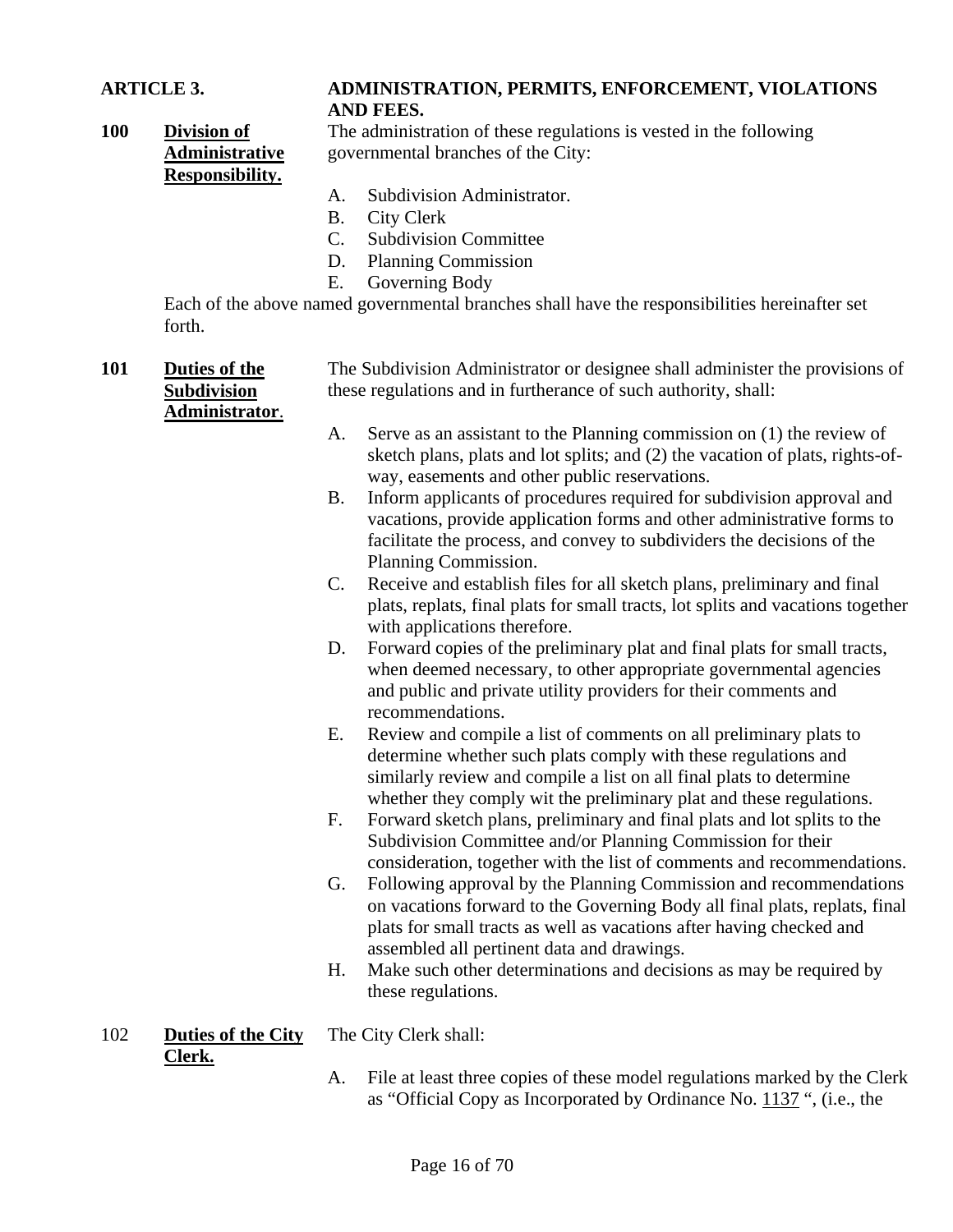## ARTICLE 3. ADMINISTRATION, PERMITS, ENFORCEMENT, VIOLATIONS AND FEES.

**100 Division of Administrative Responsibility.** The administration of these regulations is vested in the following governmental branches of the City:

A. Subdivision Administrator.
B. City Clerk
C. Subdivision Committee
D. Planning Commission
E. Governing Body

Each of the above named governmental branches shall have the responsibilities hereinafter set forth.

**101 Duties of the Subdivision Administrator.** The Subdivision Administrator or designee shall administer the provisions of these regulations and in furtherance of such authority, shall:

A. Serve as an assistant to the Planning commission on (1) the review of sketch plans, plats and lot splits; and (2) the vacation of plats, rights-of-way, easements and other public reservations.
B. Inform applicants of procedures required for subdivision approval and vacations, provide application forms and other administrative forms to facilitate the process, and convey to subdividers the decisions of the Planning Commission.
C. Receive and establish files for all sketch plans, preliminary and final plats, replats, final plats for small tracts, lot splits and vacations together with applications therefore.
D. Forward copies of the preliminary plat and final plats for small tracts, when deemed necessary, to other appropriate governmental agencies and public and private utility providers for their comments and recommendations.
E. Review and compile a list of comments on all preliminary plats to determine whether such plats comply with these regulations and similarly review and compile a list on all final plats to determine whether they comply wit the preliminary plat and these regulations.
F. Forward sketch plans, preliminary and final plats and lot splits to the Subdivision Committee and/or Planning Commission for their consideration, together with the list of comments and recommendations.
G. Following approval by the Planning Commission and recommendations on vacations forward to the Governing Body all final plats, replats, final plats for small tracts as well as vacations after having checked and assembled all pertinent data and drawings.
H. Make such other determinations and decisions as may be required by these regulations.

102 **Duties of the City Clerk.** The City Clerk shall:

A. File at least three copies of these model regulations marked by the Clerk as "Official Copy as Incorporated by Ordinance No. 1137 ", (i.e., the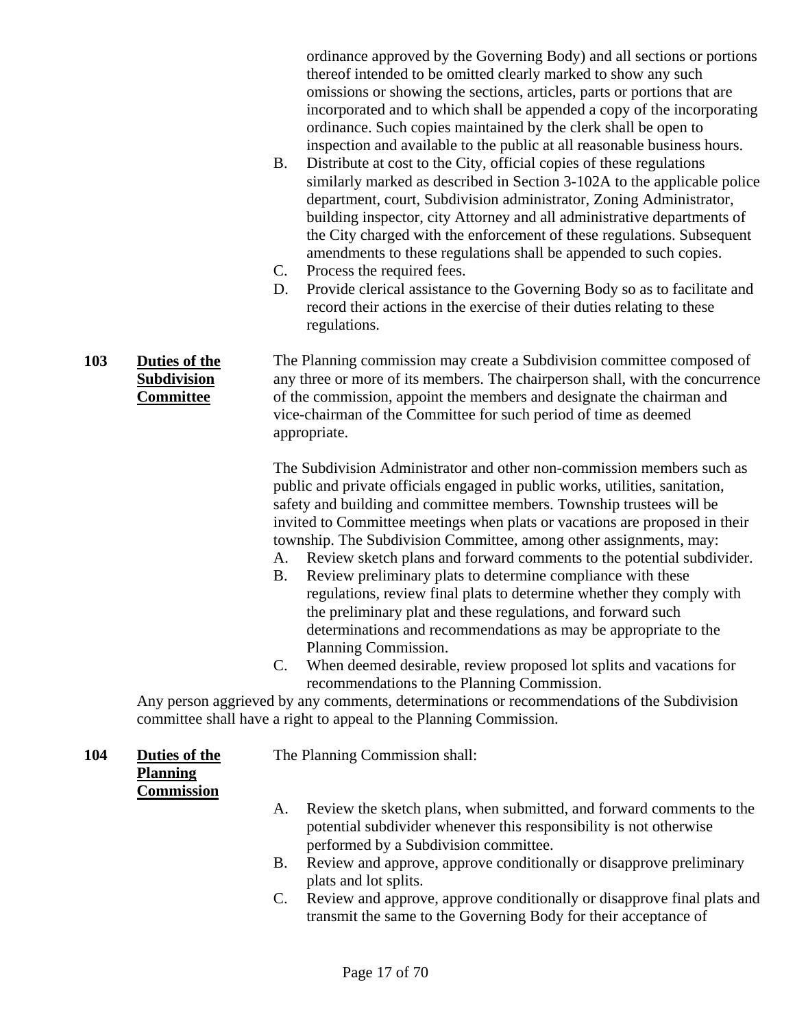ordinance approved by the Governing Body) and all sections or portions thereof intended to be omitted clearly marked to show any such omissions or showing the sections, articles, parts or portions that are incorporated and to which shall be appended a copy of the incorporating ordinance. Such copies maintained by the clerk shall be open to inspection and available to the public at all reasonable business hours.

B. Distribute at cost to the City, official copies of these regulations similarly marked as described in Section 3-102A to the applicable police department, court, Subdivision administrator, Zoning Administrator, building inspector, city Attorney and all administrative departments of the City charged with the enforcement of these regulations. Subsequent amendments to these regulations shall be appended to such copies.

C. Process the required fees.

D. Provide clerical assistance to the Governing Body so as to facilitate and record their actions in the exercise of their duties relating to these regulations.

**103 Duties of the Subdivision Committee**

The Planning commission may create a Subdivision committee composed of any three or more of its members. The chairperson shall, with the concurrence of the commission, appoint the members and designate the chairman and vice-chairman of the Committee for such period of time as deemed appropriate.

The Subdivision Administrator and other non-commission members such as public and private officials engaged in public works, utilities, sanitation, safety and building and committee members. Township trustees will be invited to Committee meetings when plats or vacations are proposed in their township. The Subdivision Committee, among other assignments, may:

A. Review sketch plans and forward comments to the potential subdivider.

B. Review preliminary plats to determine compliance with these regulations, review final plats to determine whether they comply with the preliminary plat and these regulations, and forward such determinations and recommendations as may be appropriate to the Planning Commission.

C. When deemed desirable, review proposed lot splits and vacations for recommendations to the Planning Commission.

Any person aggrieved by any comments, determinations or recommendations of the Subdivision committee shall have a right to appeal to the Planning Commission.

**104 Duties of the Planning Commission**

The Planning Commission shall:

A. Review the sketch plans, when submitted, and forward comments to the potential subdivider whenever this responsibility is not otherwise performed by a Subdivision committee.

B. Review and approve, approve conditionally or disapprove preliminary plats and lot splits.

C. Review and approve, approve conditionally or disapprove final plats and transmit the same to the Governing Body for their acceptance of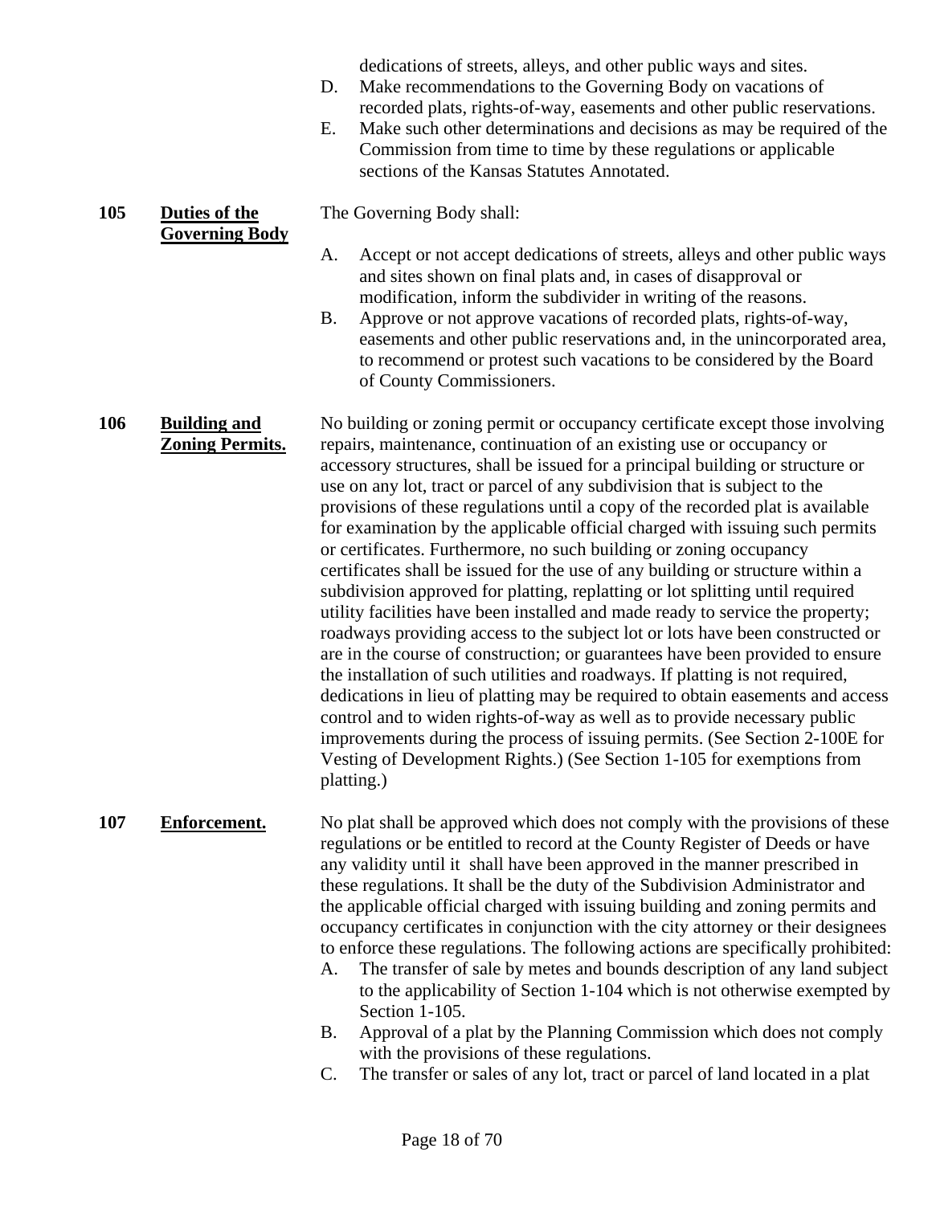dedications of streets, alleys, and other public ways and sites.

D. Make recommendations to the Governing Body on vacations of recorded plats, rights-of-way, easements and other public reservations.

E. Make such other determinations and decisions as may be required of the Commission from time to time by these regulations or applicable sections of the Kansas Statutes Annotated.

**105 Duties of the Governing Body**

The Governing Body shall:

A. Accept or not accept dedications of streets, alleys and other public ways and sites shown on final plats and, in cases of disapproval or modification, inform the subdivider in writing of the reasons.

B. Approve or not approve vacations of recorded plats, rights-of-way, easements and other public reservations and, in the unincorporated area, to recommend or protest such vacations to be considered by the Board of County Commissioners.

**106 Building and Zoning Permits.**

No building or zoning permit or occupancy certificate except those involving repairs, maintenance, continuation of an existing use or occupancy or accessory structures, shall be issued for a principal building or structure or use on any lot, tract or parcel of any subdivision that is subject to the provisions of these regulations until a copy of the recorded plat is available for examination by the applicable official charged with issuing such permits or certificates. Furthermore, no such building or zoning occupancy certificates shall be issued for the use of any building or structure within a subdivision approved for platting, replatting or lot splitting until required utility facilities have been installed and made ready to service the property; roadways providing access to the subject lot or lots have been constructed or are in the course of construction; or guarantees have been provided to ensure the installation of such utilities and roadways. If platting is not required, dedications in lieu of platting may be required to obtain easements and access control and to widen rights-of-way as well as to provide necessary public improvements during the process of issuing permits. (See Section 2-100E for Vesting of Development Rights.) (See Section 1-105 for exemptions from platting.)

**107 Enforcement.**

No plat shall be approved which does not comply with the provisions of these regulations or be entitled to record at the County Register of Deeds or have any validity until it shall have been approved in the manner prescribed in these regulations. It shall be the duty of the Subdivision Administrator and the applicable official charged with issuing building and zoning permits and occupancy certificates in conjunction with the city attorney or their designees to enforce these regulations. The following actions are specifically prohibited:

A. The transfer of sale by metes and bounds description of any land subject to the applicability of Section 1-104 which is not otherwise exempted by Section 1-105.

B. Approval of a plat by the Planning Commission which does not comply with the provisions of these regulations.

C. The transfer or sales of any lot, tract or parcel of land located in a plat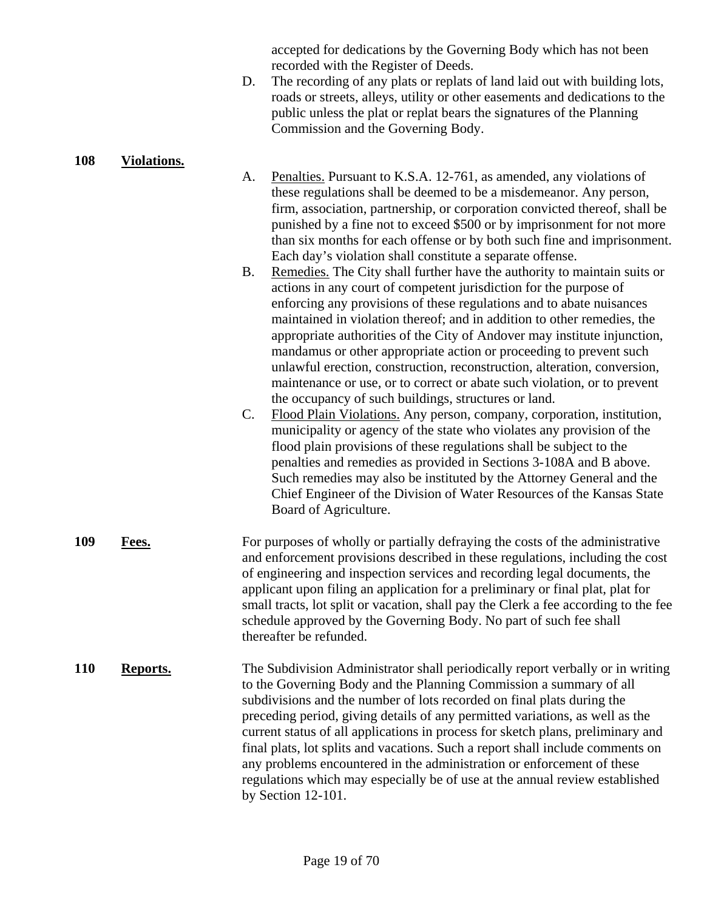accepted for dedications by the Governing Body which has not been recorded with the Register of Deeds.

D. The recording of any plats or replats of land laid out with building lots, roads or streets, alleys, utility or other easements and dedications to the public unless the plat or replat bears the signatures of the Planning Commission and the Governing Body.

**108 Violations.**

A. Penalties. Pursuant to K.S.A. 12-761, as amended, any violations of these regulations shall be deemed to be a misdemeanor. Any person, firm, association, partnership, or corporation convicted thereof, shall be punished by a fine not to exceed $500 or by imprisonment for not more than six months for each offense or by both such fine and imprisonment. Each day's violation shall constitute a separate offense.

B. Remedies. The City shall further have the authority to maintain suits or actions in any court of competent jurisdiction for the purpose of enforcing any provisions of these regulations and to abate nuisances maintained in violation thereof; and in addition to other remedies, the appropriate authorities of the City of Andover may institute injunction, mandamus or other appropriate action or proceeding to prevent such unlawful erection, construction, reconstruction, alteration, conversion, maintenance or use, or to correct or abate such violation, or to prevent the occupancy of such buildings, structures or land.

C. Flood Plain Violations. Any person, company, corporation, institution, municipality or agency of the state who violates any provision of the flood plain provisions of these regulations shall be subject to the penalties and remedies as provided in Sections 3-108A and B above. Such remedies may also be instituted by the Attorney General and the Chief Engineer of the Division of Water Resources of the Kansas State Board of Agriculture.

**109 Fees.** For purposes of wholly or partially defraying the costs of the administrative and enforcement provisions described in these regulations, including the cost of engineering and inspection services and recording legal documents, the applicant upon filing an application for a preliminary or final plat, plat for small tracts, lot split or vacation, shall pay the Clerk a fee according to the fee schedule approved by the Governing Body. No part of such fee shall thereafter be refunded.

**110 Reports.** The Subdivision Administrator shall periodically report verbally or in writing to the Governing Body and the Planning Commission a summary of all subdivisions and the number of lots recorded on final plats during the preceding period, giving details of any permitted variations, as well as the current status of all applications in process for sketch plans, preliminary and final plats, lot splits and vacations. Such a report shall include comments on any problems encountered in the administration or enforcement of these regulations which may especially be of use at the annual review established by Section 12-101.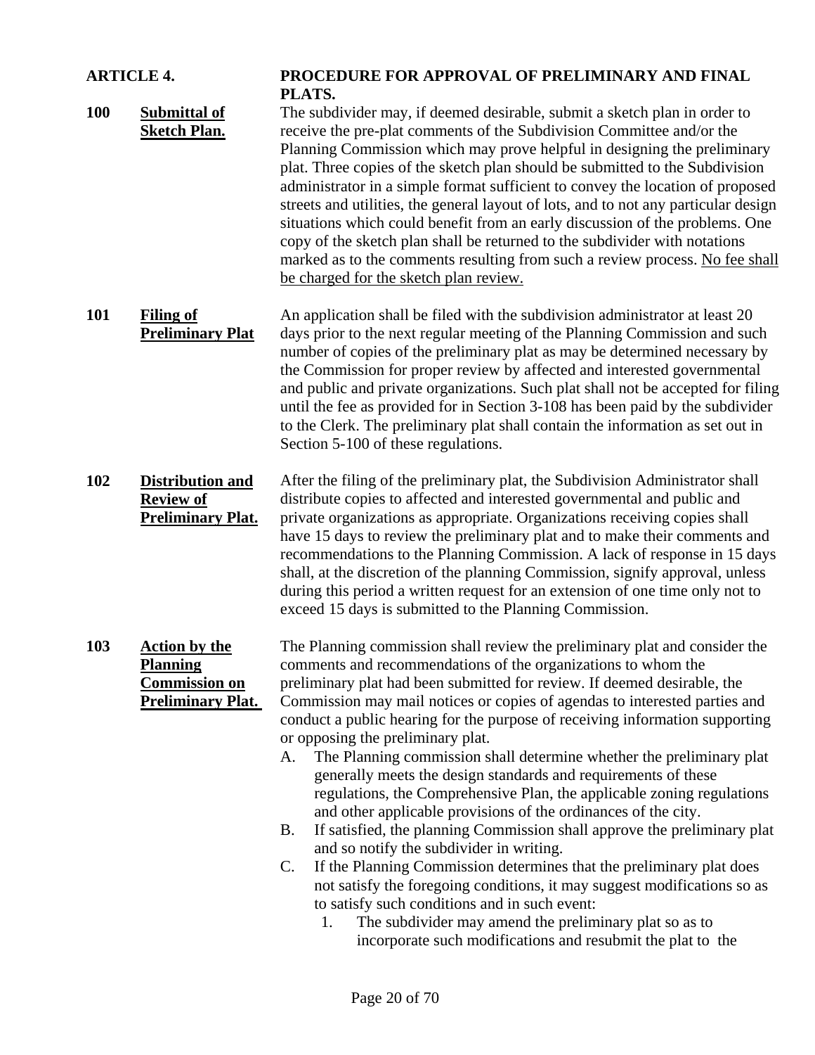## ARTICLE 4. PROCEDURE FOR APPROVAL OF PRELIMINARY AND FINAL PLATS.

**100 Submittal of Sketch Plan.** The subdivider may, if deemed desirable, submit a sketch plan in order to receive the pre-plat comments of the Subdivision Committee and/or the Planning Commission which may prove helpful in designing the preliminary plat. Three copies of the sketch plan should be submitted to the Subdivision administrator in a simple format sufficient to convey the location of proposed streets and utilities, the general layout of lots, and to not any particular design situations which could benefit from an early discussion of the problems. One copy of the sketch plan shall be returned to the subdivider with notations marked as to the comments resulting from such a review process. No fee shall be charged for the sketch plan review.

**101 Filing of Preliminary Plat** An application shall be filed with the subdivision administrator at least 20 days prior to the next regular meeting of the Planning Commission and such number of copies of the preliminary plat as may be determined necessary by the Commission for proper review by affected and interested governmental and public and private organizations. Such plat shall not be accepted for filing until the fee as provided for in Section 3-108 has been paid by the subdivider to the Clerk. The preliminary plat shall contain the information as set out in Section 5-100 of these regulations.

**102 Distribution and Review of Preliminary Plat.** After the filing of the preliminary plat, the Subdivision Administrator shall distribute copies to affected and interested governmental and public and private organizations as appropriate. Organizations receiving copies shall have 15 days to review the preliminary plat and to make their comments and recommendations to the Planning Commission. A lack of response in 15 days shall, at the discretion of the planning Commission, signify approval, unless during this period a written request for an extension of one time only not to exceed 15 days is submitted to the Planning Commission.

**103 Action by the Planning Commission on Preliminary Plat.** The Planning commission shall review the preliminary plat and consider the comments and recommendations of the organizations to whom the preliminary plat had been submitted for review. If deemed desirable, the Commission may mail notices or copies of agendas to interested parties and conduct a public hearing for the purpose of receiving information supporting or opposing the preliminary plat.

A. The Planning commission shall determine whether the preliminary plat generally meets the design standards and requirements of these regulations, the Comprehensive Plan, the applicable zoning regulations and other applicable provisions of the ordinances of the city.

B. If satisfied, the planning Commission shall approve the preliminary plat and so notify the subdivider in writing.

C. If the Planning Commission determines that the preliminary plat does not satisfy the foregoing conditions, it may suggest modifications so as to satisfy such conditions and in such event:

1. The subdivider may amend the preliminary plat so as to incorporate such modifications and resubmit the plat to the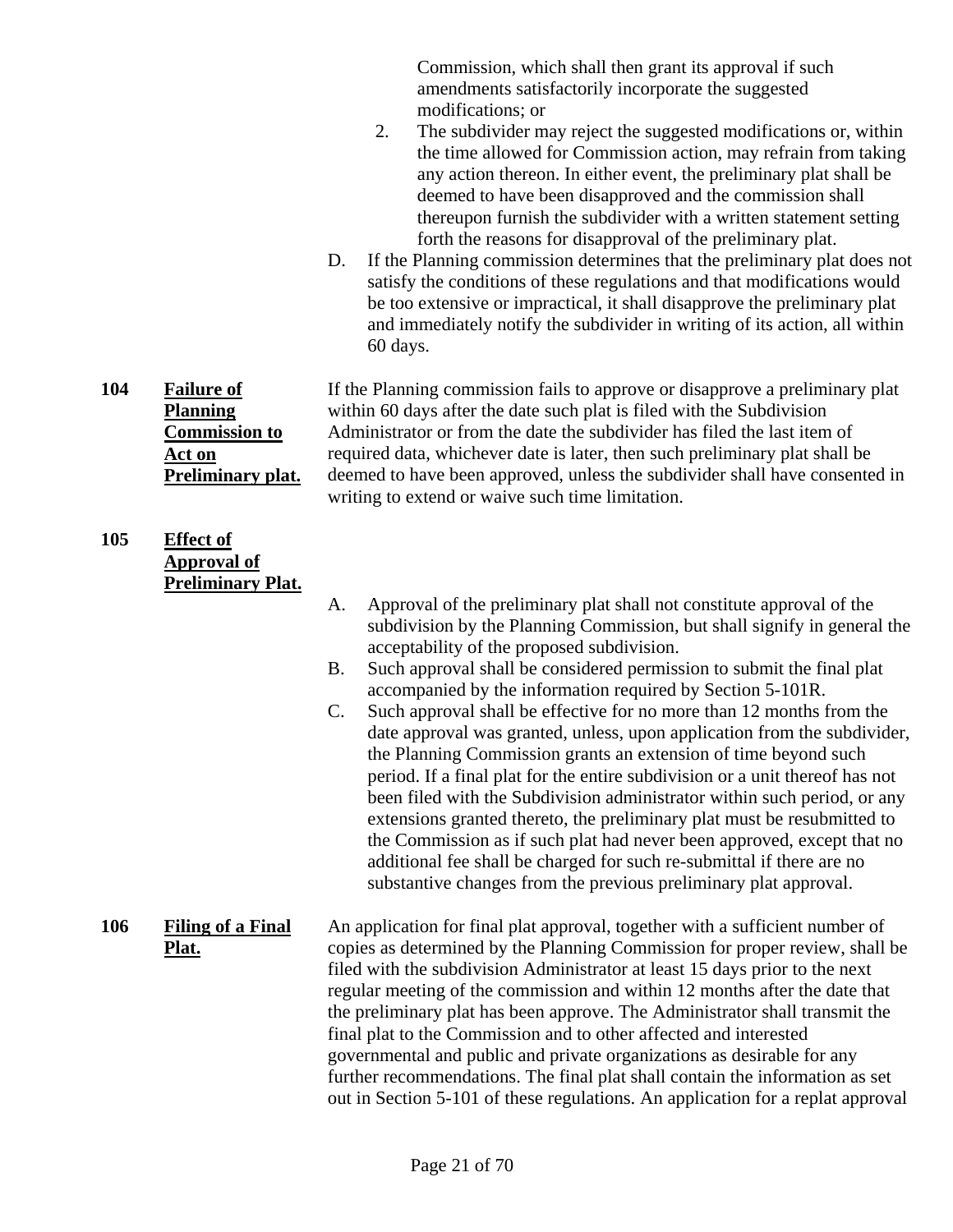Commission, which shall then grant its approval if such amendments satisfactorily incorporate the suggested modifications; or

2. The subdivider may reject the suggested modifications or, within the time allowed for Commission action, may refrain from taking any action thereon. In either event, the preliminary plat shall be deemed to have been disapproved and the commission shall thereupon furnish the subdivider with a written statement setting forth the reasons for disapproval of the preliminary plat.

D. If the Planning commission determines that the preliminary plat does not satisfy the conditions of these regulations and that modifications would be too extensive or impractical, it shall disapprove the preliminary plat and immediately notify the subdivider in writing of its action, all within 60 days.

**104 Failure of Planning Commission to Act on Preliminary plat.**

If the Planning commission fails to approve or disapprove a preliminary plat within 60 days after the date such plat is filed with the Subdivision Administrator or from the date the subdivider has filed the last item of required data, whichever date is later, then such preliminary plat shall be deemed to have been approved, unless the subdivider shall have consented in writing to extend or waive such time limitation.

**105 Effect of Approval of Preliminary Plat.**

A. Approval of the preliminary plat shall not constitute approval of the subdivision by the Planning Commission, but shall signify in general the acceptability of the proposed subdivision.

B. Such approval shall be considered permission to submit the final plat accompanied by the information required by Section 5-101R.

C. Such approval shall be effective for no more than 12 months from the date approval was granted, unless, upon application from the subdivider, the Planning Commission grants an extension of time beyond such period. If a final plat for the entire subdivision or a unit thereof has not been filed with the Subdivision administrator within such period, or any extensions granted thereto, the preliminary plat must be resubmitted to the Commission as if such plat had never been approved, except that no additional fee shall be charged for such re-submittal if there are no substantive changes from the previous preliminary plat approval.

**106 Filing of a Final Plat.**

An application for final plat approval, together with a sufficient number of copies as determined by the Planning Commission for proper review, shall be filed with the subdivision Administrator at least 15 days prior to the next regular meeting of the commission and within 12 months after the date that the preliminary plat has been approve. The Administrator shall transmit the final plat to the Commission and to other affected and interested governmental and public and private organizations as desirable for any further recommendations. The final plat shall contain the information as set out in Section 5-101 of these regulations. An application for a replat approval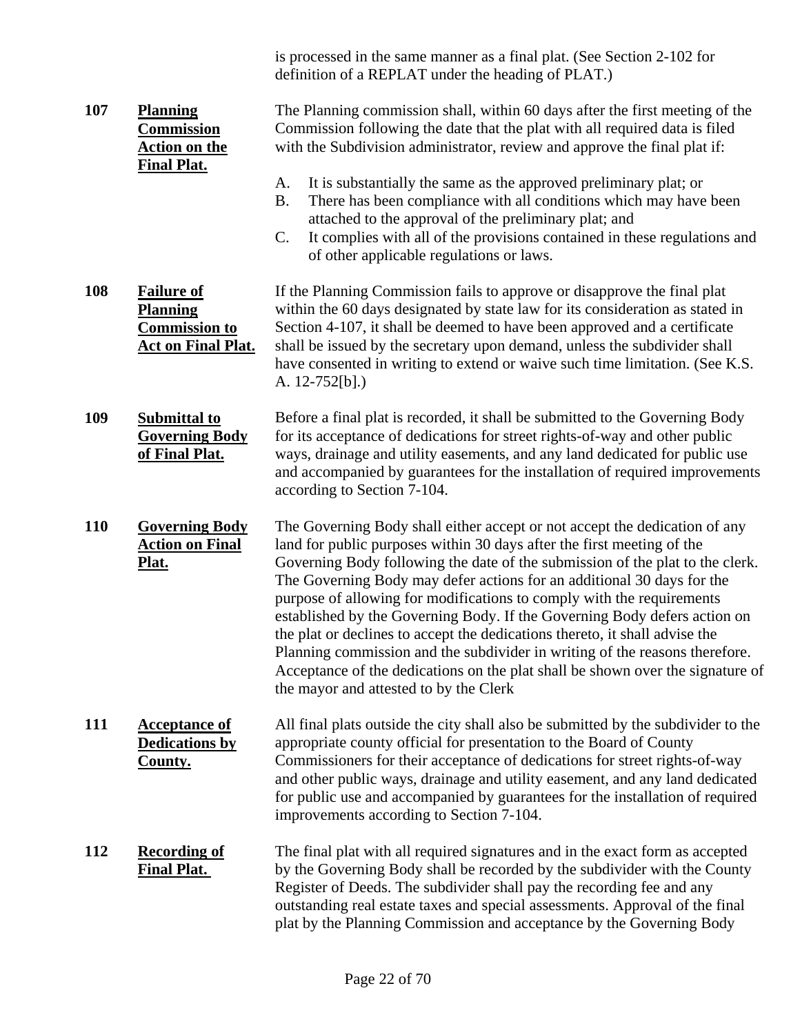is processed in the same manner as a final plat. (See Section 2-102 for definition of a REPLAT under the heading of PLAT.)

**107 Planning Commission Action on the Final Plat.**

The Planning commission shall, within 60 days after the first meeting of the Commission following the date that the plat with all required data is filed with the Subdivision administrator, review and approve the final plat if:

A. It is substantially the same as the approved preliminary plat; or
B. There has been compliance with all conditions which may have been attached to the approval of the preliminary plat; and
C. It complies with all of the provisions contained in these regulations and of other applicable regulations or laws.

**108 Failure of Planning Commission to Act on Final Plat.**

If the Planning Commission fails to approve or disapprove the final plat within the 60 days designated by state law for its consideration as stated in Section 4-107, it shall be deemed to have been approved and a certificate shall be issued by the secretary upon demand, unless the subdivider shall have consented in writing to extend or waive such time limitation. (See K.S. A. 12-752[b].)

**109 Submittal to Governing Body of Final Plat.**

Before a final plat is recorded, it shall be submitted to the Governing Body for its acceptance of dedications for street rights-of-way and other public ways, drainage and utility easements, and any land dedicated for public use and accompanied by guarantees for the installation of required improvements according to Section 7-104.

**110 Governing Body Action on Final Plat.**

The Governing Body shall either accept or not accept the dedication of any land for public purposes within 30 days after the first meeting of the Governing Body following the date of the submission of the plat to the clerk. The Governing Body may defer actions for an additional 30 days for the purpose of allowing for modifications to comply with the requirements established by the Governing Body. If the Governing Body defers action on the plat or declines to accept the dedications thereto, it shall advise the Planning commission and the subdivider in writing of the reasons therefore. Acceptance of the dedications on the plat shall be shown over the signature of the mayor and attested to by the Clerk

**111 Acceptance of Dedications by County.**

All final plats outside the city shall also be submitted by the subdivider to the appropriate county official for presentation to the Board of County Commissioners for their acceptance of dedications for street rights-of-way and other public ways, drainage and utility easement, and any land dedicated for public use and accompanied by guarantees for the installation of required improvements according to Section 7-104.

**112 Recording of Final Plat.**

The final plat with all required signatures and in the exact form as accepted by the Governing Body shall be recorded by the subdivider with the County Register of Deeds. The subdivider shall pay the recording fee and any outstanding real estate taxes and special assessments. Approval of the final plat by the Planning Commission and acceptance by the Governing Body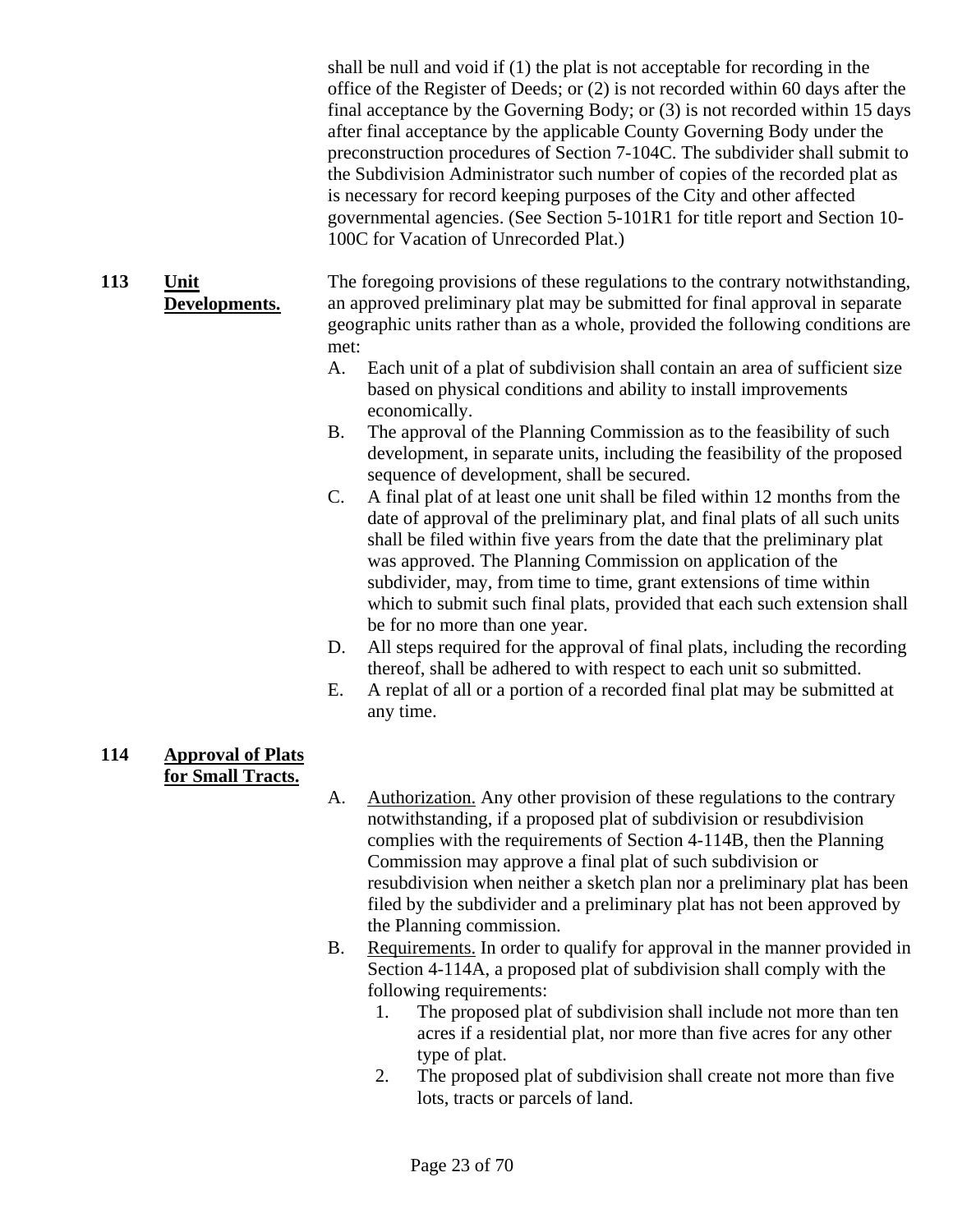shall be null and void if (1) the plat is not acceptable for recording in the office of the Register of Deeds; or (2) is not recorded within 60 days after the final acceptance by the Governing Body; or (3) is not recorded within 15 days after final acceptance by the applicable County Governing Body under the preconstruction procedures of Section 7-104C. The subdivider shall submit to the Subdivision Administrator such number of copies of the recorded plat as is necessary for record keeping purposes of the City and other affected governmental agencies. (See Section 5-101R1 for title report and Section 10-100C for Vacation of Unrecorded Plat.)

**113 Unit Developments.**

The foregoing provisions of these regulations to the contrary notwithstanding, an approved preliminary plat may be submitted for final approval in separate geographic units rather than as a whole, provided the following conditions are met:

A. Each unit of a plat of subdivision shall contain an area of sufficient size based on physical conditions and ability to install improvements economically.
B. The approval of the Planning Commission as to the feasibility of such development, in separate units, including the feasibility of the proposed sequence of development, shall be secured.
C. A final plat of at least one unit shall be filed within 12 months from the date of approval of the preliminary plat, and final plats of all such units shall be filed within five years from the date that the preliminary plat was approved. The Planning Commission on application of the subdivider, may, from time to time, grant extensions of time within which to submit such final plats, provided that each such extension shall be for no more than one year.
D. All steps required for the approval of final plats, including the recording thereof, shall be adhered to with respect to each unit so submitted.
E. A replat of all or a portion of a recorded final plat may be submitted at any time.

**114 Approval of Plats for Small Tracts.**

A. Authorization. Any other provision of these regulations to the contrary notwithstanding, if a proposed plat of subdivision or resubdivision complies with the requirements of Section 4-114B, then the Planning Commission may approve a final plat of such subdivision or resubdivision when neither a sketch plan nor a preliminary plat has been filed by the subdivider and a preliminary plat has not been approved by the Planning commission.
B. Requirements. In order to qualify for approval in the manner provided in Section 4-114A, a proposed plat of subdivision shall comply with the following requirements:
    1. The proposed plat of subdivision shall include not more than ten acres if a residential plat, nor more than five acres for any other type of plat.
    2. The proposed plat of subdivision shall create not more than five lots, tracts or parcels of land.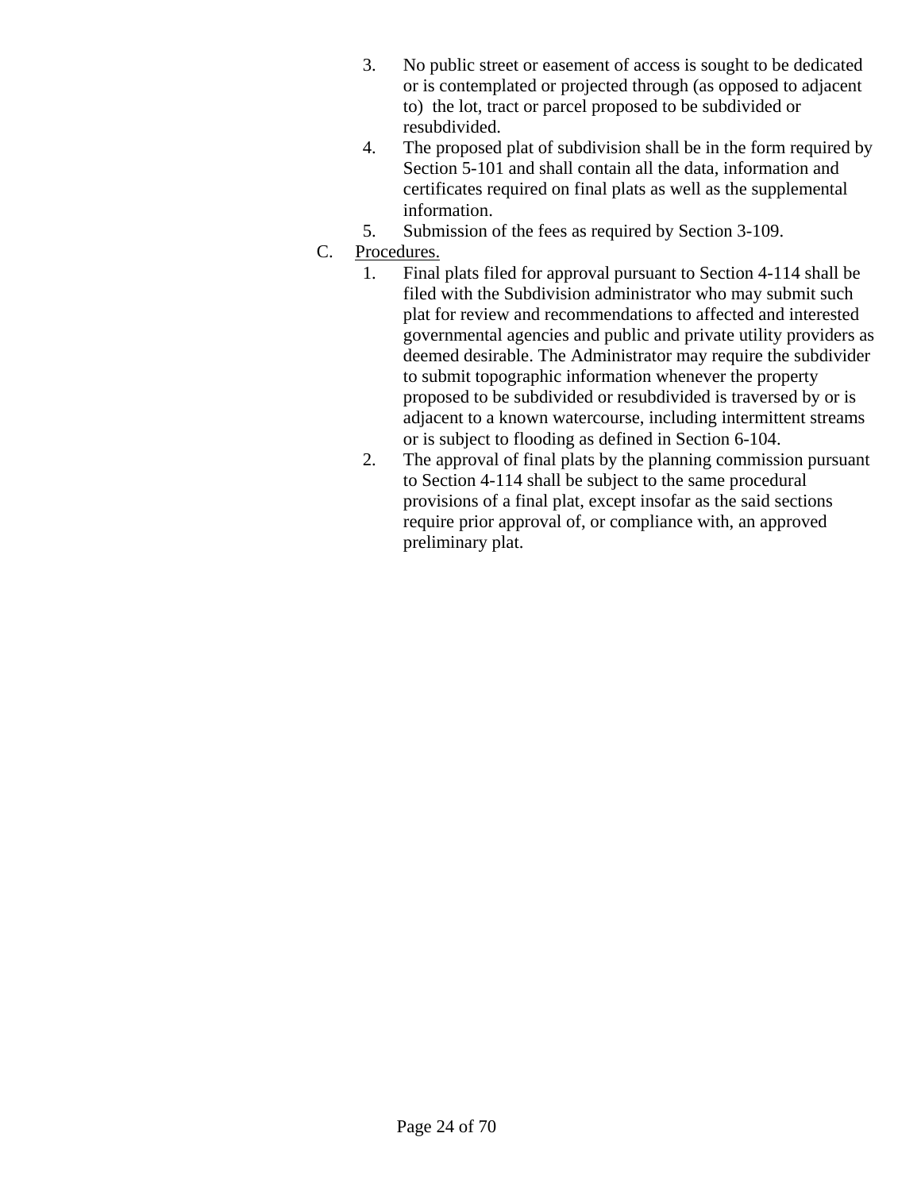3. No public street or easement of access is sought to be dedicated or is contemplated or projected through (as opposed to adjacent to) the lot, tract or parcel proposed to be subdivided or resubdivided.
4. The proposed plat of subdivision shall be in the form required by Section 5-101 and shall contain all the data, information and certificates required on final plats as well as the supplemental information.
5. Submission of the fees as required by Section 3-109.

C. Procedures.

1. Final plats filed for approval pursuant to Section 4-114 shall be filed with the Subdivision administrator who may submit such plat for review and recommendations to affected and interested governmental agencies and public and private utility providers as deemed desirable. The Administrator may require the subdivider to submit topographic information whenever the property proposed to be subdivided or resubdivided is traversed by or is adjacent to a known watercourse, including intermittent streams or is subject to flooding as defined in Section 6-104.
2. The approval of final plats by the planning commission pursuant to Section 4-114 shall be subject to the same procedural provisions of a final plat, except insofar as the said sections require prior approval of, or compliance with, an approved preliminary plat.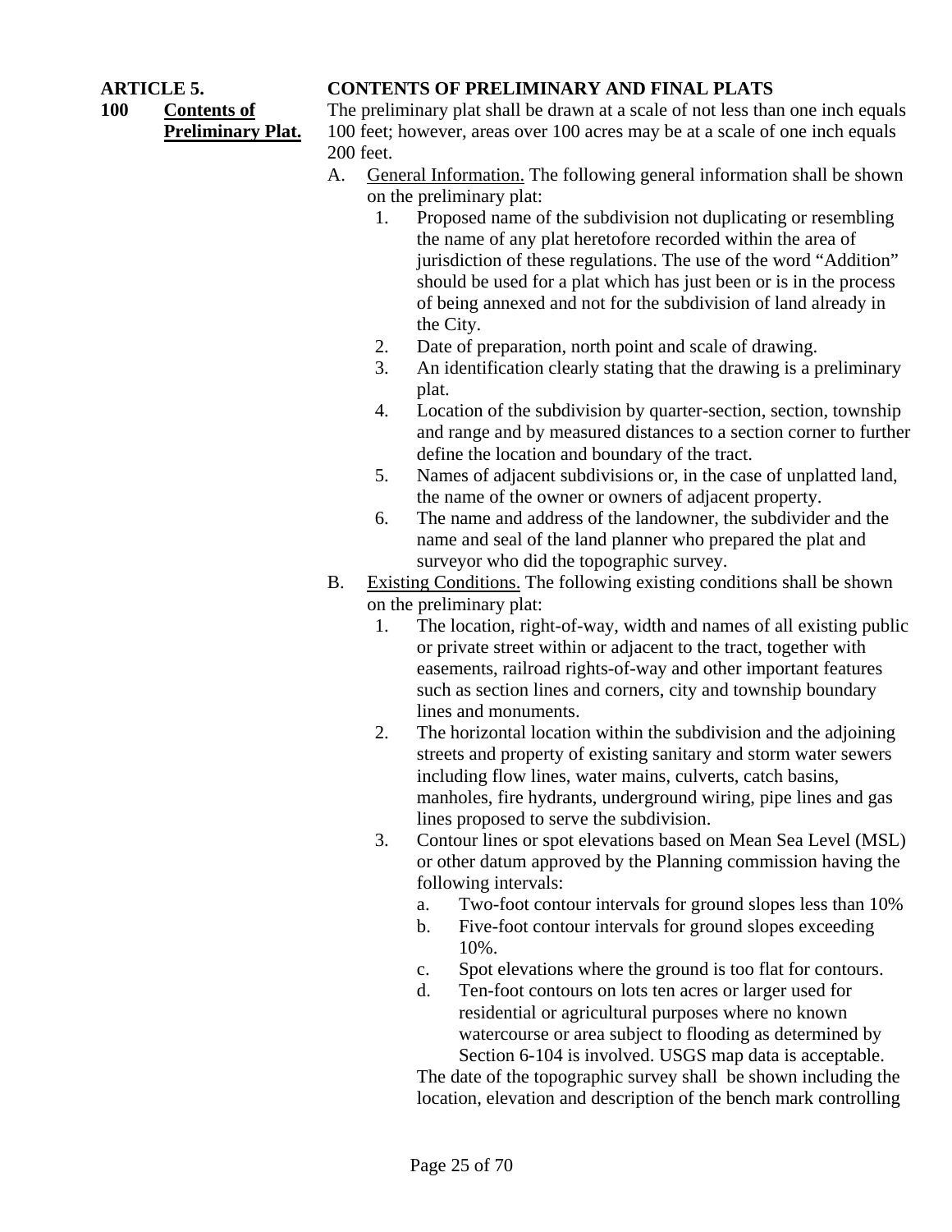## ARTICLE 5. CONTENTS OF PRELIMINARY AND FINAL PLATS

### 100 Contents of Preliminary Plat.

The preliminary plat shall be drawn at a scale of not less than one inch equals 100 feet; however, areas over 100 acres may be at a scale of one inch equals 200 feet.

A. General Information. The following general information shall be shown on the preliminary plat:

   1. Proposed name of the subdivision not duplicating or resembling the name of any plat heretofore recorded within the area of jurisdiction of these regulations. The use of the word "Addition" should be used for a plat which has just been or is in the process of being annexed and not for the subdivision of land already in the City.
   2. Date of preparation, north point and scale of drawing.
   3. An identification clearly stating that the drawing is a preliminary plat.
   4. Location of the subdivision by quarter-section, section, township and range and by measured distances to a section corner to further define the location and boundary of the tract.
   5. Names of adjacent subdivisions or, in the case of unplatted land, the name of the owner or owners of adjacent property.
   6. The name and address of the landowner, the subdivider and the name and seal of the land planner who prepared the plat and surveyor who did the topographic survey.

B. Existing Conditions. The following existing conditions shall be shown on the preliminary plat:

   1. The location, right-of-way, width and names of all existing public or private street within or adjacent to the tract, together with easements, railroad rights-of-way and other important features such as section lines and corners, city and township boundary lines and monuments.
   2. The horizontal location within the subdivision and the adjoining streets and property of existing sanitary and storm water sewers including flow lines, water mains, culverts, catch basins, manholes, fire hydrants, underground wiring, pipe lines and gas lines proposed to serve the subdivision.
   3. Contour lines or spot elevations based on Mean Sea Level (MSL) or other datum approved by the Planning commission having the following intervals:
      a. Two-foot contour intervals for ground slopes less than 10%
      b. Five-foot contour intervals for ground slopes exceeding 10%.
      c. Spot elevations where the ground is too flat for contours.
      d. Ten-foot contours on lots ten acres or larger used for residential or agricultural purposes where no known watercourse or area subject to flooding as determined by Section 6-104 is involved. USGS map data is acceptable.

      The date of the topographic survey shall be shown including the location, elevation and description of the bench mark controlling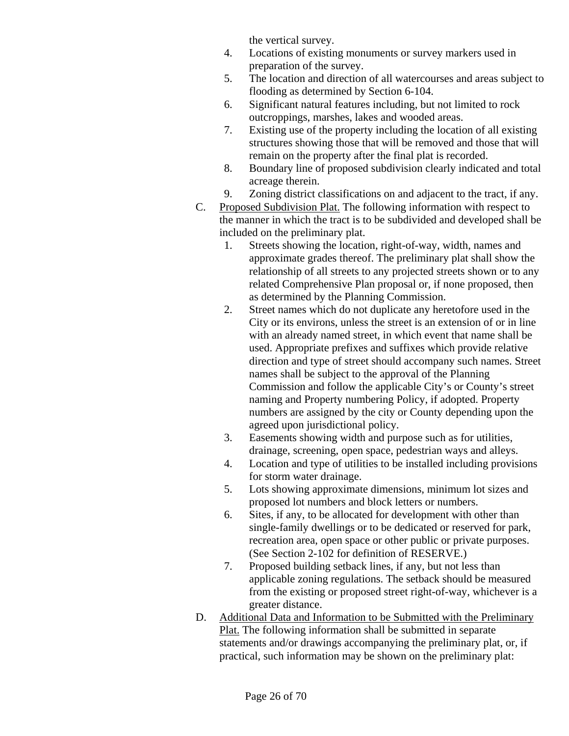the vertical survey.

4. Locations of existing monuments or survey markers used in preparation of the survey.
5. The location and direction of all watercourses and areas subject to flooding as determined by Section 6-104.
6. Significant natural features including, but not limited to rock outcroppings, marshes, lakes and wooded areas.
7. Existing use of the property including the location of all existing structures showing those that will be removed and those that will remain on the property after the final plat is recorded.
8. Boundary line of proposed subdivision clearly indicated and total acreage therein.
9. Zoning district classifications on and adjacent to the tract, if any.

C. Proposed Subdivision Plat. The following information with respect to the manner in which the tract is to be subdivided and developed shall be included on the preliminary plat.

1. Streets showing the location, right-of-way, width, names and approximate grades thereof. The preliminary plat shall show the relationship of all streets to any projected streets shown or to any related Comprehensive Plan proposal or, if none proposed, then as determined by the Planning Commission.
2. Street names which do not duplicate any heretofore used in the City or its environs, unless the street is an extension of or in line with an already named street, in which event that name shall be used. Appropriate prefixes and suffixes which provide relative direction and type of street should accompany such names. Street names shall be subject to the approval of the Planning Commission and follow the applicable City's or County's street naming and Property numbering Policy, if adopted. Property numbers are assigned by the city or County depending upon the agreed upon jurisdictional policy.
3. Easements showing width and purpose such as for utilities, drainage, screening, open space, pedestrian ways and alleys.
4. Location and type of utilities to be installed including provisions for storm water drainage.
5. Lots showing approximate dimensions, minimum lot sizes and proposed lot numbers and block letters or numbers.
6. Sites, if any, to be allocated for development with other than single-family dwellings or to be dedicated or reserved for park, recreation area, open space or other public or private purposes. (See Section 2-102 for definition of RESERVE.)
7. Proposed building setback lines, if any, but not less than applicable zoning regulations. The setback should be measured from the existing or proposed street right-of-way, whichever is a greater distance.

D. Additional Data and Information to be Submitted with the Preliminary Plat. The following information shall be submitted in separate statements and/or drawings accompanying the preliminary plat, or, if practical, such information may be shown on the preliminary plat: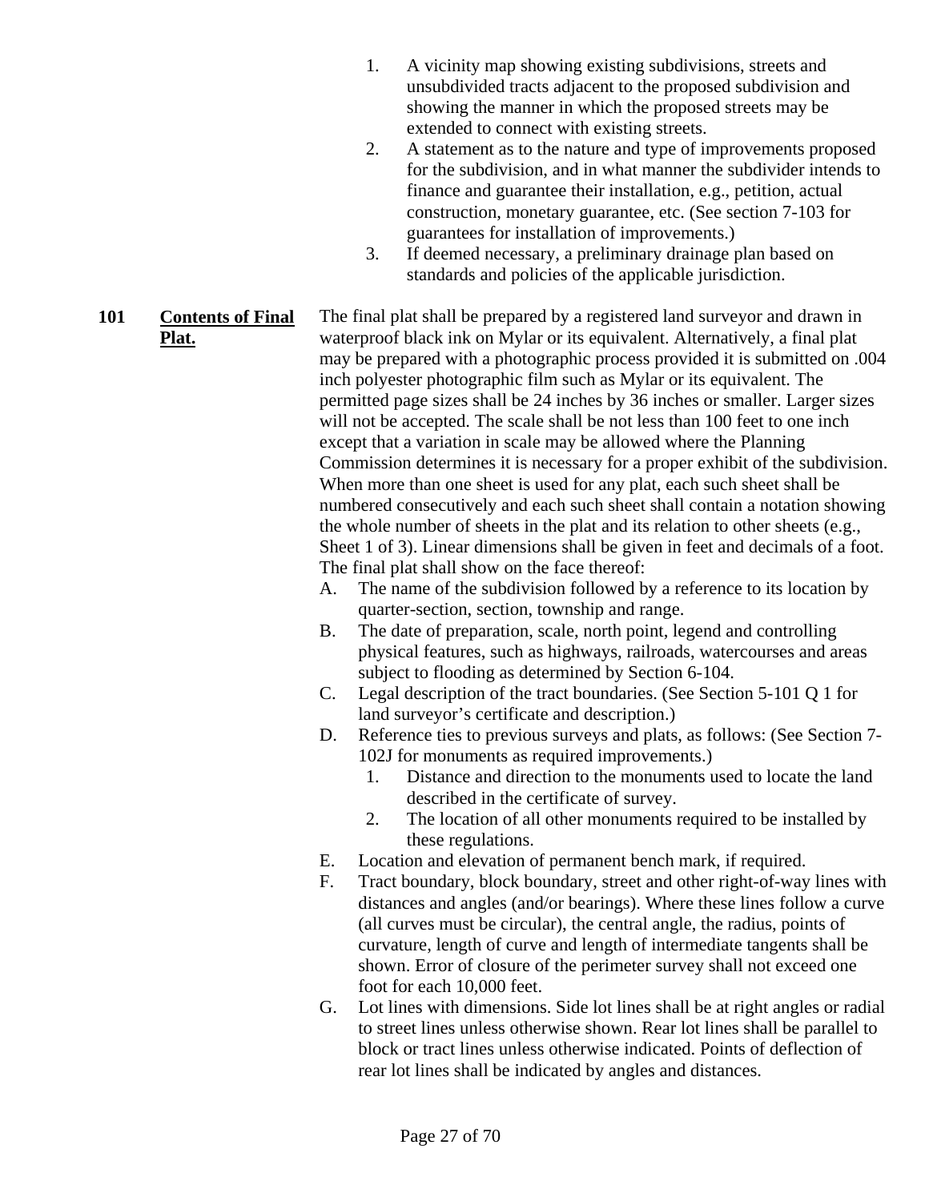1. A vicinity map showing existing subdivisions, streets and unsubdivided tracts adjacent to the proposed subdivision and showing the manner in which the proposed streets may be extended to connect with existing streets.
2. A statement as to the nature and type of improvements proposed for the subdivision, and in what manner the subdivider intends to finance and guarantee their installation, e.g., petition, actual construction, monetary guarantee, etc. (See section 7-103 for guarantees for installation of improvements.)
3. If deemed necessary, a preliminary drainage plan based on standards and policies of the applicable jurisdiction.

**101 <u>Contents of Final Plat.</u>**

The final plat shall be prepared by a registered land surveyor and drawn in waterproof black ink on Mylar or its equivalent. Alternatively, a final plat may be prepared with a photographic process provided it is submitted on .004 inch polyester photographic film such as Mylar or its equivalent. The permitted page sizes shall be 24 inches by 36 inches or smaller. Larger sizes will not be accepted. The scale shall be not less than 100 feet to one inch except that a variation in scale may be allowed where the Planning Commission determines it is necessary for a proper exhibit of the subdivision. When more than one sheet is used for any plat, each such sheet shall be numbered consecutively and each such sheet shall contain a notation showing the whole number of sheets in the plat and its relation to other sheets (e.g., Sheet 1 of 3). Linear dimensions shall be given in feet and decimals of a foot. The final plat shall show on the face thereof:

A. The name of the subdivision followed by a reference to its location by quarter-section, section, township and range.
B. The date of preparation, scale, north point, legend and controlling physical features, such as highways, railroads, watercourses and areas subject to flooding as determined by Section 6-104.
C. Legal description of the tract boundaries. (See Section 5-101 Q 1 for land surveyor's certificate and description.)
D. Reference ties to previous surveys and plats, as follows: (See Section 7-102J for monuments as required improvements.)
   1. Distance and direction to the monuments used to locate the land described in the certificate of survey.
   2. The location of all other monuments required to be installed by these regulations.
E. Location and elevation of permanent bench mark, if required.
F. Tract boundary, block boundary, street and other right-of-way lines with distances and angles (and/or bearings). Where these lines follow a curve (all curves must be circular), the central angle, the radius, points of curvature, length of curve and length of intermediate tangents shall be shown. Error of closure of the perimeter survey shall not exceed one foot for each 10,000 feet.
G. Lot lines with dimensions. Side lot lines shall be at right angles or radial to street lines unless otherwise shown. Rear lot lines shall be parallel to block or tract lines unless otherwise indicated. Points of deflection of rear lot lines shall be indicated by angles and distances.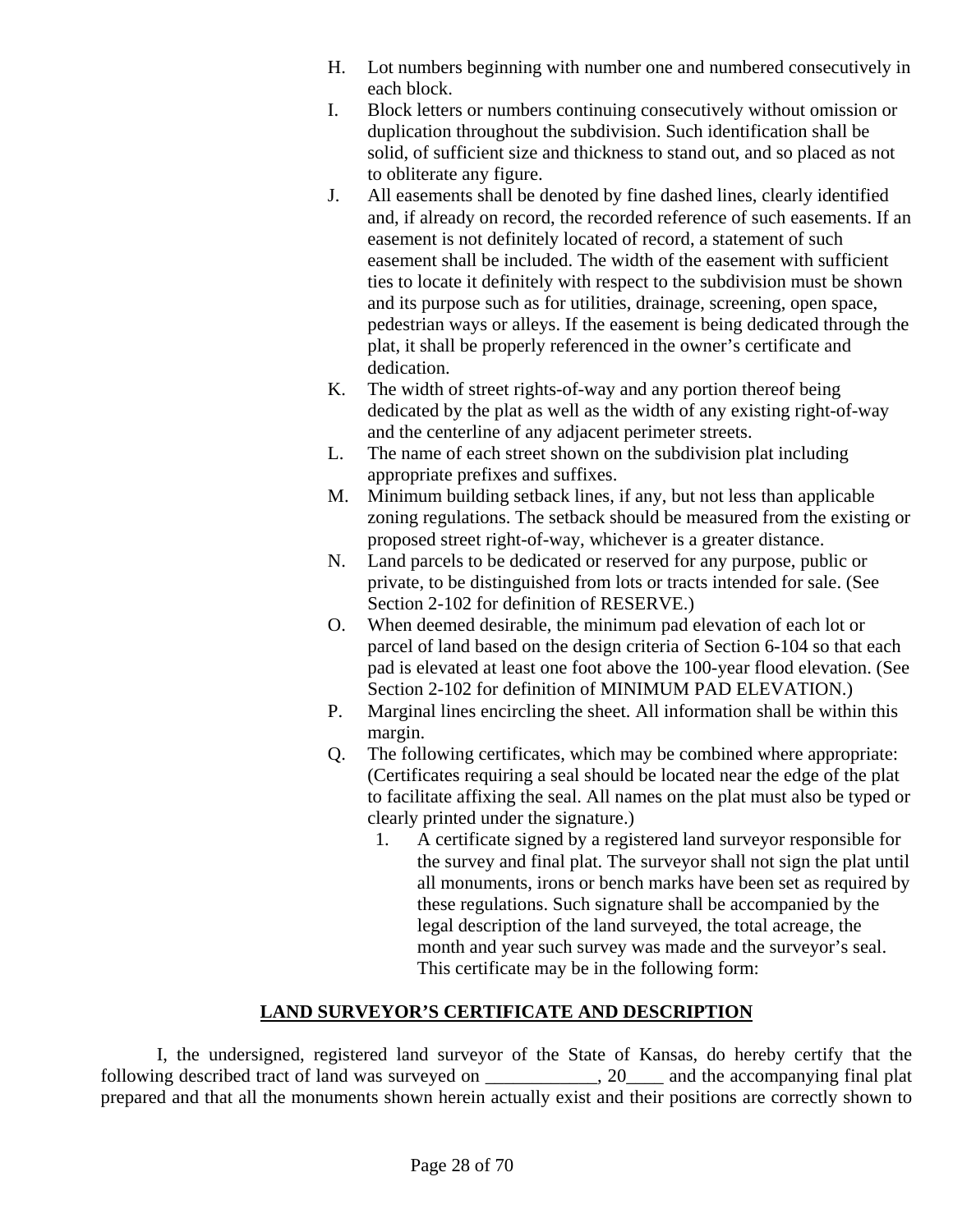H. Lot numbers beginning with number one and numbered consecutively in each block.

I. Block letters or numbers continuing consecutively without omission or duplication throughout the subdivision. Such identification shall be solid, of sufficient size and thickness to stand out, and so placed as not to obliterate any figure.

J. All easements shall be denoted by fine dashed lines, clearly identified and, if already on record, the recorded reference of such easements. If an easement is not definitely located of record, a statement of such easement shall be included. The width of the easement with sufficient ties to locate it definitely with respect to the subdivision must be shown and its purpose such as for utilities, drainage, screening, open space, pedestrian ways or alleys. If the easement is being dedicated through the plat, it shall be properly referenced in the owner's certificate and dedication.

K. The width of street rights-of-way and any portion thereof being dedicated by the plat as well as the width of any existing right-of-way and the centerline of any adjacent perimeter streets.

L. The name of each street shown on the subdivision plat including appropriate prefixes and suffixes.

M. Minimum building setback lines, if any, but not less than applicable zoning regulations. The setback should be measured from the existing or proposed street right-of-way, whichever is a greater distance.

N. Land parcels to be dedicated or reserved for any purpose, public or private, to be distinguished from lots or tracts intended for sale. (See Section 2-102 for definition of RESERVE.)

O. When deemed desirable, the minimum pad elevation of each lot or parcel of land based on the design criteria of Section 6-104 so that each pad is elevated at least one foot above the 100-year flood elevation. (See Section 2-102 for definition of MINIMUM PAD ELEVATION.)

P. Marginal lines encircling the sheet. All information shall be within this margin.

Q. The following certificates, which may be combined where appropriate: (Certificates requiring a seal should be located near the edge of the plat to facilitate affixing the seal. All names on the plat must also be typed or clearly printed under the signature.)

   1. A certificate signed by a registered land surveyor responsible for the survey and final plat. The surveyor shall not sign the plat until all monuments, irons or bench marks have been set as required by these regulations. Such signature shall be accompanied by the legal description of the land surveyed, the total acreage, the month and year such survey was made and the surveyor's seal. This certificate may be in the following form:

**LAND SURVEYOR'S CERTIFICATE AND DESCRIPTION**

I, the undersigned, registered land surveyor of the State of Kansas, do hereby certify that the following described tract of land was surveyed on ____________, 20____ and the accompanying final plat prepared and that all the monuments shown herein actually exist and their positions are correctly shown to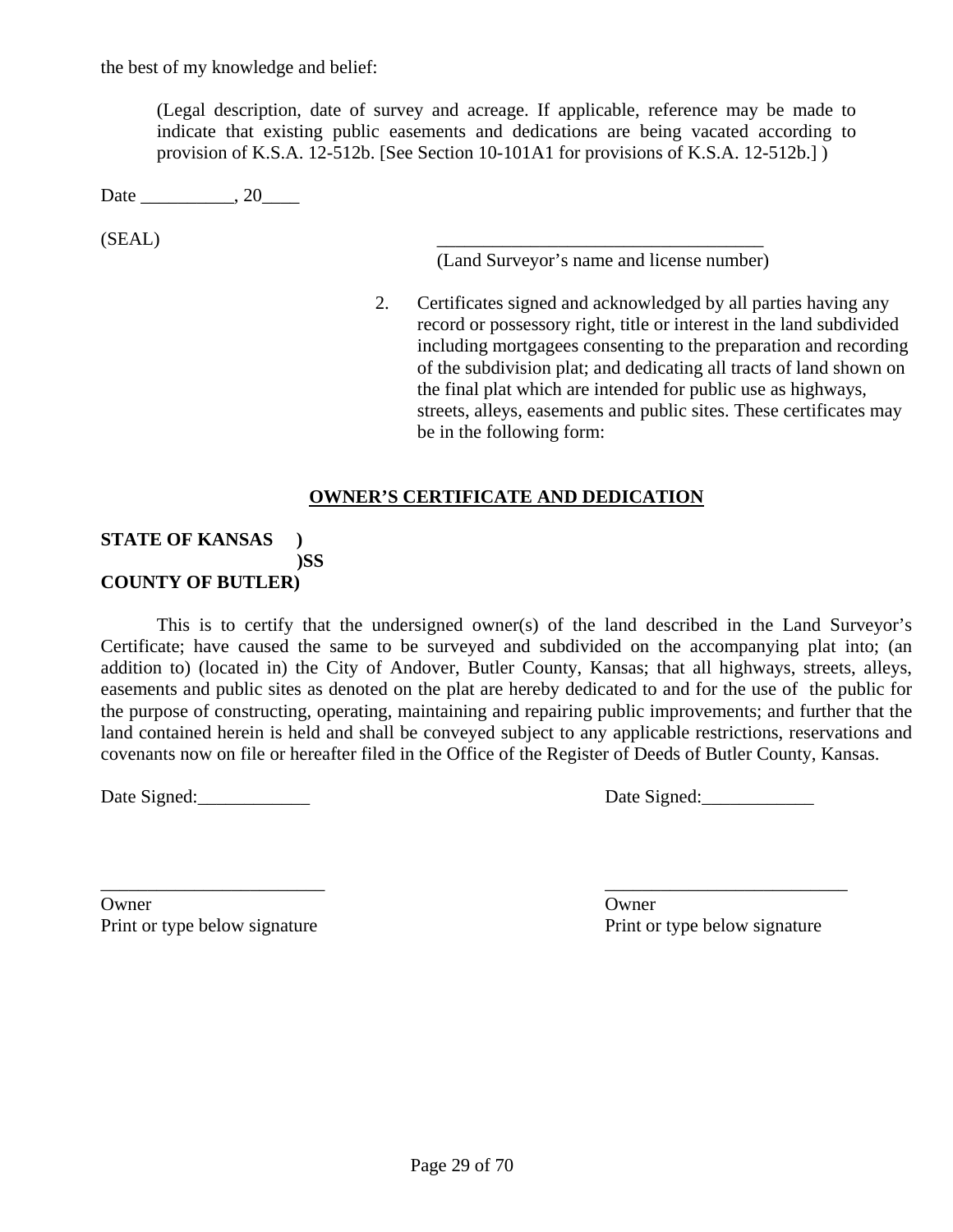the best of my knowledge and belief:

> (Legal description, date of survey and acreage. If applicable, reference may be made to indicate that existing public easements and dedications are being vacated according to provision of K.S.A. 12-512b. [See Section 10-101A1 for provisions of K.S.A. 12-512b.] )

Date __________, 20____

(SEAL)

___________________________________
(Land Surveyor's name and license number)

2. Certificates signed and acknowledged by all parties having any record or possessory right, title or interest in the land subdivided including mortgagees consenting to the preparation and recording of the subdivision plat; and dedicating all tracts of land shown on the final plat which are intended for public use as highways, streets, alleys, easements and public sites. These certificates may be in the following form:

## OWNER'S CERTIFICATE AND DEDICATION

**STATE OF KANSAS )**
**)SS**
**COUNTY OF BUTLER)**

This is to certify that the undersigned owner(s) of the land described in the Land Surveyor's Certificate; have caused the same to be surveyed and subdivided on the accompanying plat into; (an addition to) (located in) the City of Andover, Butler County, Kansas; that all highways, streets, alleys, easements and public sites as denoted on the plat are hereby dedicated to and for the use of the public for the purpose of constructing, operating, maintaining and repairing public improvements; and further that the land contained herein is held and shall be conveyed subject to any applicable restrictions, reservations and covenants now on file or hereafter filed in the Office of the Register of Deeds of Butler County, Kansas.

Date Signed:____________

________________________
Owner
Print or type below signature

Date Signed:____________

__________________________
Owner
Print or type below signature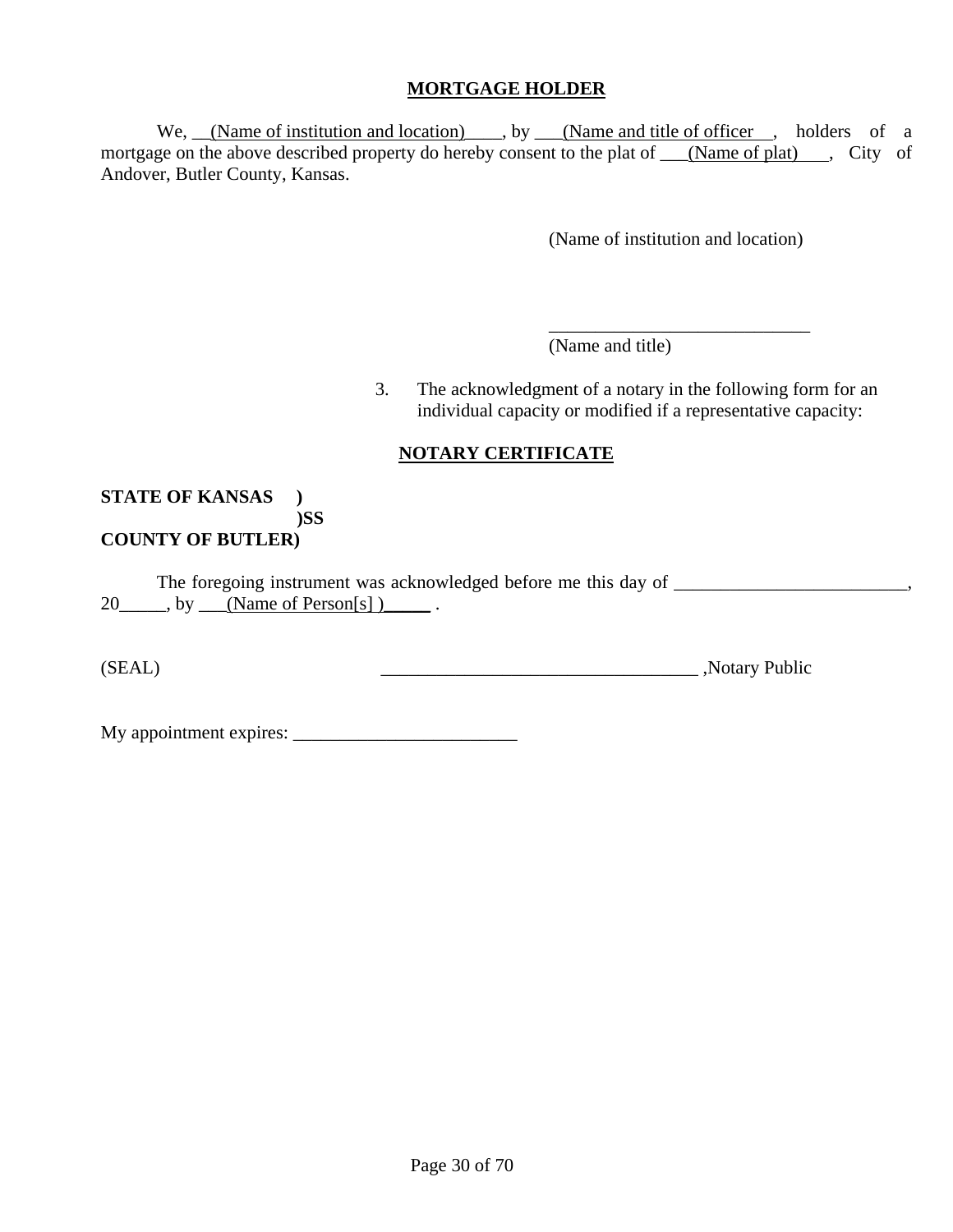**MORTGAGE HOLDER**

We, __(Name of institution and location)____, by ___(Name and title of officer__, holders of a mortgage on the above described property do hereby consent to the plat of ___(Name of plat)___, City of Andover, Butler County, Kansas.

(Name of institution and location)

____________________________
(Name and title)

3. The acknowledgment of a notary in the following form for an individual capacity or modified if a representative capacity:

**NOTARY CERTIFICATE**

**STATE OF KANSAS )**
**)SS**
**COUNTY OF BUTLER)**

The foregoing instrument was acknowledged before me this day of _________________________, 20_____, by ___(Name of Person[s] )_____ .

(SEAL) __________________________________ ,Notary Public

My appointment expires: ________________________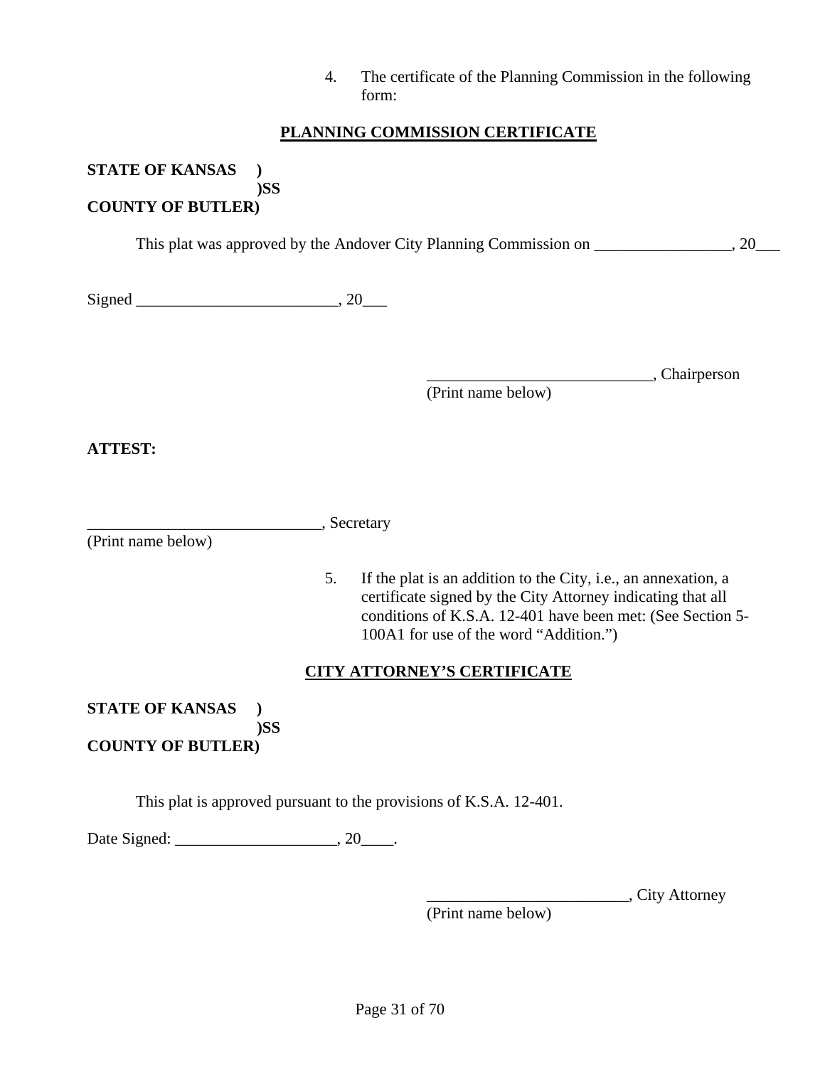4. The certificate of the Planning Commission in the following form:

## PLANNING COMMISSION CERTIFICATE

**STATE OF KANSAS )**
**)SS**
**COUNTY OF BUTLER)**

This plat was approved by the Andover City Planning Commission on _________________, 20___

Signed _________________________, 20___

____________________________, Chairperson
(Print name below)

**ATTEST:**

_____________________________, Secretary
(Print name below)

5. If the plat is an addition to the City, i.e., an annexation, a certificate signed by the City Attorney indicating that all conditions of K.S.A. 12-401 have been met: (See Section 5-100A1 for use of the word "Addition.")

## CITY ATTORNEY'S CERTIFICATE

**STATE OF KANSAS )**
**)SS**
**COUNTY OF BUTLER)**

This plat is approved pursuant to the provisions of K.S.A. 12-401.

Date Signed: ____________________, 20____.

_________________________, City Attorney
(Print name below)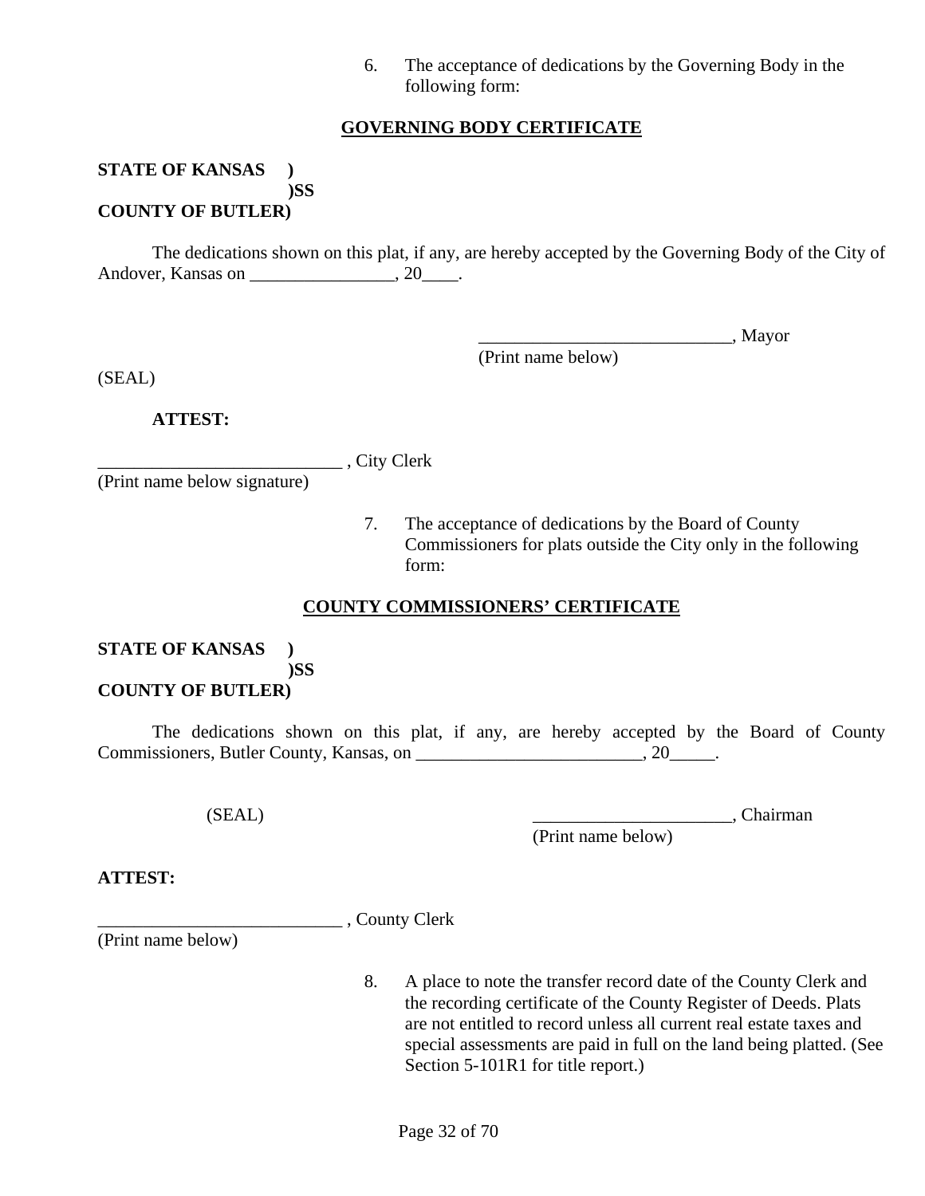6. The acceptance of dedications by the Governing Body in the following form:

**GOVERNING BODY CERTIFICATE**

**STATE OF KANSAS )**
**)SS**
**COUNTY OF BUTLER)**

The dedications shown on this plat, if any, are hereby accepted by the Governing Body of the City of Andover, Kansas on ________________, 20____.

____________________________, Mayor
(Print name below)

(SEAL)

**ATTEST:**

___________________________ , City Clerk
(Print name below signature)

7. The acceptance of dedications by the Board of County Commissioners for plats outside the City only in the following form:

**COUNTY COMMISSIONERS' CERTIFICATE**

**STATE OF KANSAS )**
**)SS**
**COUNTY OF BUTLER)**

The dedications shown on this plat, if any, are hereby accepted by the Board of County Commissioners, Butler County, Kansas, on _________________________, 20_____.

(SEAL)

______________________, Chairman
(Print name below)

**ATTEST:**

___________________________ , County Clerk
(Print name below)

8. A place to note the transfer record date of the County Clerk and the recording certificate of the County Register of Deeds. Plats are not entitled to record unless all current real estate taxes and special assessments are paid in full on the land being platted. (See Section 5-101R1 for title report.)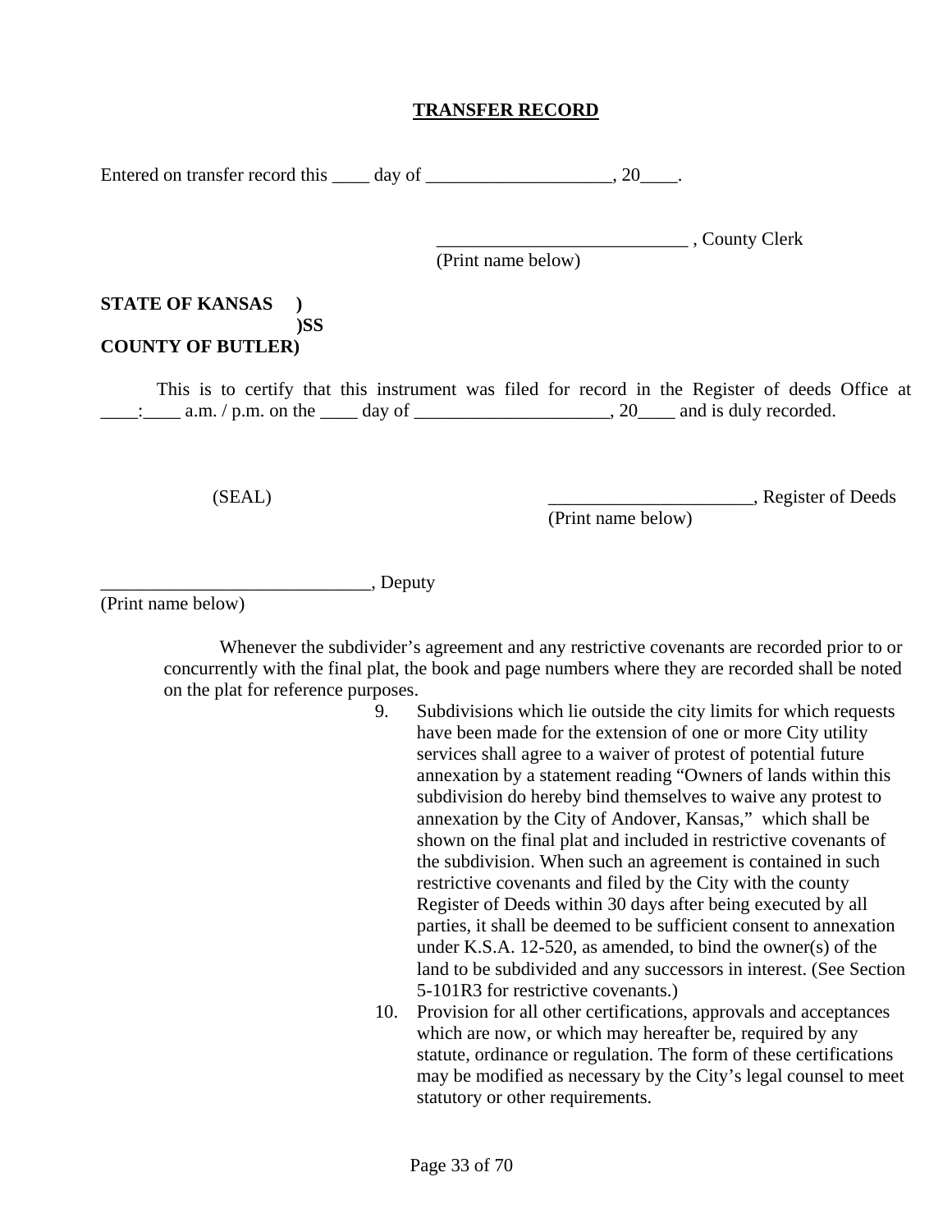**TRANSFER RECORD**

Entered on transfer record this ____ day of ____________________, 20____.

___________________________ , County Clerk
(Print name below)

**STATE OF KANSAS )**
**)SS**
**COUNTY OF BUTLER)**

This is to certify that this instrument was filed for record in the Register of deeds Office at ____:____ a.m. / p.m. on the ____ day of ______________________, 20____ and is duly recorded.

(SEAL)

______________________, Register of Deeds
(Print name below)

_____________________________, Deputy
(Print name below)

Whenever the subdivider's agreement and any restrictive covenants are recorded prior to or concurrently with the final plat, the book and page numbers where they are recorded shall be noted on the plat for reference purposes.

9. Subdivisions which lie outside the city limits for which requests have been made for the extension of one or more City utility services shall agree to a waiver of protest of potential future annexation by a statement reading "Owners of lands within this subdivision do hereby bind themselves to waive any protest to annexation by the City of Andover, Kansas," which shall be shown on the final plat and included in restrictive covenants of the subdivision. When such an agreement is contained in such restrictive covenants and filed by the City with the county Register of Deeds within 30 days after being executed by all parties, it shall be deemed to be sufficient consent to annexation under K.S.A. 12-520, as amended, to bind the owner(s) of the land to be subdivided and any successors in interest. (See Section 5-101R3 for restrictive covenants.)
10. Provision for all other certifications, approvals and acceptances which are now, or which may hereafter be, required by any statute, ordinance or regulation. The form of these certifications may be modified as necessary by the City's legal counsel to meet statutory or other requirements.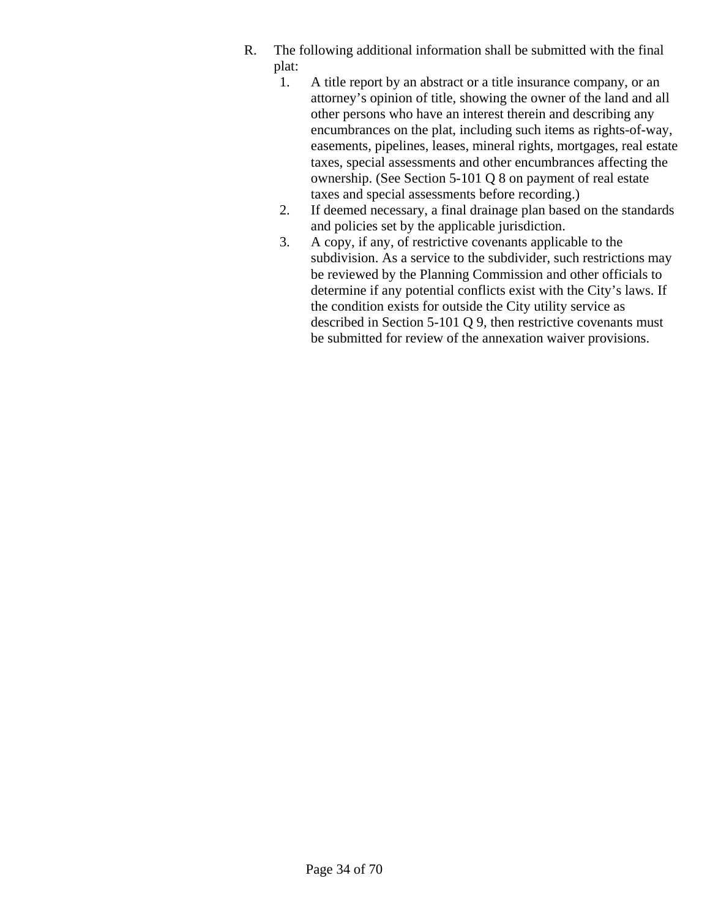R. The following additional information shall be submitted with the final plat:

1. A title report by an abstract or a title insurance company, or an attorney's opinion of title, showing the owner of the land and all other persons who have an interest therein and describing any encumbrances on the plat, including such items as rights-of-way, easements, pipelines, leases, mineral rights, mortgages, real estate taxes, special assessments and other encumbrances affecting the ownership. (See Section 5-101 Q 8 on payment of real estate taxes and special assessments before recording.)
2. If deemed necessary, a final drainage plan based on the standards and policies set by the applicable jurisdiction.
3. A copy, if any, of restrictive covenants applicable to the subdivision. As a service to the subdivider, such restrictions may be reviewed by the Planning Commission and other officials to determine if any potential conflicts exist with the City's laws. If the condition exists for outside the City utility service as described in Section 5-101 Q 9, then restrictive covenants must be submitted for review of the annexation waiver provisions.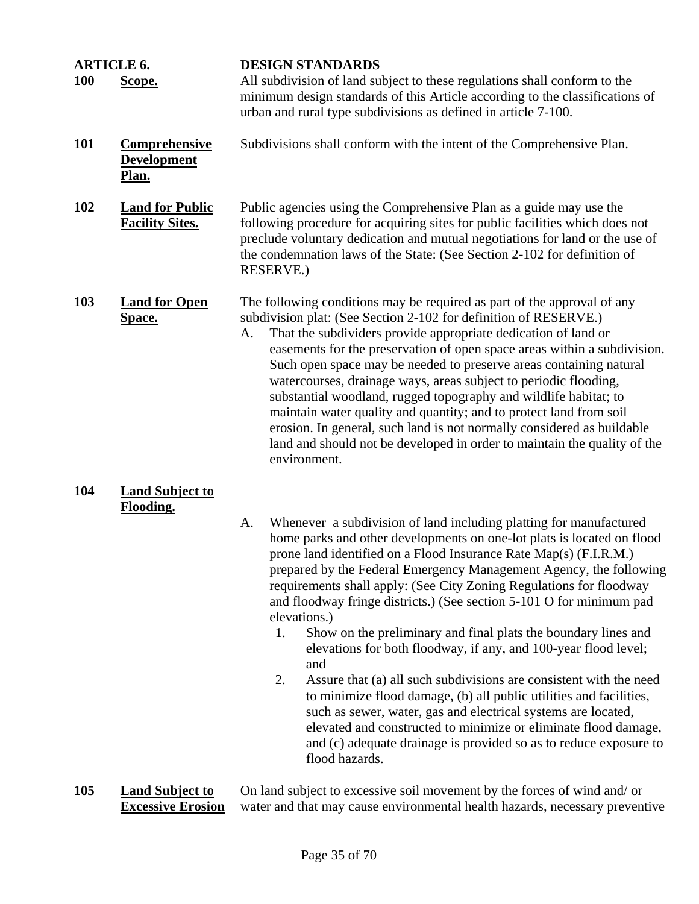## ARTICLE 6. DESIGN STANDARDS

**100 Scope.**

All subdivision of land subject to these regulations shall conform to the minimum design standards of this Article according to the classifications of urban and rural type subdivisions as defined in article 7-100.

**101 Comprehensive Development Plan.**

Subdivisions shall conform with the intent of the Comprehensive Plan.

**102 Land for Public Facility Sites.**

Public agencies using the Comprehensive Plan as a guide may use the following procedure for acquiring sites for public facilities which does not preclude voluntary dedication and mutual negotiations for land or the use of the condemnation laws of the State: (See Section 2-102 for definition of RESERVE.)

**103 Land for Open Space.**

The following conditions may be required as part of the approval of any subdivision plat: (See Section 2-102 for definition of RESERVE.)

A. That the subdividers provide appropriate dedication of land or easements for the preservation of open space areas within a subdivision. Such open space may be needed to preserve areas containing natural watercourses, drainage ways, areas subject to periodic flooding, substantial woodland, rugged topography and wildlife habitat; to maintain water quality and quantity; and to protect land from soil erosion. In general, such land is not normally considered as buildable land and should not be developed in order to maintain the quality of the environment.

**104 Land Subject to Flooding.**

A. Whenever a subdivision of land including platting for manufactured home parks and other developments on one-lot plats is located on flood prone land identified on a Flood Insurance Rate Map(s) (F.I.R.M.) prepared by the Federal Emergency Management Agency, the following requirements shall apply: (See City Zoning Regulations for floodway and floodway fringe districts.) (See section 5-101 O for minimum pad elevations.)
   1. Show on the preliminary and final plats the boundary lines and elevations for both floodway, if any, and 100-year flood level; and
   2. Assure that (a) all such subdivisions are consistent with the need to minimize flood damage, (b) all public utilities and facilities, such as sewer, water, gas and electrical systems are located, elevated and constructed to minimize or eliminate flood damage, and (c) adequate drainage is provided so as to reduce exposure to flood hazards.

**105 Land Subject to Excessive Erosion**

On land subject to excessive soil movement by the forces of wind and/ or water and that may cause environmental health hazards, necessary preventive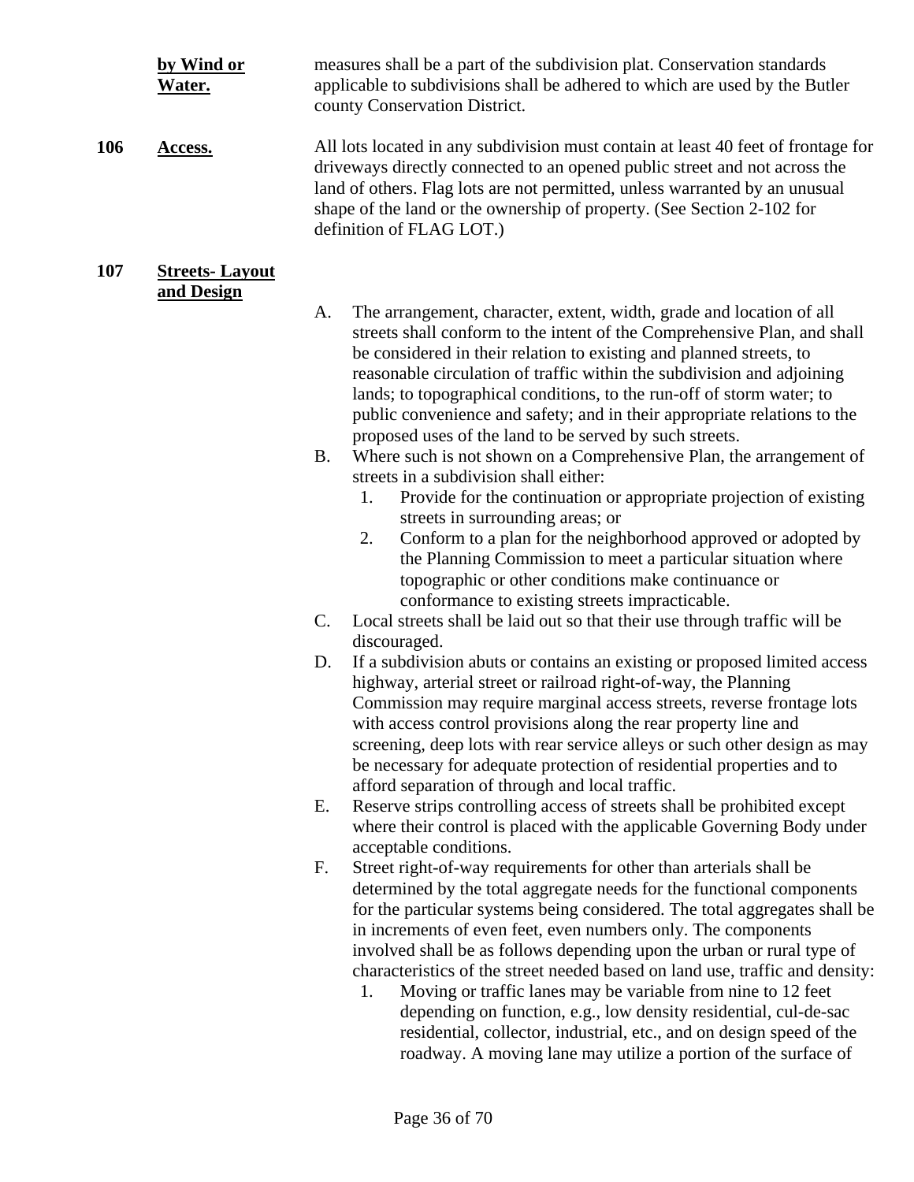**by Wind or Water.** measures shall be a part of the subdivision plat. Conservation standards applicable to subdivisions shall be adhered to which are used by the Butler county Conservation District.

**106 Access.** All lots located in any subdivision must contain at least 40 feet of frontage for driveways directly connected to an opened public street and not across the land of others. Flag lots are not permitted, unless warranted by an unusual shape of the land or the ownership of property. (See Section 2-102 for definition of FLAG LOT.)

**107 Streets- Layout and Design**

A. The arrangement, character, extent, width, grade and location of all streets shall conform to the intent of the Comprehensive Plan, and shall be considered in their relation to existing and planned streets, to reasonable circulation of traffic within the subdivision and adjoining lands; to topographical conditions, to the run-off of storm water; to public convenience and safety; and in their appropriate relations to the proposed uses of the land to be served by such streets.

B. Where such is not shown on a Comprehensive Plan, the arrangement of streets in a subdivision shall either:

   1. Provide for the continuation or appropriate projection of existing streets in surrounding areas; or
   2. Conform to a plan for the neighborhood approved or adopted by the Planning Commission to meet a particular situation where topographic or other conditions make continuance or conformance to existing streets impracticable.

C. Local streets shall be laid out so that their use through traffic will be discouraged.

D. If a subdivision abuts or contains an existing or proposed limited access highway, arterial street or railroad right-of-way, the Planning Commission may require marginal access streets, reverse frontage lots with access control provisions along the rear property line and screening, deep lots with rear service alleys or such other design as may be necessary for adequate protection of residential properties and to afford separation of through and local traffic.

E. Reserve strips controlling access of streets shall be prohibited except where their control is placed with the applicable Governing Body under acceptable conditions.

F. Street right-of-way requirements for other than arterials shall be determined by the total aggregate needs for the functional components for the particular systems being considered. The total aggregates shall be in increments of even feet, even numbers only. The components involved shall be as follows depending upon the urban or rural type of characteristics of the street needed based on land use, traffic and density:

   1. Moving or traffic lanes may be variable from nine to 12 feet depending on function, e.g., low density residential, cul-de-sac residential, collector, industrial, etc., and on design speed of the roadway. A moving lane may utilize a portion of the surface of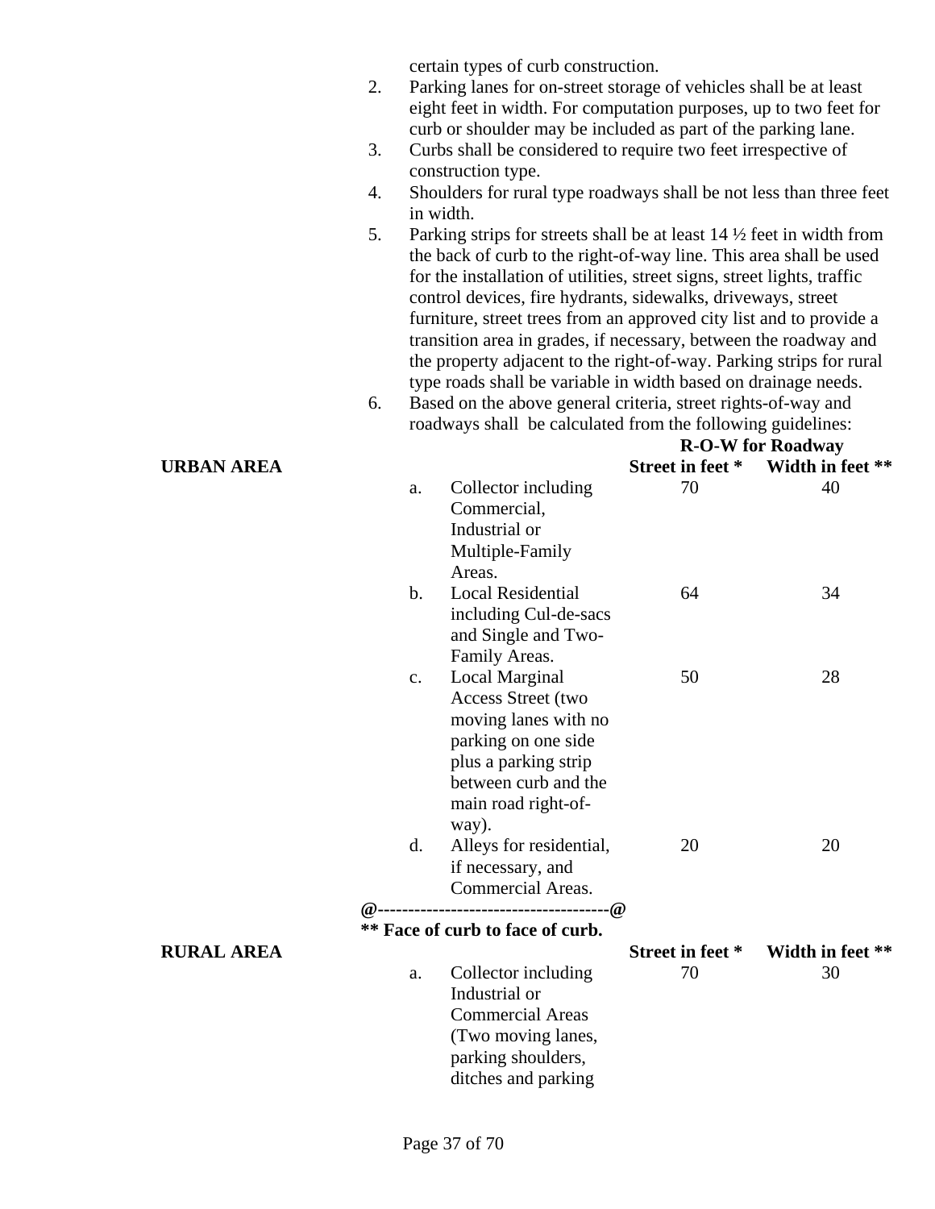certain types of curb construction.

2. Parking lanes for on-street storage of vehicles shall be at least eight feet in width. For computation purposes, up to two feet for curb or shoulder may be included as part of the parking lane.
3. Curbs shall be considered to require two feet irrespective of construction type.
4. Shoulders for rural type roadways shall be not less than three feet in width.
5. Parking strips for streets shall be at least 14 ½ feet in width from the back of curb to the right-of-way line. This area shall be used for the installation of utilities, street signs, street lights, traffic control devices, fire hydrants, sidewalks, driveways, street furniture, street trees from an approved city list and to provide a transition area in grades, if necessary, between the roadway and the property adjacent to the right-of-way. Parking strips for rural type roads shall be variable in width based on drainage needs.
6. Based on the above general criteria, street rights-of-way and roadways shall be calculated from the following guidelines:

**URBAN AREA**

| | | R-O-W for Street in feet * | Roadway Width in feet ** |
|---|---|---|---|
| a. | Collector including Commercial, Industrial or Multiple-Family Areas. | 70 | 40 |
| b. | Local Residential including Cul-de-sacs and Single and Two-Family Areas. | 64 | 34 |
| c. | Local Marginal Access Street (two moving lanes with no parking on one side plus a parking strip between curb and the main road right-of-way). | 50 | 28 |
| d. | Alleys for residential, if necessary, and Commercial Areas. | 20 | 20 |

**@--------------------------------------@**

**\*\* Face of curb to face of curb.**

**RURAL AREA**

| | | Street in feet * | Width in feet ** |
|---|---|---|---|
| a. | Collector including Industrial or Commercial Areas (Two moving lanes, parking shoulders, ditches and parking | 70 | 30 |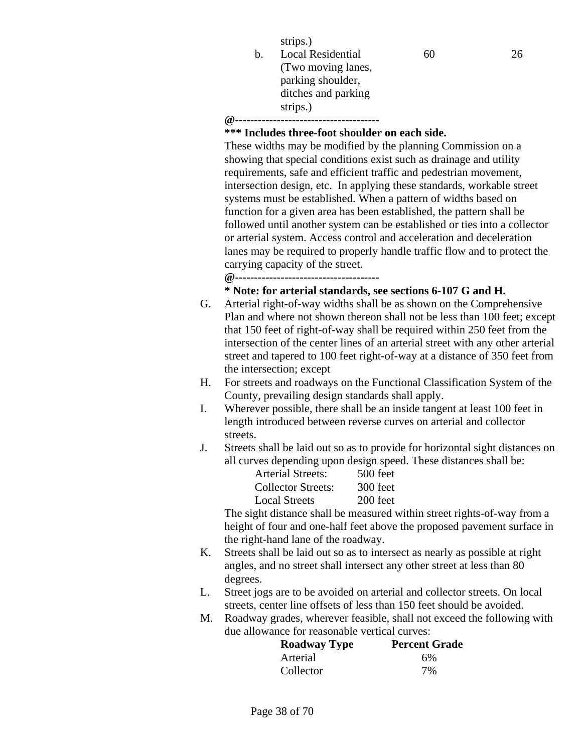strips.)

| | | | |
|---|---|---|---|
| b. | Local Residential (Two moving lanes, parking shoulder, ditches and parking strips.) | 60 | 26 |

**@--------------------------------------**

**\*\*\* Includes three-foot shoulder on each side.**

These widths may be modified by the planning Commission on a showing that special conditions exist such as drainage and utility requirements, safe and efficient traffic and pedestrian movement, intersection design, etc. In applying these standards, workable street systems must be established. When a pattern of widths based on function for a given area has been established, the pattern shall be followed until another system can be established or ties into a collector or arterial system. Access control and acceleration and deceleration lanes may be required to properly handle traffic flow and to protect the carrying capacity of the street.

**@--------------------------------------**

**\* Note: for arterial standards, see sections 6-107 G and H.**

G. Arterial right-of-way widths shall be as shown on the Comprehensive Plan and where not shown thereon shall not be less than 100 feet; except that 150 feet of right-of-way shall be required within 250 feet from the intersection of the center lines of an arterial street with any other arterial street and tapered to 100 feet right-of-way at a distance of 350 feet from the intersection; except

H. For streets and roadways on the Functional Classification System of the County, prevailing design standards shall apply.

I. Wherever possible, there shall be an inside tangent at least 100 feet in length introduced between reverse curves on arterial and collector streets.

J. Streets shall be laid out so as to provide for horizontal sight distances on all curves depending upon design speed. These distances shall be:

| | |
|---|---|
| Arterial Streets: | 500 feet |
| Collector Streets: | 300 feet |
| Local Streets | 200 feet |

The sight distance shall be measured within street rights-of-way from a height of four and one-half feet above the proposed pavement surface in the right-hand lane of the roadway.

K. Streets shall be laid out so as to intersect as nearly as possible at right angles, and no street shall intersect any other street at less than 80 degrees.

L. Street jogs are to be avoided on arterial and collector streets. On local streets, center line offsets of less than 150 feet should be avoided.

M. Roadway grades, wherever feasible, shall not exceed the following with due allowance for reasonable vertical curves:

| Roadway Type | Percent Grade |
|---|---|
| Arterial | 6% |
| Collector | 7% |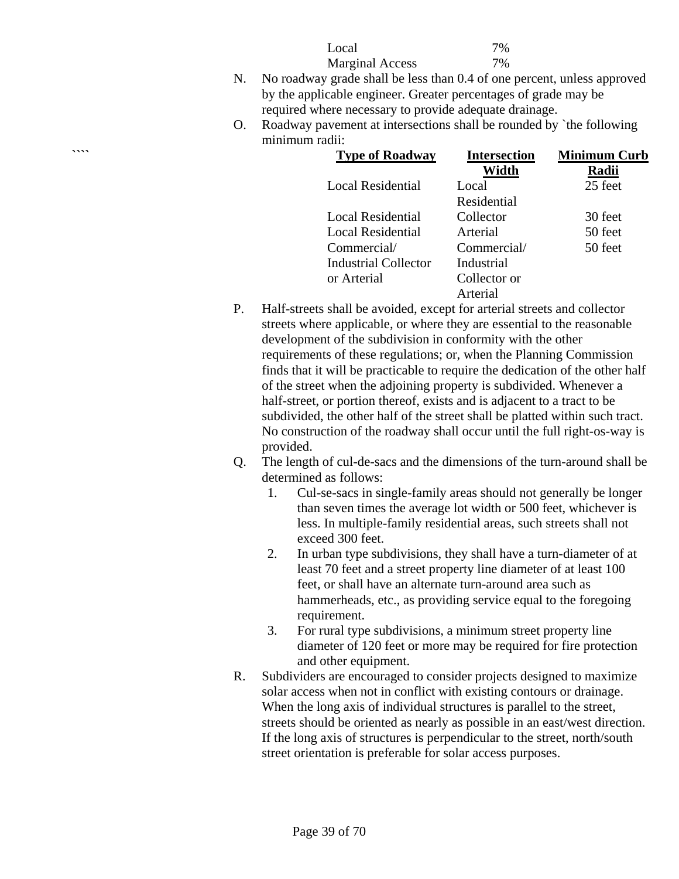| | |
|---|---|
| Local | 7% |
| Marginal Access | 7% |

N. No roadway grade shall be less than 0.4 of one percent, unless approved by the applicable engineer. Greater percentages of grade may be required where necessary to provide adequate drainage.

O. Roadway pavement at intersections shall be rounded by `the following minimum radii:

````

| Type of Roadway | Intersection Width | Minimum Curb Radii |
|---|---|---|
| Local Residential | Local Residential | 25 feet |
| Local Residential | Collector | 30 feet |
| Local Residential | Arterial | 50 feet |
| Commercial/ Industrial Collector or Arterial | Commercial/ Industrial Collector or Arterial | 50 feet |

P. Half-streets shall be avoided, except for arterial streets and collector streets where applicable, or where they are essential to the reasonable development of the subdivision in conformity with the other requirements of these regulations; or, when the Planning Commission finds that it will be practicable to require the dedication of the other half of the street when the adjoining property is subdivided. Whenever a half-street, or portion thereof, exists and is adjacent to a tract to be subdivided, the other half of the street shall be platted within such tract. No construction of the roadway shall occur until the full right-os-way is provided.

Q. The length of cul-de-sacs and the dimensions of the turn-around shall be determined as follows:

1. Cul-se-sacs in single-family areas should not generally be longer than seven times the average lot width or 500 feet, whichever is less. In multiple-family residential areas, such streets shall not exceed 300 feet.
2. In urban type subdivisions, they shall have a turn-diameter of at least 70 feet and a street property line diameter of at least 100 feet, or shall have an alternate turn-around area such as hammerheads, etc., as providing service equal to the foregoing requirement.
3. For rural type subdivisions, a minimum street property line diameter of 120 feet or more may be required for fire protection and other equipment.

R. Subdividers are encouraged to consider projects designed to maximize solar access when not in conflict with existing contours or drainage. When the long axis of individual structures is parallel to the street, streets should be oriented as nearly as possible in an east/west direction. If the long axis of structures is perpendicular to the street, north/south street orientation is preferable for solar access purposes.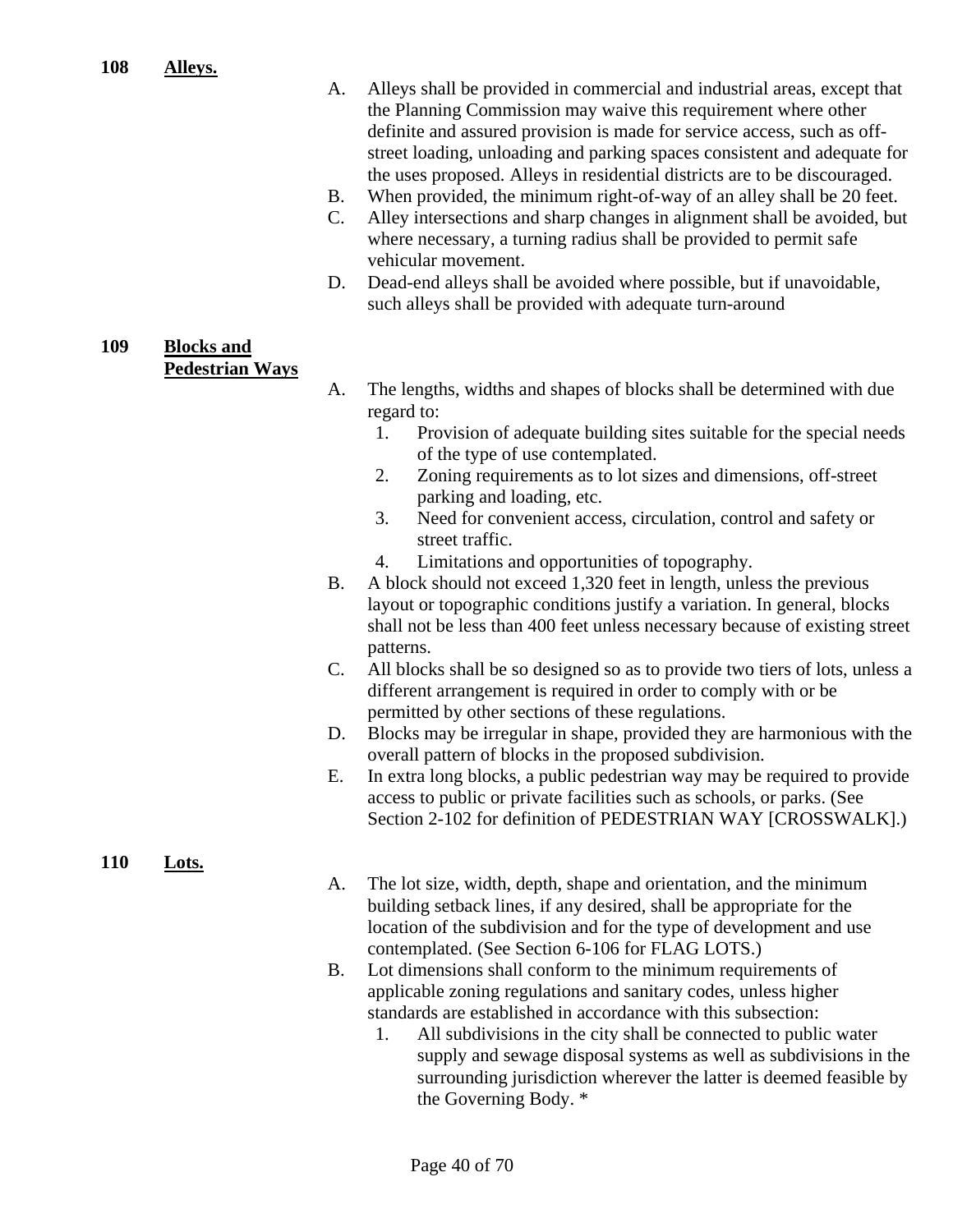## 108 Alleys.

A. Alleys shall be provided in commercial and industrial areas, except that the Planning Commission may waive this requirement where other definite and assured provision is made for service access, such as off-street loading, unloading and parking spaces consistent and adequate for the uses proposed. Alleys in residential districts are to be discouraged.

B. When provided, the minimum right-of-way of an alley shall be 20 feet.

C. Alley intersections and sharp changes in alignment shall be avoided, but where necessary, a turning radius shall be provided to permit safe vehicular movement.

D. Dead-end alleys shall be avoided where possible, but if unavoidable, such alleys shall be provided with adequate turn-around

## 109 Blocks and Pedestrian Ways

A. The lengths, widths and shapes of blocks shall be determined with due regard to:

1. Provision of adequate building sites suitable for the special needs of the type of use contemplated.
2. Zoning requirements as to lot sizes and dimensions, off-street parking and loading, etc.
3. Need for convenient access, circulation, control and safety or street traffic.
4. Limitations and opportunities of topography.

B. A block should not exceed 1,320 feet in length, unless the previous layout or topographic conditions justify a variation. In general, blocks shall not be less than 400 feet unless necessary because of existing street patterns.

C. All blocks shall be so designed so as to provide two tiers of lots, unless a different arrangement is required in order to comply with or be permitted by other sections of these regulations.

D. Blocks may be irregular in shape, provided they are harmonious with the overall pattern of blocks in the proposed subdivision.

E. In extra long blocks, a public pedestrian way may be required to provide access to public or private facilities such as schools, or parks. (See Section 2-102 for definition of PEDESTRIAN WAY [CROSSWALK].)

## 110 Lots.

A. The lot size, width, depth, shape and orientation, and the minimum building setback lines, if any desired, shall be appropriate for the location of the subdivision and for the type of development and use contemplated. (See Section 6-106 for FLAG LOTS.)

B. Lot dimensions shall conform to the minimum requirements of applicable zoning regulations and sanitary codes, unless higher standards are established in accordance with this subsection:

1. All subdivisions in the city shall be connected to public water supply and sewage disposal systems as well as subdivisions in the surrounding jurisdiction wherever the latter is deemed feasible by the Governing Body. *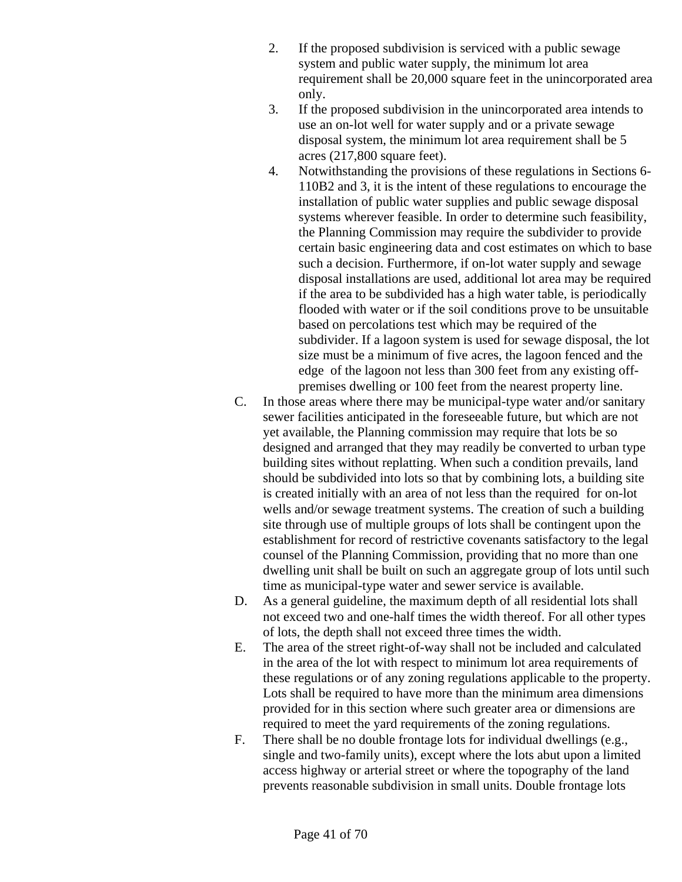2. If the proposed subdivision is serviced with a public sewage system and public water supply, the minimum lot area requirement shall be 20,000 square feet in the unincorporated area only.
3. If the proposed subdivision in the unincorporated area intends to use an on-lot well for water supply and or a private sewage disposal system, the minimum lot area requirement shall be 5 acres (217,800 square feet).
4. Notwithstanding the provisions of these regulations in Sections 6-110B2 and 3, it is the intent of these regulations to encourage the installation of public water supplies and public sewage disposal systems wherever feasible. In order to determine such feasibility, the Planning Commission may require the subdivider to provide certain basic engineering data and cost estimates on which to base such a decision. Furthermore, if on-lot water supply and sewage disposal installations are used, additional lot area may be required if the area to be subdivided has a high water table, is periodically flooded with water or if the soil conditions prove to be unsuitable based on percolations test which may be required of the subdivider. If a lagoon system is used for sewage disposal, the lot size must be a minimum of five acres, the lagoon fenced and the edge of the lagoon not less than 300 feet from any existing off-premises dwelling or 100 feet from the nearest property line.

C. In those areas where there may be municipal-type water and/or sanitary sewer facilities anticipated in the foreseeable future, but which are not yet available, the Planning commission may require that lots be so designed and arranged that they may readily be converted to urban type building sites without replatting. When such a condition prevails, land should be subdivided into lots so that by combining lots, a building site is created initially with an area of not less than the required for on-lot wells and/or sewage treatment systems. The creation of such a building site through use of multiple groups of lots shall be contingent upon the establishment for record of restrictive covenants satisfactory to the legal counsel of the Planning Commission, providing that no more than one dwelling unit shall be built on such an aggregate group of lots until such time as municipal-type water and sewer service is available.

D. As a general guideline, the maximum depth of all residential lots shall not exceed two and one-half times the width thereof. For all other types of lots, the depth shall not exceed three times the width.

E. The area of the street right-of-way shall not be included and calculated in the area of the lot with respect to minimum lot area requirements of these regulations or of any zoning regulations applicable to the property. Lots shall be required to have more than the minimum area dimensions provided for in this section where such greater area or dimensions are required to meet the yard requirements of the zoning regulations.

F. There shall be no double frontage lots for individual dwellings (e.g., single and two-family units), except where the lots abut upon a limited access highway or arterial street or where the topography of the land prevents reasonable subdivision in small units. Double frontage lots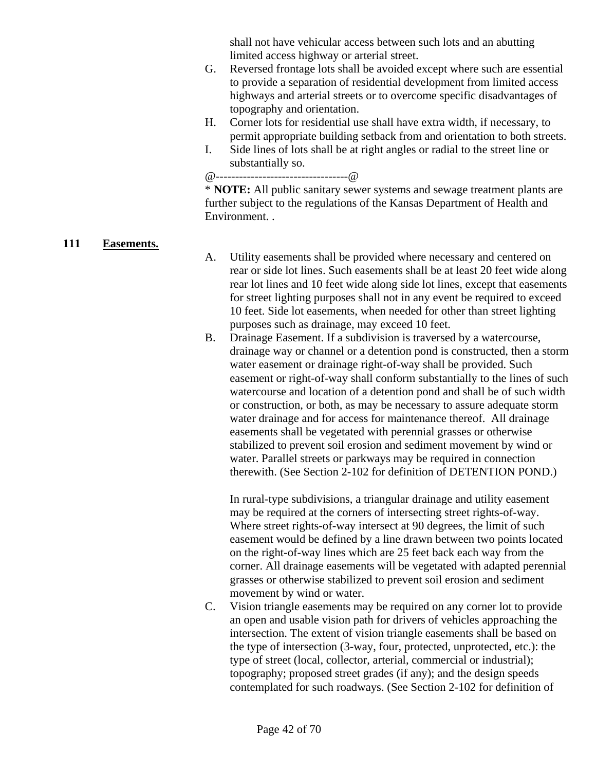shall not have vehicular access between such lots and an abutting limited access highway or arterial street.

G. Reversed frontage lots shall be avoided except where such are essential to provide a separation of residential development from limited access highways and arterial streets or to overcome specific disadvantages of topography and orientation.

H. Corner lots for residential use shall have extra width, if necessary, to permit appropriate building setback from and orientation to both streets.

I. Side lines of lots shall be at right angles or radial to the street line or substantially so.

@----------------------------------@

* **NOTE:** All public sanitary sewer systems and sewage treatment plants are further subject to the regulations of the Kansas Department of Health and Environment. .

## 111 Easements.

A. Utility easements shall be provided where necessary and centered on rear or side lot lines. Such easements shall be at least 20 feet wide along rear lot lines and 10 feet wide along side lot lines, except that easements for street lighting purposes shall not in any event be required to exceed 10 feet. Side lot easements, when needed for other than street lighting purposes such as drainage, may exceed 10 feet.

B. Drainage Easement. If a subdivision is traversed by a watercourse, drainage way or channel or a detention pond is constructed, then a storm water easement or drainage right-of-way shall be provided. Such easement or right-of-way shall conform substantially to the lines of such watercourse and location of a detention pond and shall be of such width or construction, or both, as may be necessary to assure adequate storm water drainage and for access for maintenance thereof. All drainage easements shall be vegetated with perennial grasses or otherwise stabilized to prevent soil erosion and sediment movement by wind or water. Parallel streets or parkways may be required in connection therewith. (See Section 2-102 for definition of DETENTION POND.)

In rural-type subdivisions, a triangular drainage and utility easement may be required at the corners of intersecting street rights-of-way. Where street rights-of-way intersect at 90 degrees, the limit of such easement would be defined by a line drawn between two points located on the right-of-way lines which are 25 feet back each way from the corner. All drainage easements will be vegetated with adapted perennial grasses or otherwise stabilized to prevent soil erosion and sediment movement by wind or water.

C. Vision triangle easements may be required on any corner lot to provide an open and usable vision path for drivers of vehicles approaching the intersection. The extent of vision triangle easements shall be based on the type of intersection (3-way, four, protected, unprotected, etc.): the type of street (local, collector, arterial, commercial or industrial); topography; proposed street grades (if any); and the design speeds contemplated for such roadways. (See Section 2-102 for definition of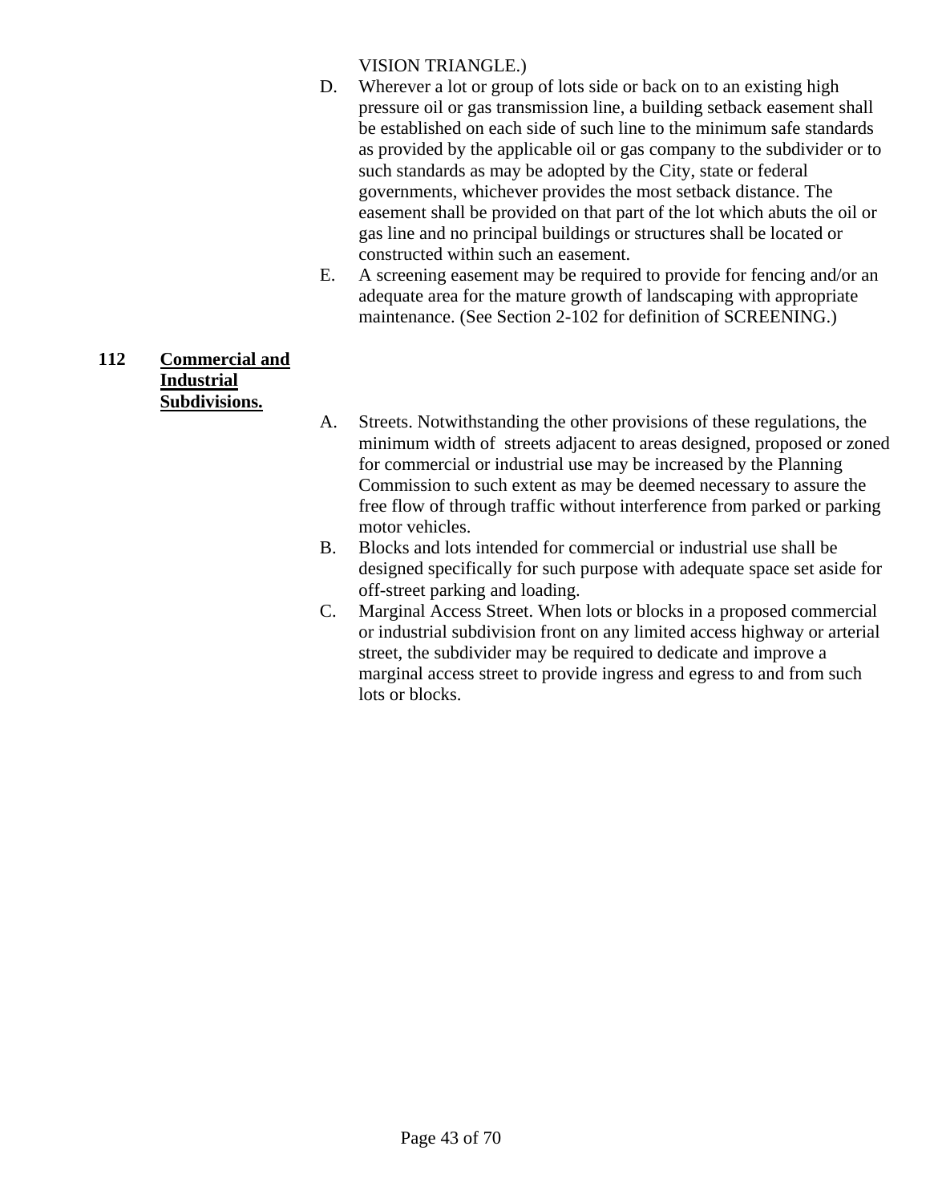VISION TRIANGLE.)

D. Wherever a lot or group of lots side or back on to an existing high pressure oil or gas transmission line, a building setback easement shall be established on each side of such line to the minimum safe standards as provided by the applicable oil or gas company to the subdivider or to such standards as may be adopted by the City, state or federal governments, whichever provides the most setback distance. The easement shall be provided on that part of the lot which abuts the oil or gas line and no principal buildings or structures shall be located or constructed within such an easement.

E. A screening easement may be required to provide for fencing and/or an adequate area for the mature growth of landscaping with appropriate maintenance. (See Section 2-102 for definition of SCREENING.)

**112 Commercial and Industrial Subdivisions.**

A. Streets. Notwithstanding the other provisions of these regulations, the minimum width of streets adjacent to areas designed, proposed or zoned for commercial or industrial use may be increased by the Planning Commission to such extent as may be deemed necessary to assure the free flow of through traffic without interference from parked or parking motor vehicles.

B. Blocks and lots intended for commercial or industrial use shall be designed specifically for such purpose with adequate space set aside for off-street parking and loading.

C. Marginal Access Street. When lots or blocks in a proposed commercial or industrial subdivision front on any limited access highway or arterial street, the subdivider may be required to dedicate and improve a marginal access street to provide ingress and egress to and from such lots or blocks.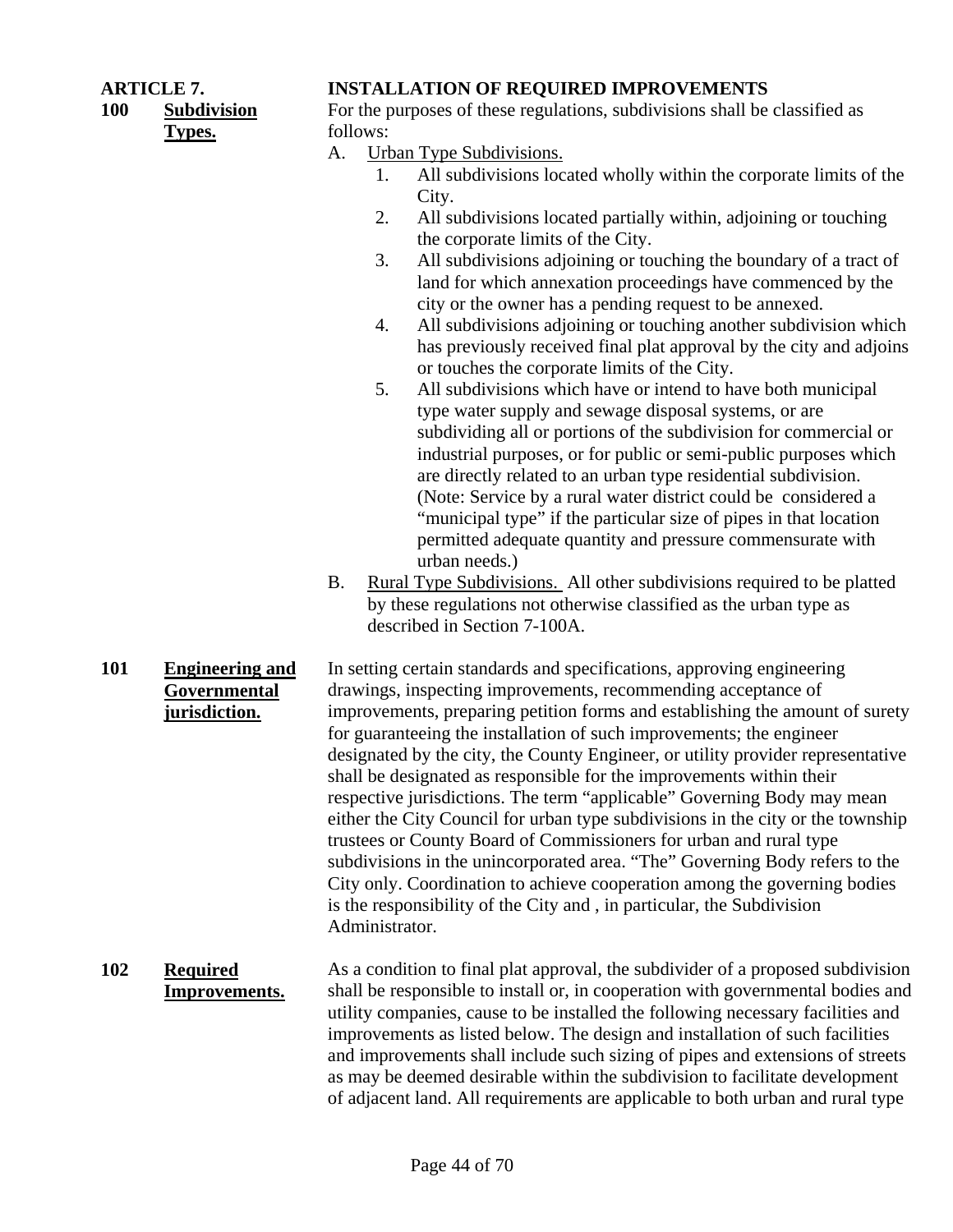## ARTICLE 7. INSTALLATION OF REQUIRED IMPROVEMENTS

**100 Subdivision Types.**

For the purposes of these regulations, subdivisions shall be classified as follows:

A. Urban Type Subdivisions.
   1. All subdivisions located wholly within the corporate limits of the City.
   2. All subdivisions located partially within, adjoining or touching the corporate limits of the City.
   3. All subdivisions adjoining or touching the boundary of a tract of land for which annexation proceedings have commenced by the city or the owner has a pending request to be annexed.
   4. All subdivisions adjoining or touching another subdivision which has previously received final plat approval by the city and adjoins or touches the corporate limits of the City.
   5. All subdivisions which have or intend to have both municipal type water supply and sewage disposal systems, or are subdividing all or portions of the subdivision for commercial or industrial purposes, or for public or semi-public purposes which are directly related to an urban type residential subdivision. (Note: Service by a rural water district could be considered a "municipal type" if the particular size of pipes in that location permitted adequate quantity and pressure commensurate with urban needs.)

B. Rural Type Subdivisions. All other subdivisions required to be platted by these regulations not otherwise classified as the urban type as described in Section 7-100A.

**101 Engineering and Governmental jurisdiction.**

In setting certain standards and specifications, approving engineering drawings, inspecting improvements, recommending acceptance of improvements, preparing petition forms and establishing the amount of surety for guaranteeing the installation of such improvements; the engineer designated by the city, the County Engineer, or utility provider representative shall be designated as responsible for the improvements within their respective jurisdictions. The term "applicable" Governing Body may mean either the City Council for urban type subdivisions in the city or the township trustees or County Board of Commissioners for urban and rural type subdivisions in the unincorporated area. "The" Governing Body refers to the City only. Coordination to achieve cooperation among the governing bodies is the responsibility of the City and , in particular, the Subdivision Administrator.

**102 Required Improvements.**

As a condition to final plat approval, the subdivider of a proposed subdivision shall be responsible to install or, in cooperation with governmental bodies and utility companies, cause to be installed the following necessary facilities and improvements as listed below. The design and installation of such facilities and improvements shall include such sizing of pipes and extensions of streets as may be deemed desirable within the subdivision to facilitate development of adjacent land. All requirements are applicable to both urban and rural type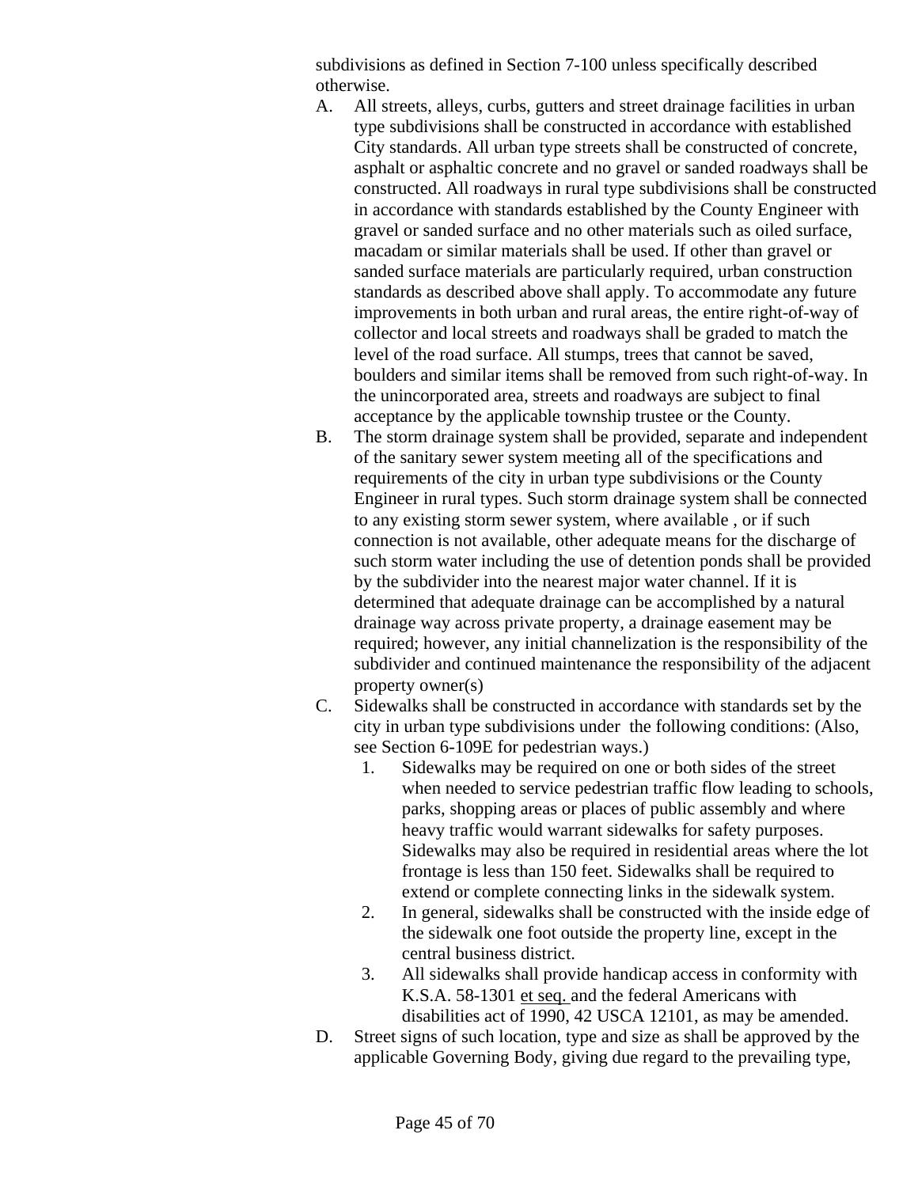subdivisions as defined in Section 7-100 unless specifically described otherwise.

A. All streets, alleys, curbs, gutters and street drainage facilities in urban type subdivisions shall be constructed in accordance with established City standards. All urban type streets shall be constructed of concrete, asphalt or asphaltic concrete and no gravel or sanded roadways shall be constructed. All roadways in rural type subdivisions shall be constructed in accordance with standards established by the County Engineer with gravel or sanded surface and no other materials such as oiled surface, macadam or similar materials shall be used. If other than gravel or sanded surface materials are particularly required, urban construction standards as described above shall apply. To accommodate any future improvements in both urban and rural areas, the entire right-of-way of collector and local streets and roadways shall be graded to match the level of the road surface. All stumps, trees that cannot be saved, boulders and similar items shall be removed from such right-of-way. In the unincorporated area, streets and roadways are subject to final acceptance by the applicable township trustee or the County.

B. The storm drainage system shall be provided, separate and independent of the sanitary sewer system meeting all of the specifications and requirements of the city in urban type subdivisions or the County Engineer in rural types. Such storm drainage system shall be connected to any existing storm sewer system, where available , or if such connection is not available, other adequate means for the discharge of such storm water including the use of detention ponds shall be provided by the subdivider into the nearest major water channel. If it is determined that adequate drainage can be accomplished by a natural drainage way across private property, a drainage easement may be required; however, any initial channelization is the responsibility of the subdivider and continued maintenance the responsibility of the adjacent property owner(s)

C. Sidewalks shall be constructed in accordance with standards set by the city in urban type subdivisions under the following conditions: (Also, see Section 6-109E for pedestrian ways.)

   1. Sidewalks may be required on one or both sides of the street when needed to service pedestrian traffic flow leading to schools, parks, shopping areas or places of public assembly and where heavy traffic would warrant sidewalks for safety purposes. Sidewalks may also be required in residential areas where the lot frontage is less than 150 feet. Sidewalks shall be required to extend or complete connecting links in the sidewalk system.
   2. In general, sidewalks shall be constructed with the inside edge of the sidewalk one foot outside the property line, except in the central business district.
   3. All sidewalks shall provide handicap access in conformity with K.S.A. 58-1301 et seq. and the federal Americans with disabilities act of 1990, 42 USCA 12101, as may be amended.

D. Street signs of such location, type and size as shall be approved by the applicable Governing Body, giving due regard to the prevailing type,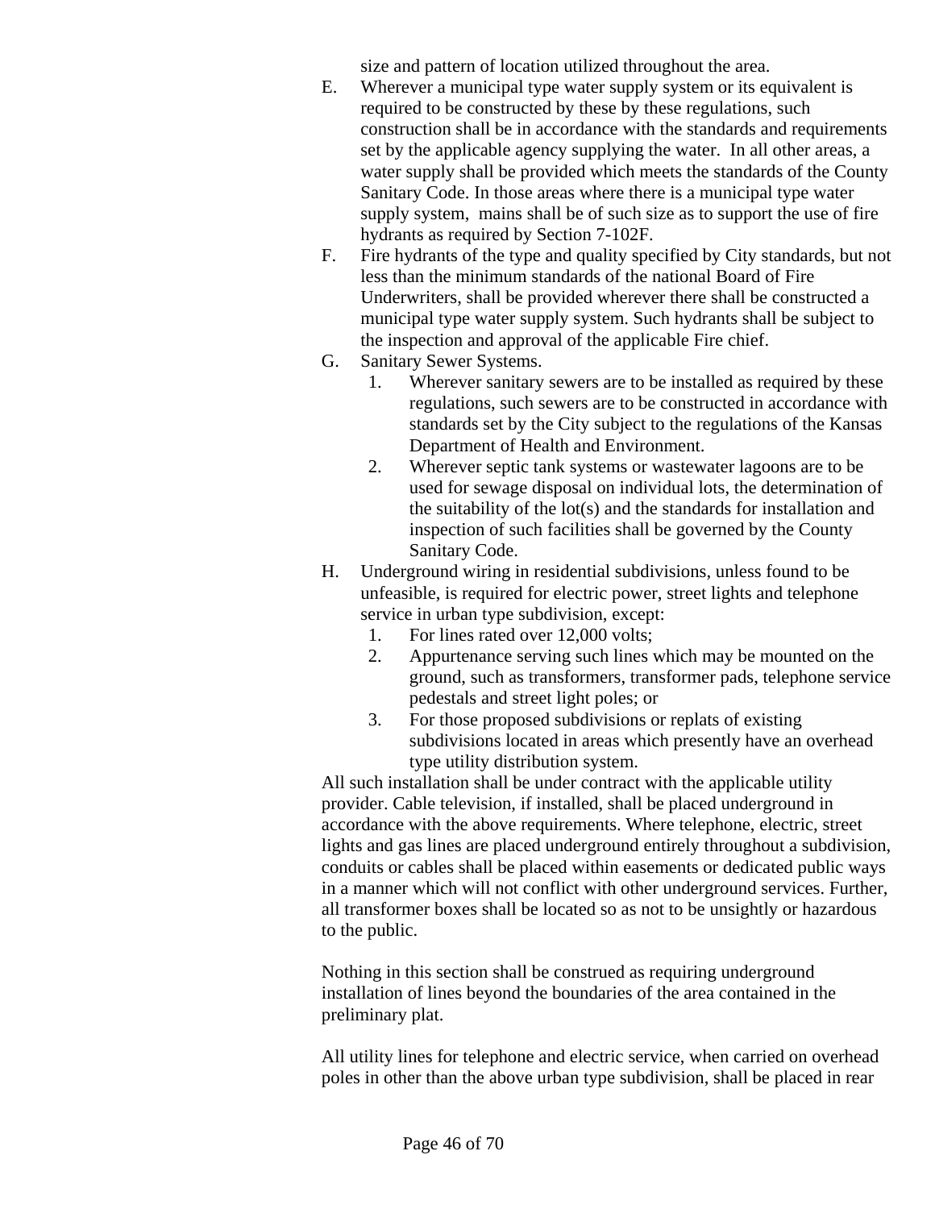size and pattern of location utilized throughout the area.

E. Wherever a municipal type water supply system or its equivalent is required to be constructed by these by these regulations, such construction shall be in accordance with the standards and requirements set by the applicable agency supplying the water. In all other areas, a water supply shall be provided which meets the standards of the County Sanitary Code. In those areas where there is a municipal type water supply system, mains shall be of such size as to support the use of fire hydrants as required by Section 7-102F.

F. Fire hydrants of the type and quality specified by City standards, but not less than the minimum standards of the national Board of Fire Underwriters, shall be provided wherever there shall be constructed a municipal type water supply system. Such hydrants shall be subject to the inspection and approval of the applicable Fire chief.

G. Sanitary Sewer Systems.
   1. Wherever sanitary sewers are to be installed as required by these regulations, such sewers are to be constructed in accordance with standards set by the City subject to the regulations of the Kansas Department of Health and Environment.
   2. Wherever septic tank systems or wastewater lagoons are to be used for sewage disposal on individual lots, the determination of the suitability of the lot(s) and the standards for installation and inspection of such facilities shall be governed by the County Sanitary Code.

H. Underground wiring in residential subdivisions, unless found to be unfeasible, is required for electric power, street lights and telephone service in urban type subdivision, except:
   1. For lines rated over 12,000 volts;
   2. Appurtenance serving such lines which may be mounted on the ground, such as transformers, transformer pads, telephone service pedestals and street light poles; or
   3. For those proposed subdivisions or replats of existing subdivisions located in areas which presently have an overhead type utility distribution system.

All such installation shall be under contract with the applicable utility provider. Cable television, if installed, shall be placed underground in accordance with the above requirements. Where telephone, electric, street lights and gas lines are placed underground entirely throughout a subdivision, conduits or cables shall be placed within easements or dedicated public ways in a manner which will not conflict with other underground services. Further, all transformer boxes shall be located so as not to be unsightly or hazardous to the public.

Nothing in this section shall be construed as requiring underground installation of lines beyond the boundaries of the area contained in the preliminary plat.

All utility lines for telephone and electric service, when carried on overhead poles in other than the above urban type subdivision, shall be placed in rear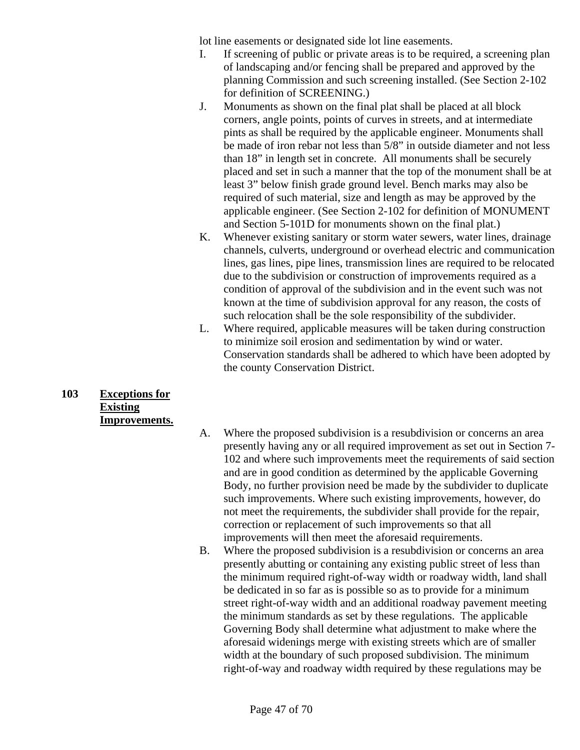lot line easements or designated side lot line easements.

I. If screening of public or private areas is to be required, a screening plan of landscaping and/or fencing shall be prepared and approved by the planning Commission and such screening installed. (See Section 2-102 for definition of SCREENING.)

J. Monuments as shown on the final plat shall be placed at all block corners, angle points, points of curves in streets, and at intermediate pints as shall be required by the applicable engineer. Monuments shall be made of iron rebar not less than 5/8" in outside diameter and not less than 18" in length set in concrete. All monuments shall be securely placed and set in such a manner that the top of the monument shall be at least 3" below finish grade ground level. Bench marks may also be required of such material, size and length as may be approved by the applicable engineer. (See Section 2-102 for definition of MONUMENT and Section 5-101D for monuments shown on the final plat.)

K. Whenever existing sanitary or storm water sewers, water lines, drainage channels, culverts, underground or overhead electric and communication lines, gas lines, pipe lines, transmission lines are required to be relocated due to the subdivision or construction of improvements required as a condition of approval of the subdivision and in the event such was not known at the time of subdivision approval for any reason, the costs of such relocation shall be the sole responsibility of the subdivider.

L. Where required, applicable measures will be taken during construction to minimize soil erosion and sedimentation by wind or water. Conservation standards shall be adhered to which have been adopted by the county Conservation District.

**103 <u>Exceptions for Existing Improvements.</u>**

A. Where the proposed subdivision is a resubdivision or concerns an area presently having any or all required improvement as set out in Section 7-102 and where such improvements meet the requirements of said section and are in good condition as determined by the applicable Governing Body, no further provision need be made by the subdivider to duplicate such improvements. Where such existing improvements, however, do not meet the requirements, the subdivider shall provide for the repair, correction or replacement of such improvements so that all improvements will then meet the aforesaid requirements.

B. Where the proposed subdivision is a resubdivision or concerns an area presently abutting or containing any existing public street of less than the minimum required right-of-way width or roadway width, land shall be dedicated in so far as is possible so as to provide for a minimum street right-of-way width and an additional roadway pavement meeting the minimum standards as set by these regulations. The applicable Governing Body shall determine what adjustment to make where the aforesaid widenings merge with existing streets which are of smaller width at the boundary of such proposed subdivision. The minimum right-of-way and roadway width required by these regulations may be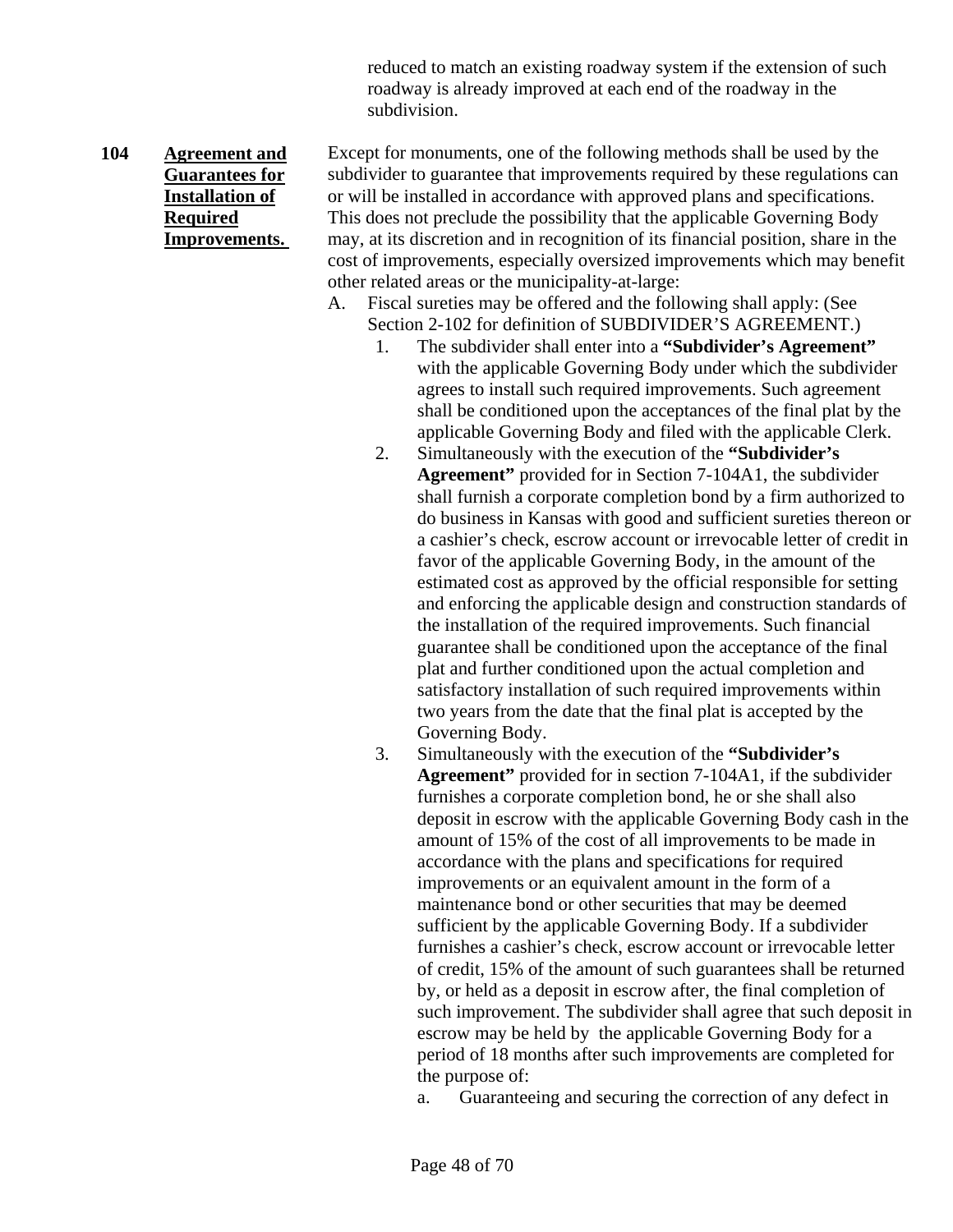reduced to match an existing roadway system if the extension of such roadway is already improved at each end of the roadway in the subdivision.

**104 <u>Agreement and Guarantees for Installation of Required Improvements.</u>**

Except for monuments, one of the following methods shall be used by the subdivider to guarantee that improvements required by these regulations can or will be installed in accordance with approved plans and specifications. This does not preclude the possibility that the applicable Governing Body may, at its discretion and in recognition of its financial position, share in the cost of improvements, especially oversized improvements which may benefit other related areas or the municipality-at-large:

A. Fiscal sureties may be offered and the following shall apply: (See Section 2-102 for definition of SUBDIVIDER'S AGREEMENT.)

   1. The subdivider shall enter into a **"Subdivider's Agreement"** with the applicable Governing Body under which the subdivider agrees to install such required improvements. Such agreement shall be conditioned upon the acceptances of the final plat by the applicable Governing Body and filed with the applicable Clerk.

   2. Simultaneously with the execution of the **"Subdivider's Agreement"** provided for in Section 7-104A1, the subdivider shall furnish a corporate completion bond by a firm authorized to do business in Kansas with good and sufficient sureties thereon or a cashier's check, escrow account or irrevocable letter of credit in favor of the applicable Governing Body, in the amount of the estimated cost as approved by the official responsible for setting and enforcing the applicable design and construction standards of the installation of the required improvements. Such financial guarantee shall be conditioned upon the acceptance of the final plat and further conditioned upon the actual completion and satisfactory installation of such required improvements within two years from the date that the final plat is accepted by the Governing Body.

   3. Simultaneously with the execution of the **"Subdivider's Agreement"** provided for in section 7-104A1, if the subdivider furnishes a corporate completion bond, he or she shall also deposit in escrow with the applicable Governing Body cash in the amount of 15% of the cost of all improvements to be made in accordance with the plans and specifications for required improvements or an equivalent amount in the form of a maintenance bond or other securities that may be deemed sufficient by the applicable Governing Body. If a subdivider furnishes a cashier's check, escrow account or irrevocable letter of credit, 15% of the amount of such guarantees shall be returned by, or held as a deposit in escrow after, the final completion of such improvement. The subdivider shall agree that such deposit in escrow may be held by the applicable Governing Body for a period of 18 months after such improvements are completed for the purpose of:

      a. Guaranteeing and securing the correction of any defect in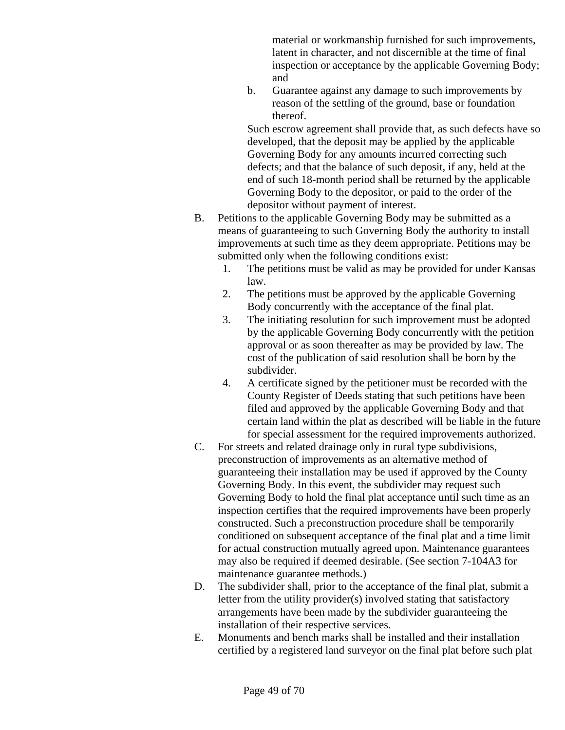material or workmanship furnished for such improvements, latent in character, and not discernible at the time of final inspection or acceptance by the applicable Governing Body; and

b. Guarantee against any damage to such improvements by reason of the settling of the ground, base or foundation thereof.

Such escrow agreement shall provide that, as such defects have so developed, that the deposit may be applied by the applicable Governing Body for any amounts incurred correcting such defects; and that the balance of such deposit, if any, held at the end of such 18-month period shall be returned by the applicable Governing Body to the depositor, or paid to the order of the depositor without payment of interest.

B. Petitions to the applicable Governing Body may be submitted as a means of guaranteeing to such Governing Body the authority to install improvements at such time as they deem appropriate. Petitions may be submitted only when the following conditions exist:
   1. The petitions must be valid as may be provided for under Kansas law.
   2. The petitions must be approved by the applicable Governing Body concurrently with the acceptance of the final plat.
   3. The initiating resolution for such improvement must be adopted by the applicable Governing Body concurrently with the petition approval or as soon thereafter as may be provided by law. The cost of the publication of said resolution shall be born by the subdivider.
   4. A certificate signed by the petitioner must be recorded with the County Register of Deeds stating that such petitions have been filed and approved by the applicable Governing Body and that certain land within the plat as described will be liable in the future for special assessment for the required improvements authorized.

C. For streets and related drainage only in rural type subdivisions, preconstruction of improvements as an alternative method of guaranteeing their installation may be used if approved by the County Governing Body. In this event, the subdivider may request such Governing Body to hold the final plat acceptance until such time as an inspection certifies that the required improvements have been properly constructed. Such a preconstruction procedure shall be temporarily conditioned on subsequent acceptance of the final plat and a time limit for actual construction mutually agreed upon. Maintenance guarantees may also be required if deemed desirable. (See section 7-104A3 for maintenance guarantee methods.)

D. The subdivider shall, prior to the acceptance of the final plat, submit a letter from the utility provider(s) involved stating that satisfactory arrangements have been made by the subdivider guaranteeing the installation of their respective services.

E. Monuments and bench marks shall be installed and their installation certified by a registered land surveyor on the final plat before such plat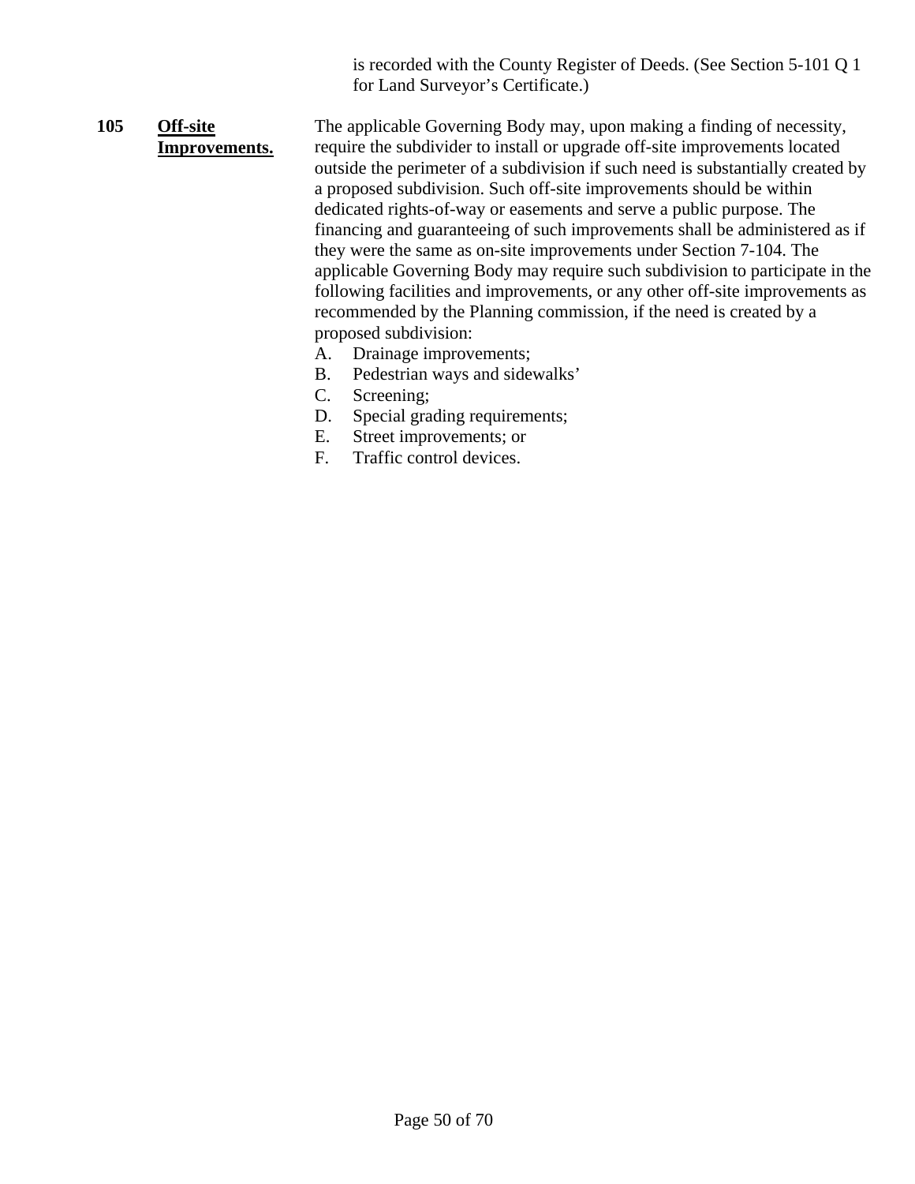is recorded with the County Register of Deeds. (See Section 5-101 Q 1 for Land Surveyor's Certificate.)

**105** **Off-site Improvements.** The applicable Governing Body may, upon making a finding of necessity, require the subdivider to install or upgrade off-site improvements located outside the perimeter of a subdivision if such need is substantially created by a proposed subdivision. Such off-site improvements should be within dedicated rights-of-way or easements and serve a public purpose. The financing and guaranteeing of such improvements shall be administered as if they were the same as on-site improvements under Section 7-104. The applicable Governing Body may require such subdivision to participate in the following facilities and improvements, or any other off-site improvements as recommended by the Planning commission, if the need is created by a proposed subdivision:

A. Drainage improvements;
B. Pedestrian ways and sidewalks'
C. Screening;
D. Special grading requirements;
E. Street improvements; or
F. Traffic control devices.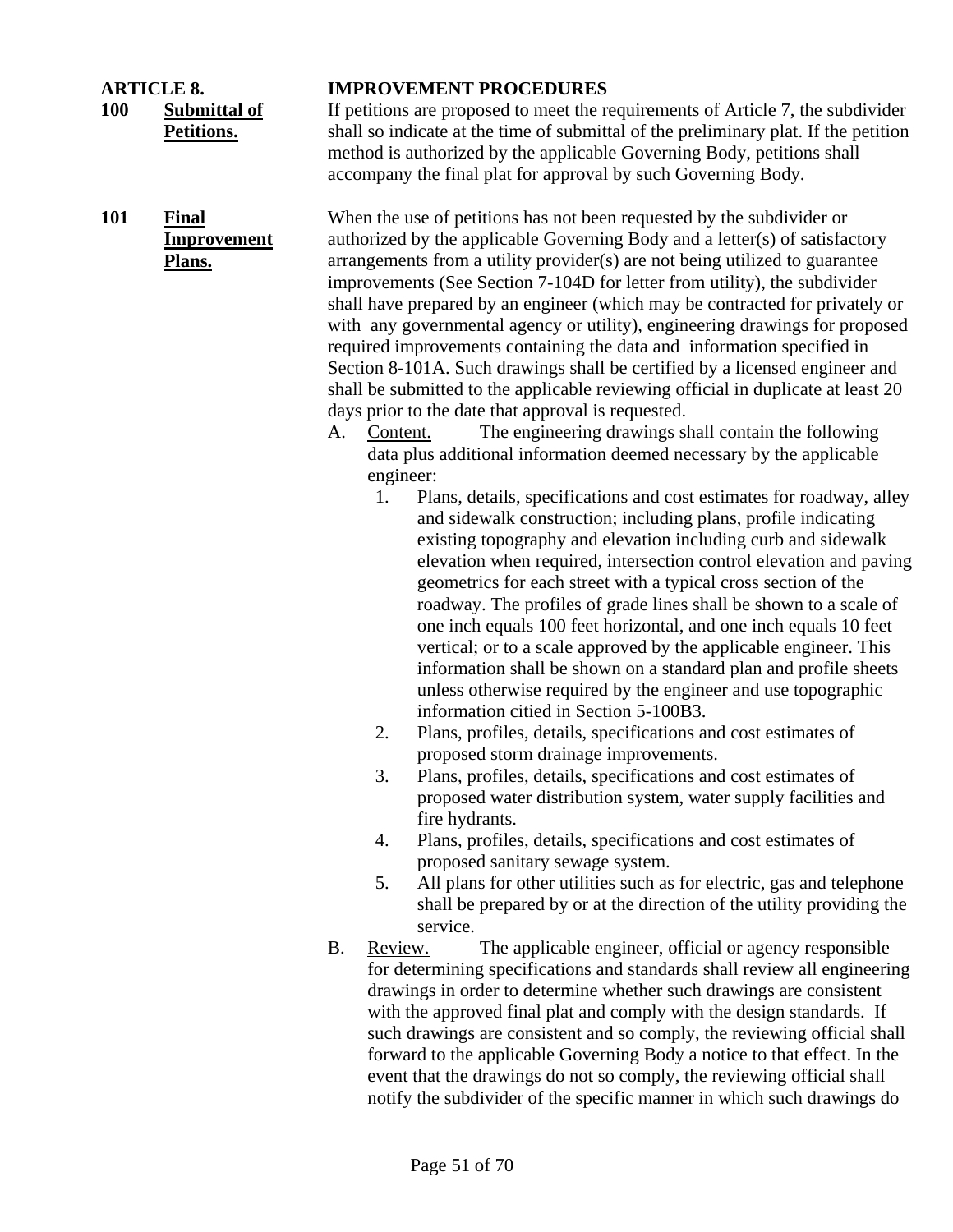# ARTICLE 8. IMPROVEMENT PROCEDURES

**100 <u>Submittal of Petitions.</u>**

If petitions are proposed to meet the requirements of Article 7, the subdivider shall so indicate at the time of submittal of the preliminary plat. If the petition method is authorized by the applicable Governing Body, petitions shall accompany the final plat for approval by such Governing Body.

**101 <u>Final Improvement Plans.</u>**

When the use of petitions has not been requested by the subdivider or authorized by the applicable Governing Body and a letter(s) of satisfactory arrangements from a utility provider(s) are not being utilized to guarantee improvements (See Section 7-104D for letter from utility), the subdivider shall have prepared by an engineer (which may be contracted for privately or with any governmental agency or utility), engineering drawings for proposed required improvements containing the data and information specified in Section 8-101A. Such drawings shall be certified by a licensed engineer and shall be submitted to the applicable reviewing official in duplicate at least 20 days prior to the date that approval is requested.

A. <u>Content.</u> The engineering drawings shall contain the following data plus additional information deemed necessary by the applicable engineer:

1. Plans, details, specifications and cost estimates for roadway, alley and sidewalk construction; including plans, profile indicating existing topography and elevation including curb and sidewalk elevation when required, intersection control elevation and paving geometrics for each street with a typical cross section of the roadway. The profiles of grade lines shall be shown to a scale of one inch equals 100 feet horizontal, and one inch equals 10 feet vertical; or to a scale approved by the applicable engineer. This information shall be shown on a standard plan and profile sheets unless otherwise required by the engineer and use topographic information citied in Section 5-100B3.
2. Plans, profiles, details, specifications and cost estimates of proposed storm drainage improvements.
3. Plans, profiles, details, specifications and cost estimates of proposed water distribution system, water supply facilities and fire hydrants.
4. Plans, profiles, details, specifications and cost estimates of proposed sanitary sewage system.
5. All plans for other utilities such as for electric, gas and telephone shall be prepared by or at the direction of the utility providing the service.

B. <u>Review.</u> The applicable engineer, official or agency responsible for determining specifications and standards shall review all engineering drawings in order to determine whether such drawings are consistent with the approved final plat and comply with the design standards. If such drawings are consistent and so comply, the reviewing official shall forward to the applicable Governing Body a notice to that effect. In the event that the drawings do not so comply, the reviewing official shall notify the subdivider of the specific manner in which such drawings do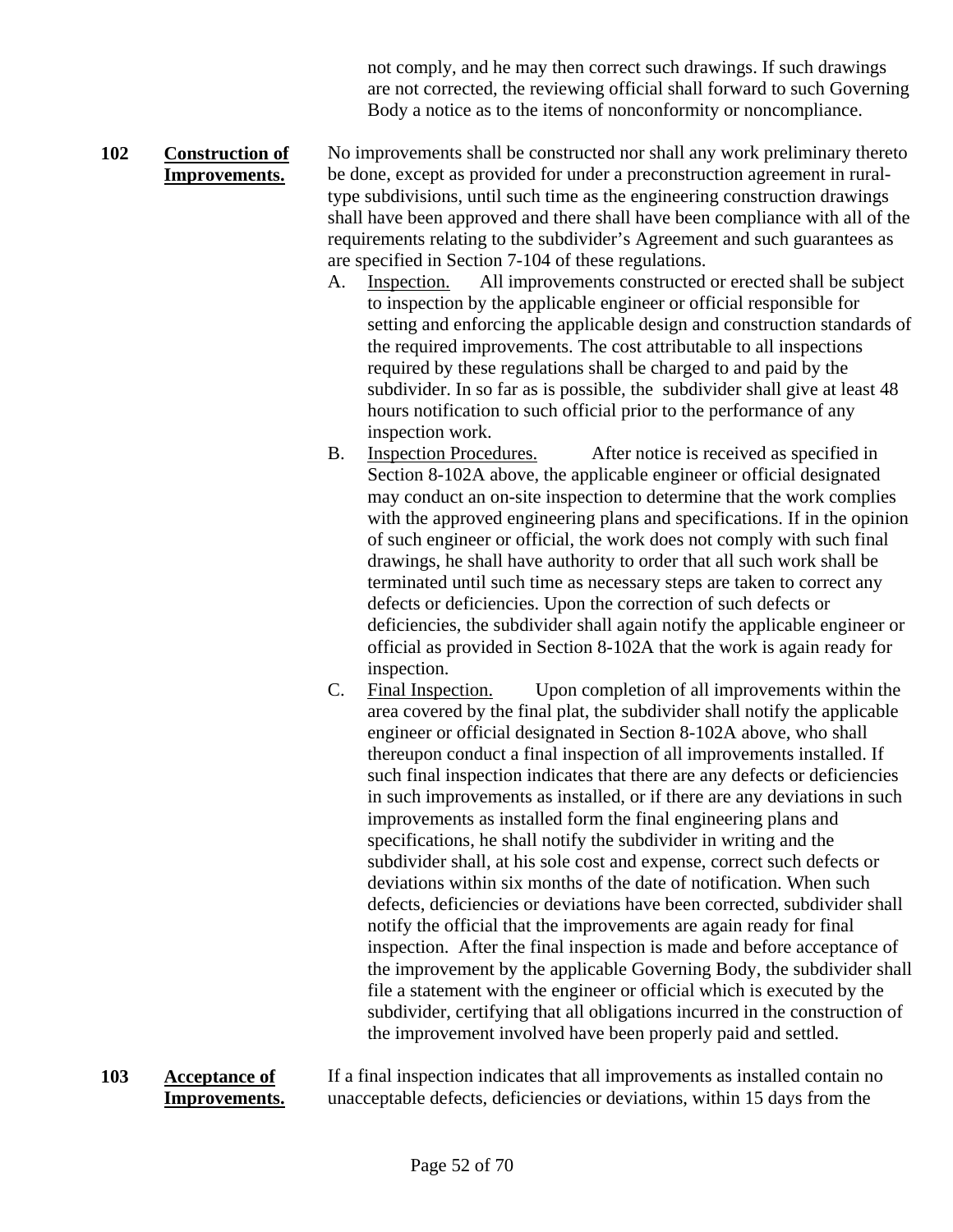not comply, and he may then correct such drawings. If such drawings are not corrected, the reviewing official shall forward to such Governing Body a notice as to the items of nonconformity or noncompliance.

**102 Construction of Improvements.** No improvements shall be constructed nor shall any work preliminary thereto be done, except as provided for under a preconstruction agreement in rural-type subdivisions, until such time as the engineering construction drawings shall have been approved and there shall have been compliance with all of the requirements relating to the subdivider's Agreement and such guarantees as are specified in Section 7-104 of these regulations.

A. Inspection. All improvements constructed or erected shall be subject to inspection by the applicable engineer or official responsible for setting and enforcing the applicable design and construction standards of the required improvements. The cost attributable to all inspections required by these regulations shall be charged to and paid by the subdivider. In so far as is possible, the subdivider shall give at least 48 hours notification to such official prior to the performance of any inspection work.

B. Inspection Procedures. After notice is received as specified in Section 8-102A above, the applicable engineer or official designated may conduct an on-site inspection to determine that the work complies with the approved engineering plans and specifications. If in the opinion of such engineer or official, the work does not comply with such final drawings, he shall have authority to order that all such work shall be terminated until such time as necessary steps are taken to correct any defects or deficiencies. Upon the correction of such defects or deficiencies, the subdivider shall again notify the applicable engineer or official as provided in Section 8-102A that the work is again ready for inspection.

C. Final Inspection. Upon completion of all improvements within the area covered by the final plat, the subdivider shall notify the applicable engineer or official designated in Section 8-102A above, who shall thereupon conduct a final inspection of all improvements installed. If such final inspection indicates that there are any defects or deficiencies in such improvements as installed, or if there are any deviations in such improvements as installed form the final engineering plans and specifications, he shall notify the subdivider in writing and the subdivider shall, at his sole cost and expense, correct such defects or deviations within six months of the date of notification. When such defects, deficiencies or deviations have been corrected, subdivider shall notify the official that the improvements are again ready for final inspection. After the final inspection is made and before acceptance of the improvement by the applicable Governing Body, the subdivider shall file a statement with the engineer or official which is executed by the subdivider, certifying that all obligations incurred in the construction of the improvement involved have been properly paid and settled.

**103 Acceptance of Improvements.** If a final inspection indicates that all improvements as installed contain no unacceptable defects, deficiencies or deviations, within 15 days from the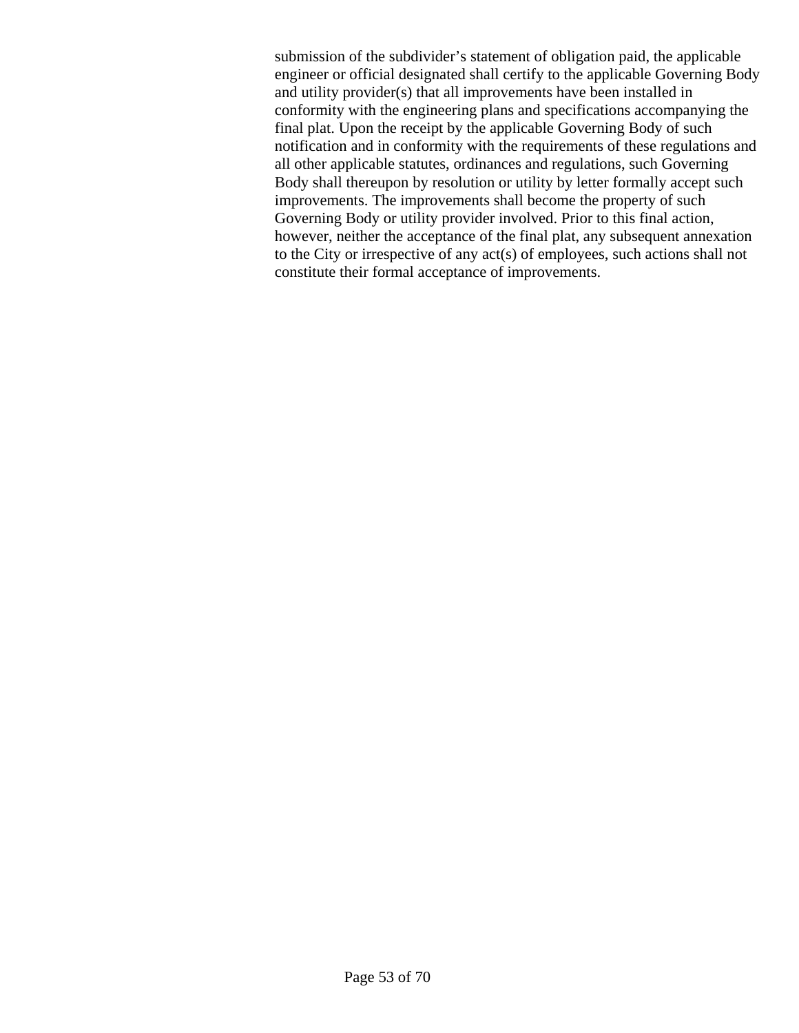submission of the subdivider’s statement of obligation paid, the applicable engineer or official designated shall certify to the applicable Governing Body and utility provider(s) that all improvements have been installed in conformity with the engineering plans and specifications accompanying the final plat. Upon the receipt by the applicable Governing Body of such notification and in conformity with the requirements of these regulations and all other applicable statutes, ordinances and regulations, such Governing Body shall thereupon by resolution or utility by letter formally accept such improvements. The improvements shall become the property of such Governing Body or utility provider involved. Prior to this final action, however, neither the acceptance of the final plat, any subsequent annexation to the City or irrespective of any act(s) of employees, such actions shall not constitute their formal acceptance of improvements.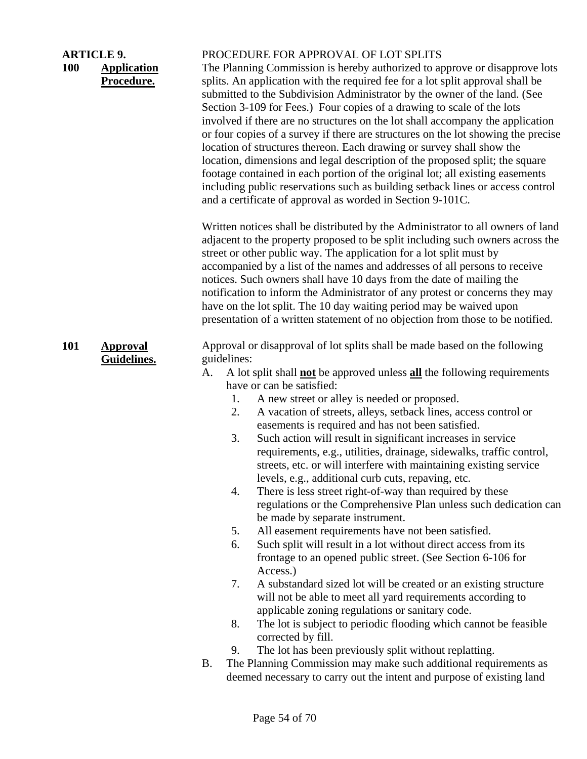**ARTICLE 9.** PROCEDURE FOR APPROVAL OF LOT SPLITS

**100 Application Procedure.**

The Planning Commission is hereby authorized to approve or disapprove lots splits. An application with the required fee for a lot split approval shall be submitted to the Subdivision Administrator by the owner of the land. (See Section 3-109 for Fees.) Four copies of a drawing to scale of the lots involved if there are no structures on the lot shall accompany the application or four copies of a survey if there are structures on the lot showing the precise location of structures thereon. Each drawing or survey shall show the location, dimensions and legal description of the proposed split; the square footage contained in each portion of the original lot; all existing easements including public reservations such as building setback lines or access control and a certificate of approval as worded in Section 9-101C.

Written notices shall be distributed by the Administrator to all owners of land adjacent to the property proposed to be split including such owners across the street or other public way. The application for a lot split must by accompanied by a list of the names and addresses of all persons to receive notices. Such owners shall have 10 days from the date of mailing the notification to inform the Administrator of any protest or concerns they may have on the lot split. The 10 day waiting period may be waived upon presentation of a written statement of no objection from those to be notified.

**101 Approval Guidelines.**

Approval or disapproval of lot splits shall be made based on the following guidelines:

A. A lot split shall **not** be approved unless **all** the following requirements have or can be satisfied:
   1. A new street or alley is needed or proposed.
   2. A vacation of streets, alleys, setback lines, access control or easements is required and has not been satisfied.
   3. Such action will result in significant increases in service requirements, e.g., utilities, drainage, sidewalks, traffic control, streets, etc. or will interfere with maintaining existing service levels, e.g., additional curb cuts, repaving, etc.
   4. There is less street right-of-way than required by these regulations or the Comprehensive Plan unless such dedication can be made by separate instrument.
   5. All easement requirements have not been satisfied.
   6. Such split will result in a lot without direct access from its frontage to an opened public street. (See Section 6-106 for Access.)
   7. A substandard sized lot will be created or an existing structure will not be able to meet all yard requirements according to applicable zoning regulations or sanitary code.
   8. The lot is subject to periodic flooding which cannot be feasible corrected by fill.
   9. The lot has been previously split without replatting.

B. The Planning Commission may make such additional requirements as deemed necessary to carry out the intent and purpose of existing land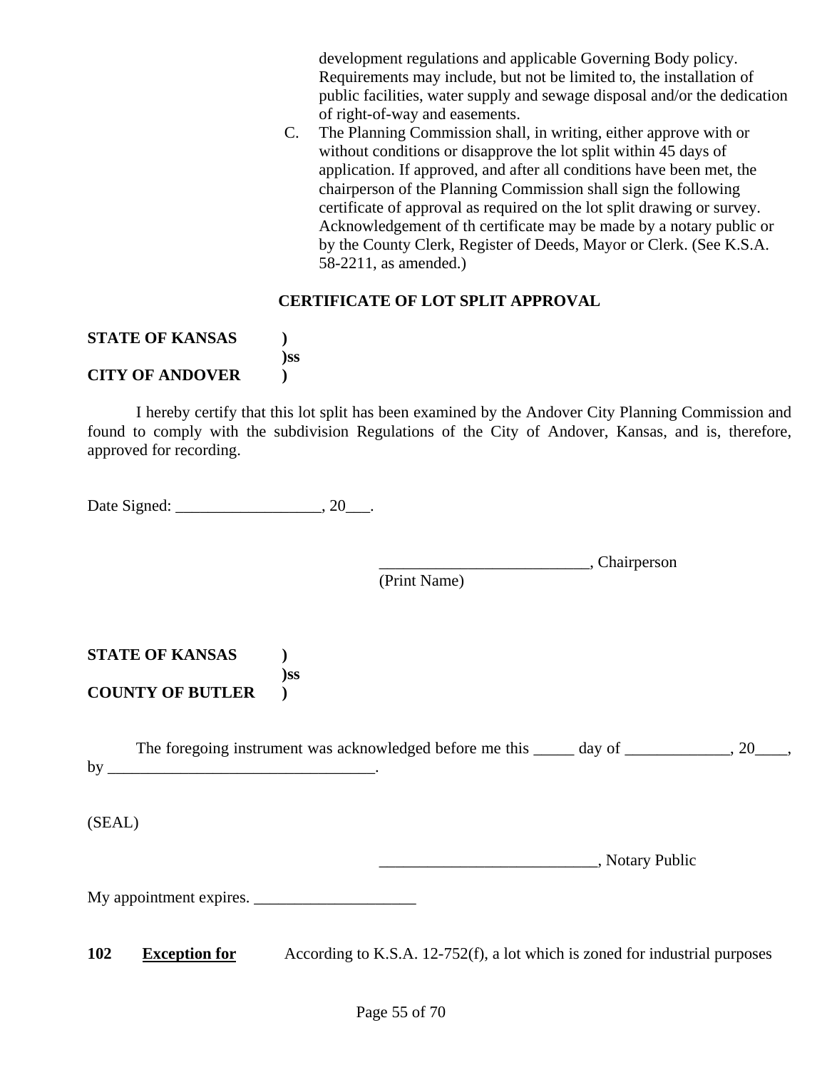development regulations and applicable Governing Body policy. Requirements may include, but not be limited to, the installation of public facilities, water supply and sewage disposal and/or the dedication of right-of-way and easements.

C. The Planning Commission shall, in writing, either approve with or without conditions or disapprove the lot split within 45 days of application. If approved, and after all conditions have been met, the chairperson of the Planning Commission shall sign the following certificate of approval as required on the lot split drawing or survey. Acknowledgement of th certificate may be made by a notary public or by the County Clerk, Register of Deeds, Mayor or Clerk. (See K.S.A. 58-2211, as amended.)

**CERTIFICATE OF LOT SPLIT APPROVAL**

**STATE OF KANSAS )**
**)ss**
**CITY OF ANDOVER )**

I hereby certify that this lot split has been examined by the Andover City Planning Commission and found to comply with the subdivision Regulations of the City of Andover, Kansas, and is, therefore, approved for recording.

Date Signed: __________________, 20___.

__________________________, Chairperson
(Print Name)

**STATE OF KANSAS )**
**)ss**
**COUNTY OF BUTLER )**

The foregoing instrument was acknowledged before me this _____ day of _____________, 20____, by _________________________________.

(SEAL)

___________________________, Notary Public

My appointment expires. ____________________

**102 <u>Exception for</u>** According to K.S.A. 12-752(f), a lot which is zoned for industrial purposes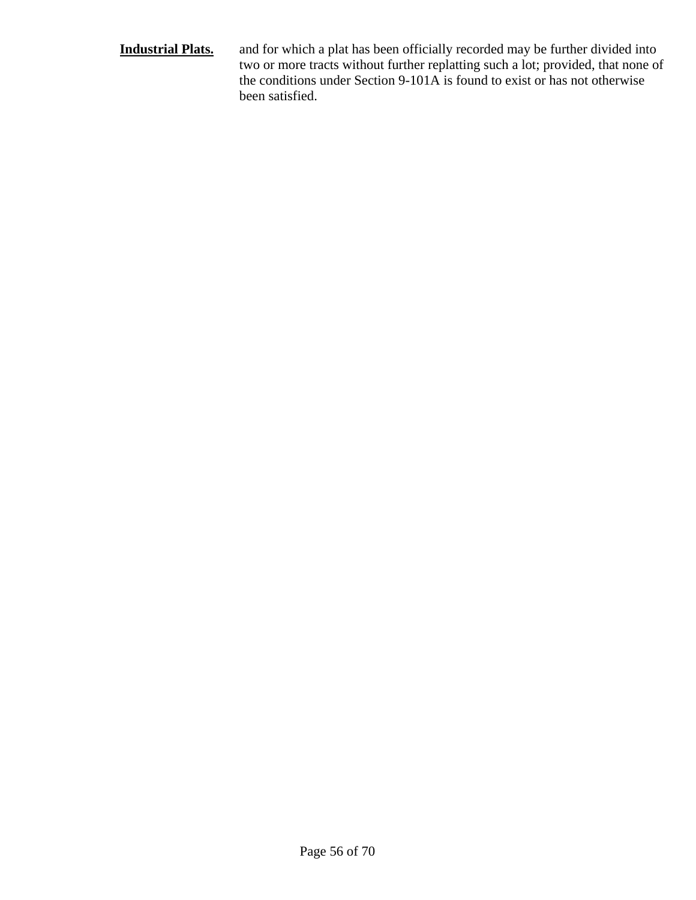**Industrial Plats.** and for which a plat has been officially recorded may be further divided into two or more tracts without further replatting such a lot; provided, that none of the conditions under Section 9-101A is found to exist or has not otherwise been satisfied.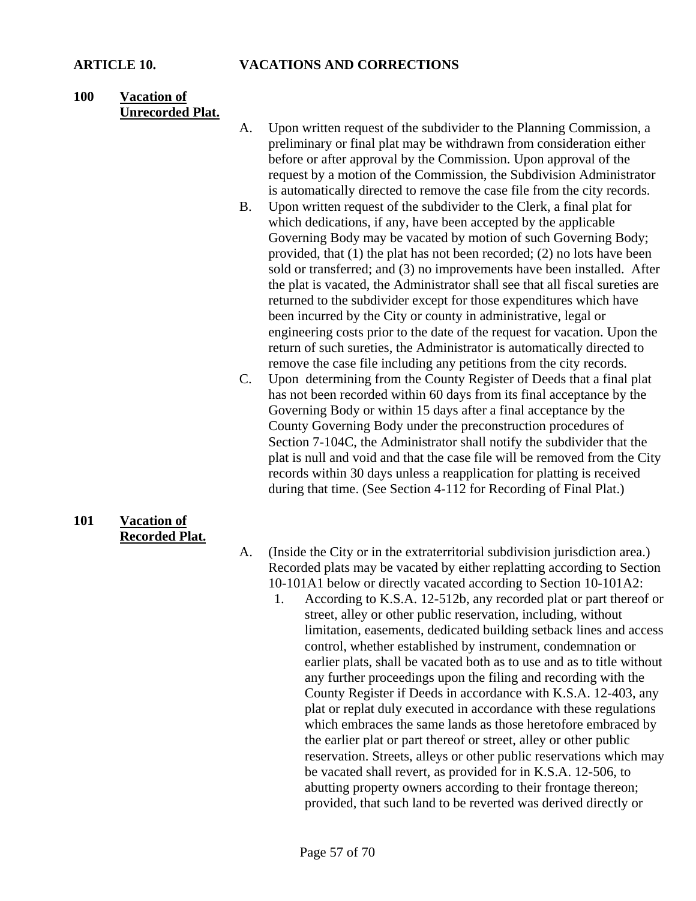## ARTICLE 10. VACATIONS AND CORRECTIONS

### 100 Vacation of Unrecorded Plat.

A. Upon written request of the subdivider to the Planning Commission, a preliminary or final plat may be withdrawn from consideration either before or after approval by the Commission. Upon approval of the request by a motion of the Commission, the Subdivision Administrator is automatically directed to remove the case file from the city records.

B. Upon written request of the subdivider to the Clerk, a final plat for which dedications, if any, have been accepted by the applicable Governing Body may be vacated by motion of such Governing Body; provided, that (1) the plat has not been recorded; (2) no lots have been sold or transferred; and (3) no improvements have been installed. After the plat is vacated, the Administrator shall see that all fiscal sureties are returned to the subdivider except for those expenditures which have been incurred by the City or county in administrative, legal or engineering costs prior to the date of the request for vacation. Upon the return of such sureties, the Administrator is automatically directed to remove the case file including any petitions from the city records.

C. Upon determining from the County Register of Deeds that a final plat has not been recorded within 60 days from its final acceptance by the Governing Body or within 15 days after a final acceptance by the County Governing Body under the preconstruction procedures of Section 7-104C, the Administrator shall notify the subdivider that the plat is null and void and that the case file will be removed from the City records within 30 days unless a reapplication for platting is received during that time. (See Section 4-112 for Recording of Final Plat.)

### 101 Vacation of Recorded Plat.

A. (Inside the City or in the extraterritorial subdivision jurisdiction area.) Recorded plats may be vacated by either replatting according to Section 10-101A1 below or directly vacated according to Section 10-101A2:

1. According to K.S.A. 12-512b, any recorded plat or part thereof or street, alley or other public reservation, including, without limitation, easements, dedicated building setback lines and access control, whether established by instrument, condemnation or earlier plats, shall be vacated both as to use and as to title without any further proceedings upon the filing and recording with the County Register if Deeds in accordance with K.S.A. 12-403, any plat or replat duly executed in accordance with these regulations which embraces the same lands as those heretofore embraced by the earlier plat or part thereof or street, alley or other public reservation. Streets, alleys or other public reservations which may be vacated shall revert, as provided for in K.S.A. 12-506, to abutting property owners according to their frontage thereon; provided, that such land to be reverted was derived directly or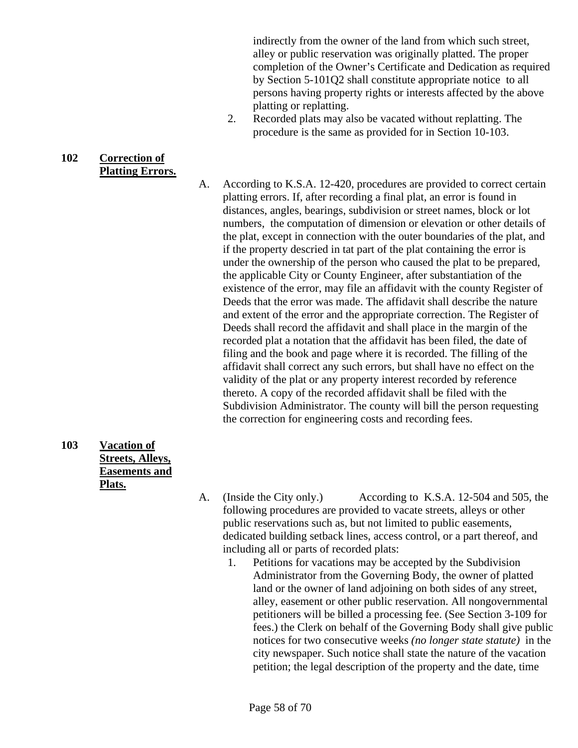indirectly from the owner of the land from which such street, alley or public reservation was originally platted. The proper completion of the Owner's Certificate and Dedication as required by Section 5-101Q2 shall constitute appropriate notice to all persons having property rights or interests affected by the above platting or replatting.

2. Recorded plats may also be vacated without replatting. The procedure is the same as provided for in Section 10-103.

## 102 Correction of Platting Errors.

A. According to K.S.A. 12-420, procedures are provided to correct certain platting errors. If, after recording a final plat, an error is found in distances, angles, bearings, subdivision or street names, block or lot numbers, the computation of dimension or elevation or other details of the plat, except in connection with the outer boundaries of the plat, and if the property descried in tat part of the plat containing the error is under the ownership of the person who caused the plat to be prepared, the applicable City or County Engineer, after substantiation of the existence of the error, may file an affidavit with the county Register of Deeds that the error was made. The affidavit shall describe the nature and extent of the error and the appropriate correction. The Register of Deeds shall record the affidavit and shall place in the margin of the recorded plat a notation that the affidavit has been filed, the date of filing and the book and page where it is recorded. The filling of the affidavit shall correct any such errors, but shall have no effect on the validity of the plat or any property interest recorded by reference thereto. A copy of the recorded affidavit shall be filed with the Subdivision Administrator. The county will bill the person requesting the correction for engineering costs and recording fees.

## 103 Vacation of Streets, Alleys, Easements and Plats.

A. (Inside the City only.) According to K.S.A. 12-504 and 505, the following procedures are provided to vacate streets, alleys or other public reservations such as, but not limited to public easements, dedicated building setback lines, access control, or a part thereof, and including all or parts of recorded plats:

1. Petitions for vacations may be accepted by the Subdivision Administrator from the Governing Body, the owner of platted land or the owner of land adjoining on both sides of any street, alley, easement or other public reservation. All nongovernmental petitioners will be billed a processing fee. (See Section 3-109 for fees.) the Clerk on behalf of the Governing Body shall give public notices for two consecutive weeks *(no longer state statute)* in the city newspaper. Such notice shall state the nature of the vacation petition; the legal description of the property and the date, time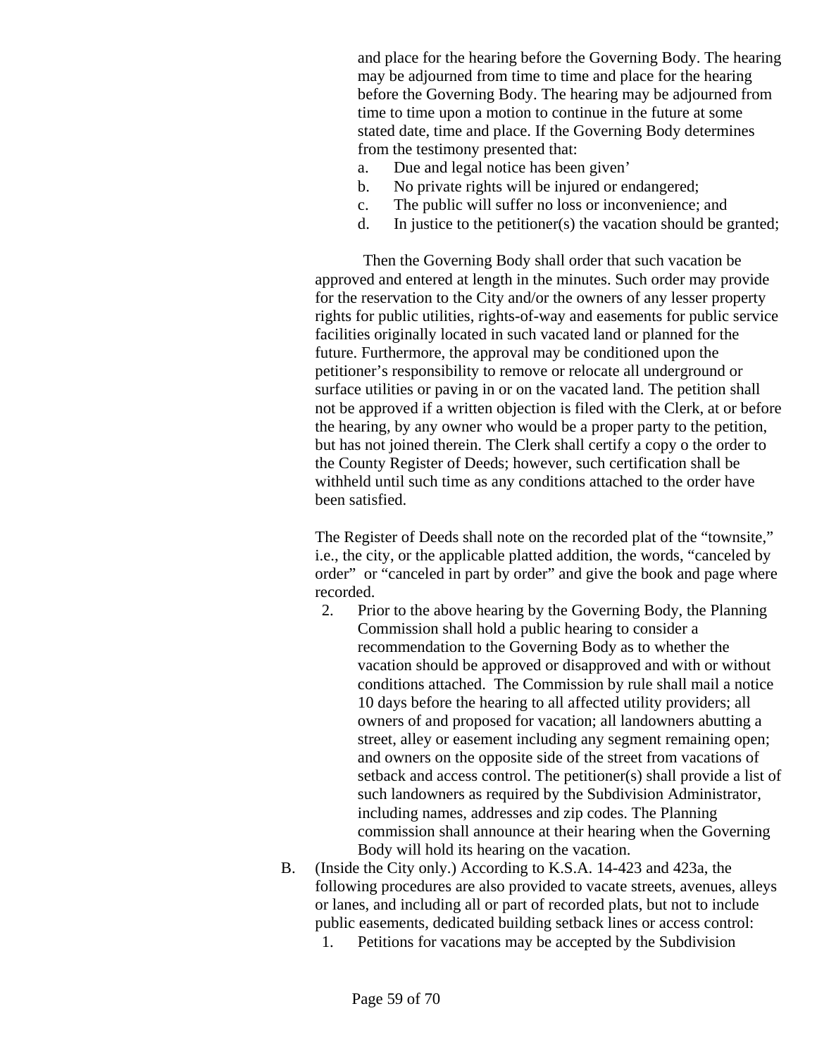and place for the hearing before the Governing Body. The hearing may be adjourned from time to time and place for the hearing before the Governing Body. The hearing may be adjourned from time to time upon a motion to continue in the future at some stated date, time and place. If the Governing Body determines from the testimony presented that:

a. Due and legal notice has been given'
b. No private rights will be injured or endangered;
c. The public will suffer no loss or inconvenience; and
d. In justice to the petitioner(s) the vacation should be granted;

Then the Governing Body shall order that such vacation be approved and entered at length in the minutes. Such order may provide for the reservation to the City and/or the owners of any lesser property rights for public utilities, rights-of-way and easements for public service facilities originally located in such vacated land or planned for the future. Furthermore, the approval may be conditioned upon the petitioner's responsibility to remove or relocate all underground or surface utilities or paving in or on the vacated land. The petition shall not be approved if a written objection is filed with the Clerk, at or before the hearing, by any owner who would be a proper party to the petition, but has not joined therein. The Clerk shall certify a copy o the order to the County Register of Deeds; however, such certification shall be withheld until such time as any conditions attached to the order have been satisfied.

The Register of Deeds shall note on the recorded plat of the "townsite," i.e., the city, or the applicable platted addition, the words, "canceled by order" or "canceled in part by order" and give the book and page where recorded.

2. Prior to the above hearing by the Governing Body, the Planning Commission shall hold a public hearing to consider a recommendation to the Governing Body as to whether the vacation should be approved or disapproved and with or without conditions attached. The Commission by rule shall mail a notice 10 days before the hearing to all affected utility providers; all owners of and proposed for vacation; all landowners abutting a street, alley or easement including any segment remaining open; and owners on the opposite side of the street from vacations of setback and access control. The petitioner(s) shall provide a list of such landowners as required by the Subdivision Administrator, including names, addresses and zip codes. The Planning commission shall announce at their hearing when the Governing Body will hold its hearing on the vacation.

B. (Inside the City only.) According to K.S.A. 14-423 and 423a, the following procedures are also provided to vacate streets, avenues, alleys or lanes, and including all or part of recorded plats, but not to include public easements, dedicated building setback lines or access control:

1. Petitions for vacations may be accepted by the Subdivision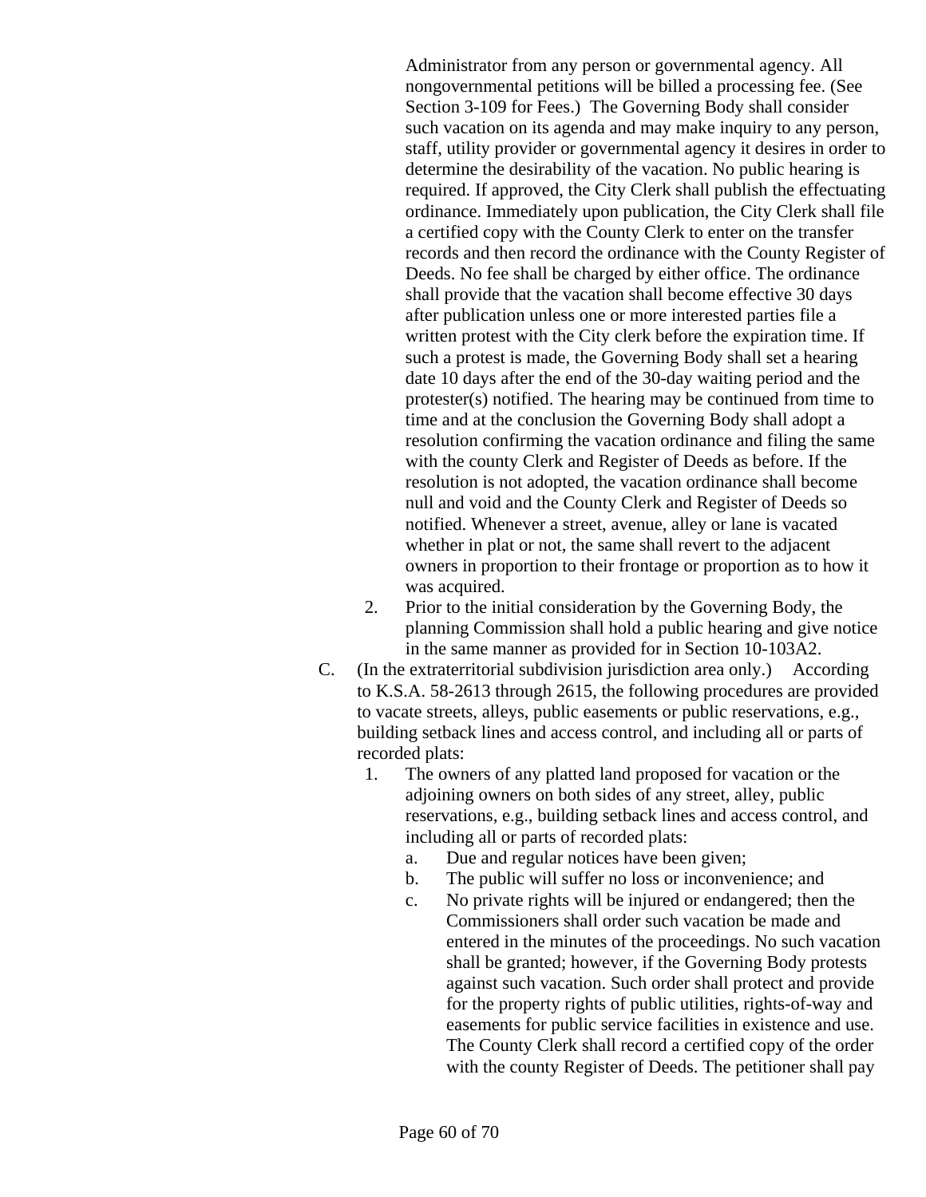Administrator from any person or governmental agency. All nongovernmental petitions will be billed a processing fee. (See Section 3-109 for Fees.) The Governing Body shall consider such vacation on its agenda and may make inquiry to any person, staff, utility provider or governmental agency it desires in order to determine the desirability of the vacation. No public hearing is required. If approved, the City Clerk shall publish the effectuating ordinance. Immediately upon publication, the City Clerk shall file a certified copy with the County Clerk to enter on the transfer records and then record the ordinance with the County Register of Deeds. No fee shall be charged by either office. The ordinance shall provide that the vacation shall become effective 30 days after publication unless one or more interested parties file a written protest with the City clerk before the expiration time. If such a protest is made, the Governing Body shall set a hearing date 10 days after the end of the 30-day waiting period and the protester(s) notified. The hearing may be continued from time to time and at the conclusion the Governing Body shall adopt a resolution confirming the vacation ordinance and filing the same with the county Clerk and Register of Deeds as before. If the resolution is not adopted, the vacation ordinance shall become null and void and the County Clerk and Register of Deeds so notified. Whenever a street, avenue, alley or lane is vacated whether in plat or not, the same shall revert to the adjacent owners in proportion to their frontage or proportion as to how it was acquired.

2. Prior to the initial consideration by the Governing Body, the planning Commission shall hold a public hearing and give notice in the same manner as provided for in Section 10-103A2.

C. (In the extraterritorial subdivision jurisdiction area only.) According to K.S.A. 58-2613 through 2615, the following procedures are provided to vacate streets, alleys, public easements or public reservations, e.g., building setback lines and access control, and including all or parts of recorded plats:

1. The owners of any platted land proposed for vacation or the adjoining owners on both sides of any street, alley, public reservations, e.g., building setback lines and access control, and including all or parts of recorded plats:
   a. Due and regular notices have been given;
   b. The public will suffer no loss or inconvenience; and
   c. No private rights will be injured or endangered; then the Commissioners shall order such vacation be made and entered in the minutes of the proceedings. No such vacation shall be granted; however, if the Governing Body protests against such vacation. Such order shall protect and provide for the property rights of public utilities, rights-of-way and easements for public service facilities in existence and use. The County Clerk shall record a certified copy of the order with the county Register of Deeds. The petitioner shall pay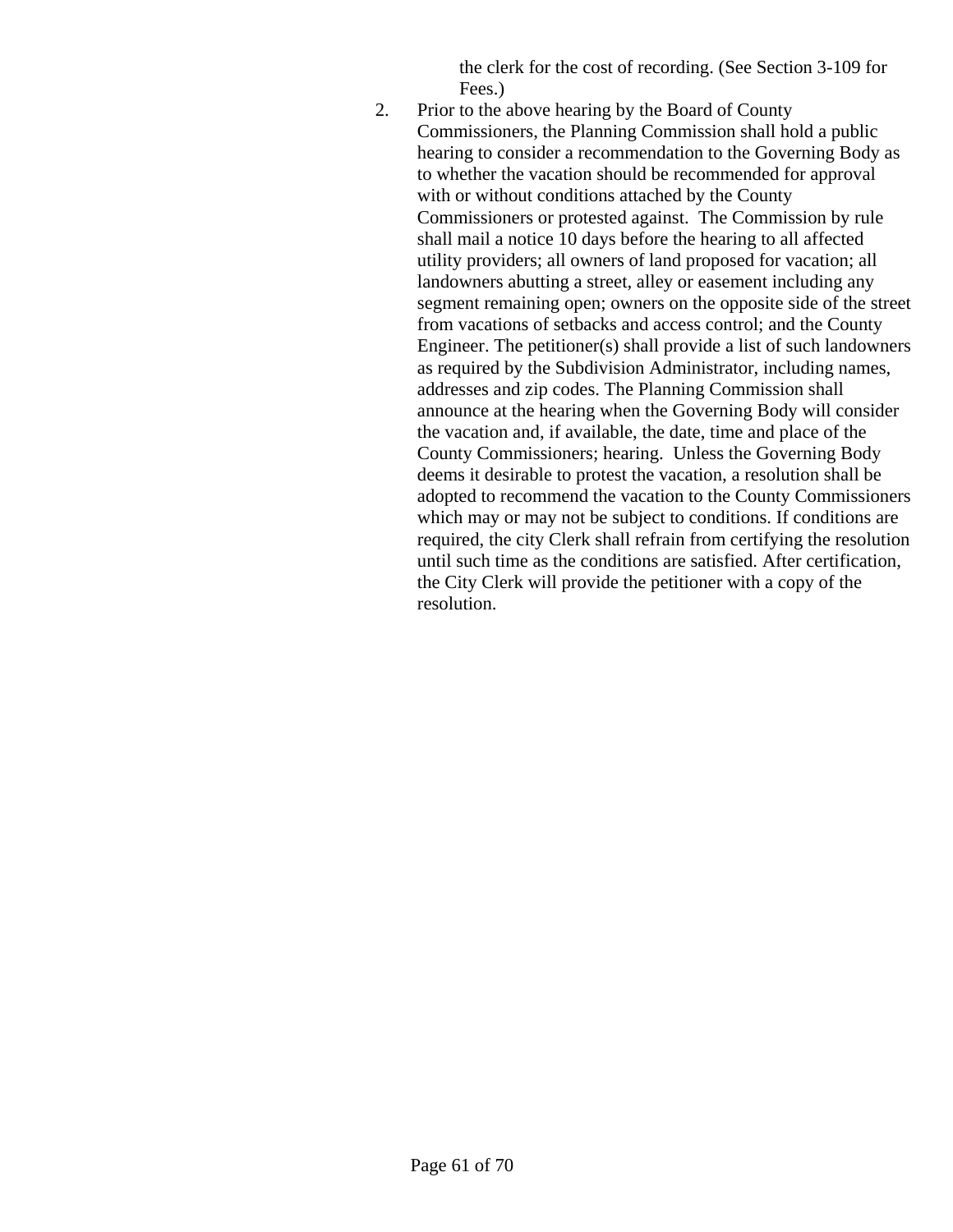the clerk for the cost of recording. (See Section 3-109 for Fees.)

2. Prior to the above hearing by the Board of County Commissioners, the Planning Commission shall hold a public hearing to consider a recommendation to the Governing Body as to whether the vacation should be recommended for approval with or without conditions attached by the County Commissioners or protested against. The Commission by rule shall mail a notice 10 days before the hearing to all affected utility providers; all owners of land proposed for vacation; all landowners abutting a street, alley or easement including any segment remaining open; owners on the opposite side of the street from vacations of setbacks and access control; and the County Engineer. The petitioner(s) shall provide a list of such landowners as required by the Subdivision Administrator, including names, addresses and zip codes. The Planning Commission shall announce at the hearing when the Governing Body will consider the vacation and, if available, the date, time and place of the County Commissioners; hearing. Unless the Governing Body deems it desirable to protest the vacation, a resolution shall be adopted to recommend the vacation to the County Commissioners which may or may not be subject to conditions. If conditions are required, the city Clerk shall refrain from certifying the resolution until such time as the conditions are satisfied. After certification, the City Clerk will provide the petitioner with a copy of the resolution.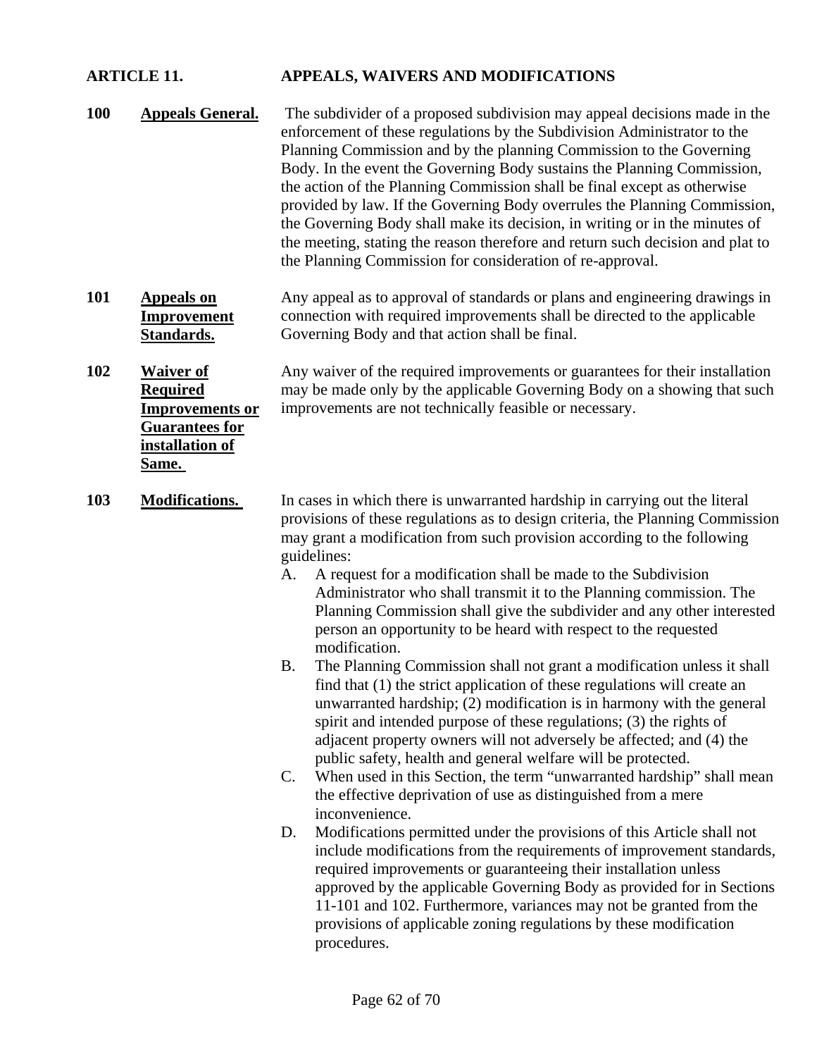## ARTICLE 11. APPEALS, WAIVERS AND MODIFICATIONS

**100 Appeals General.** The subdivider of a proposed subdivision may appeal decisions made in the enforcement of these regulations by the Subdivision Administrator to the Planning Commission and by the planning Commission to the Governing Body. In the event the Governing Body sustains the Planning Commission, the action of the Planning Commission shall be final except as otherwise provided by law. If the Governing Body overrules the Planning Commission, the Governing Body shall make its decision, in writing or in the minutes of the meeting, stating the reason therefore and return such decision and plat to the Planning Commission for consideration of re-approval.

**101 Appeals on Improvement Standards.** Any appeal as to approval of standards or plans and engineering drawings in connection with required improvements shall be directed to the applicable Governing Body and that action shall be final.

**102 Waiver of Required Improvements or Guarantees for installation of Same.** Any waiver of the required improvements or guarantees for their installation may be made only by the applicable Governing Body on a showing that such improvements are not technically feasible or necessary.

**103 Modifications.** In cases in which there is unwarranted hardship in carrying out the literal provisions of these regulations as to design criteria, the Planning Commission may grant a modification from such provision according to the following guidelines:

A. A request for a modification shall be made to the Subdivision Administrator who shall transmit it to the Planning commission. The Planning Commission shall give the subdivider and any other interested person an opportunity to be heard with respect to the requested modification.

B. The Planning Commission shall not grant a modification unless it shall find that (1) the strict application of these regulations will create an unwarranted hardship; (2) modification is in harmony with the general spirit and intended purpose of these regulations; (3) the rights of adjacent property owners will not adversely be affected; and (4) the public safety, health and general welfare will be protected.

C. When used in this Section, the term “unwarranted hardship” shall mean the effective deprivation of use as distinguished from a mere inconvenience.

D. Modifications permitted under the provisions of this Article shall not include modifications from the requirements of improvement standards, required improvements or guaranteeing their installation unless approved by the applicable Governing Body as provided for in Sections 11-101 and 102. Furthermore, variances may not be granted from the provisions of applicable zoning regulations by these modification procedures.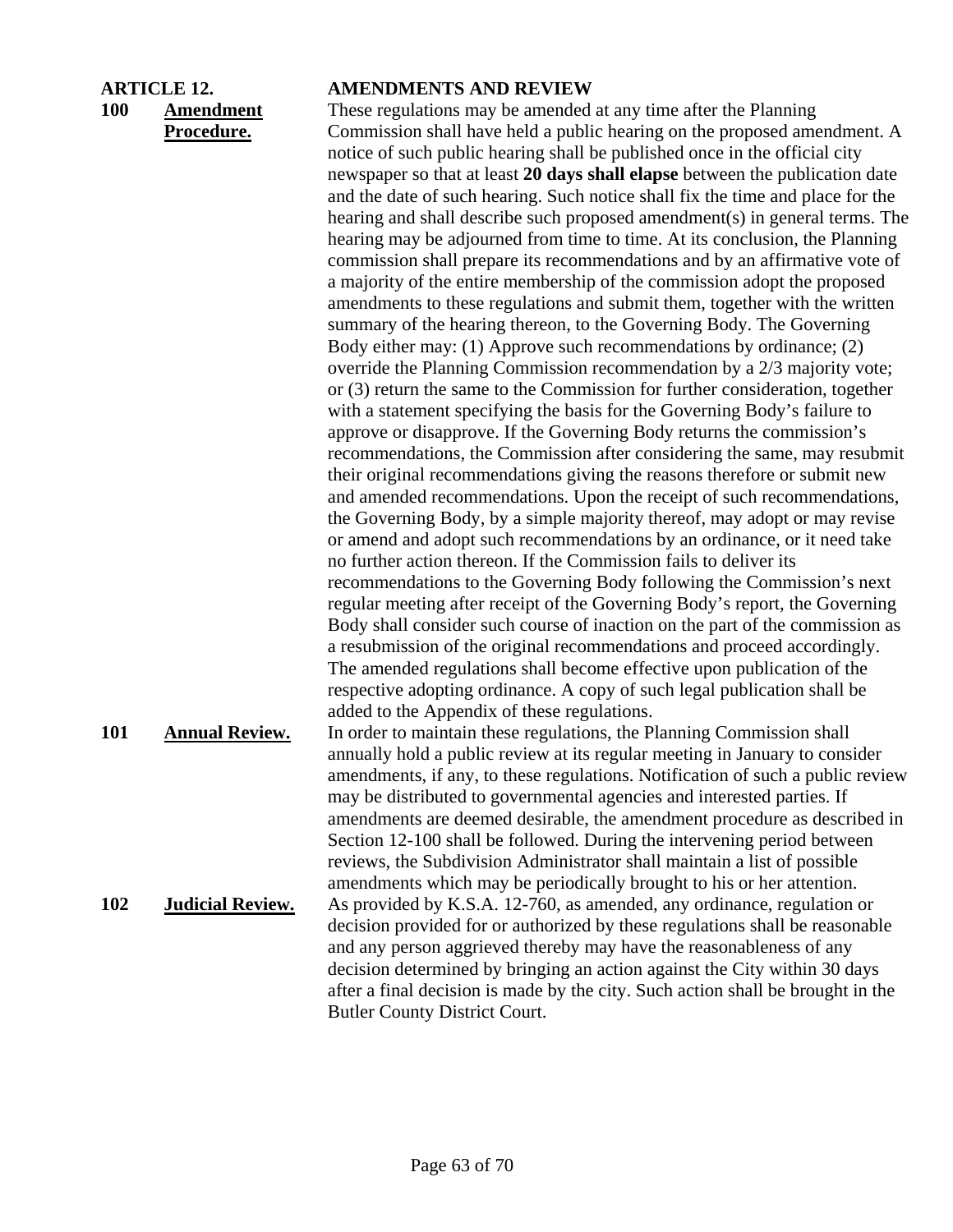## ARTICLE 12. AMENDMENTS AND REVIEW

**100 Amendment Procedure.** These regulations may be amended at any time after the Planning Commission shall have held a public hearing on the proposed amendment. A notice of such public hearing shall be published once in the official city newspaper so that at least **20 days shall elapse** between the publication date and the date of such hearing. Such notice shall fix the time and place for the hearing and shall describe such proposed amendment(s) in general terms. The hearing may be adjourned from time to time. At its conclusion, the Planning commission shall prepare its recommendations and by an affirmative vote of a majority of the entire membership of the commission adopt the proposed amendments to these regulations and submit them, together with the written summary of the hearing thereon, to the Governing Body. The Governing Body either may: (1) Approve such recommendations by ordinance; (2) override the Planning Commission recommendation by a 2/3 majority vote; or (3) return the same to the Commission for further consideration, together with a statement specifying the basis for the Governing Body's failure to approve or disapprove. If the Governing Body returns the commission's recommendations, the Commission after considering the same, may resubmit their original recommendations giving the reasons therefore or submit new and amended recommendations. Upon the receipt of such recommendations, the Governing Body, by a simple majority thereof, may adopt or may revise or amend and adopt such recommendations by an ordinance, or it need take no further action thereon. If the Commission fails to deliver its recommendations to the Governing Body following the Commission's next regular meeting after receipt of the Governing Body's report, the Governing Body shall consider such course of inaction on the part of the commission as a resubmission of the original recommendations and proceed accordingly. The amended regulations shall become effective upon publication of the respective adopting ordinance. A copy of such legal publication shall be added to the Appendix of these regulations.

**101 Annual Review.** In order to maintain these regulations, the Planning Commission shall annually hold a public review at its regular meeting in January to consider amendments, if any, to these regulations. Notification of such a public review may be distributed to governmental agencies and interested parties. If amendments are deemed desirable, the amendment procedure as described in Section 12-100 shall be followed. During the intervening period between reviews, the Subdivision Administrator shall maintain a list of possible amendments which may be periodically brought to his or her attention.

**102 Judicial Review.** As provided by K.S.A. 12-760, as amended, any ordinance, regulation or decision provided for or authorized by these regulations shall be reasonable and any person aggrieved thereby may have the reasonableness of any decision determined by bringing an action against the City within 30 days after a final decision is made by the city. Such action shall be brought in the Butler County District Court.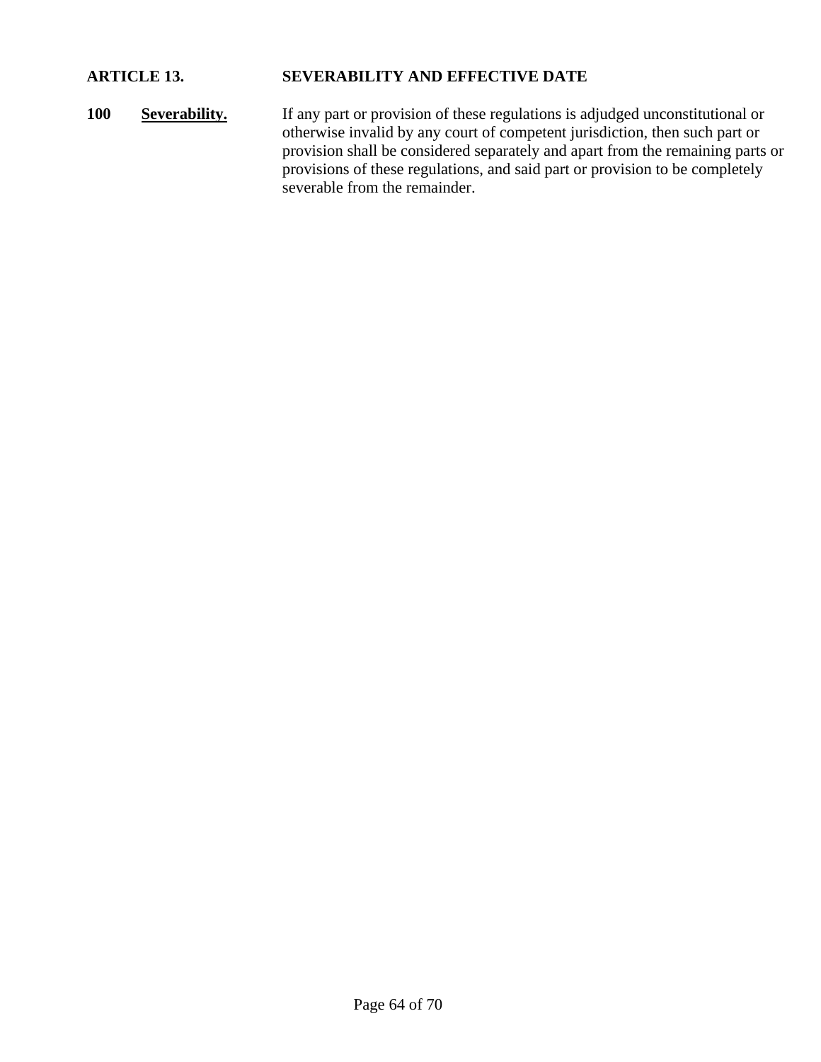## ARTICLE 13. SEVERABILITY AND EFFECTIVE DATE

**100** **Severability.** If any part or provision of these regulations is adjudged unconstitutional or otherwise invalid by any court of competent jurisdiction, then such part or provision shall be considered separately and apart from the remaining parts or provisions of these regulations, and said part or provision to be completely severable from the remainder.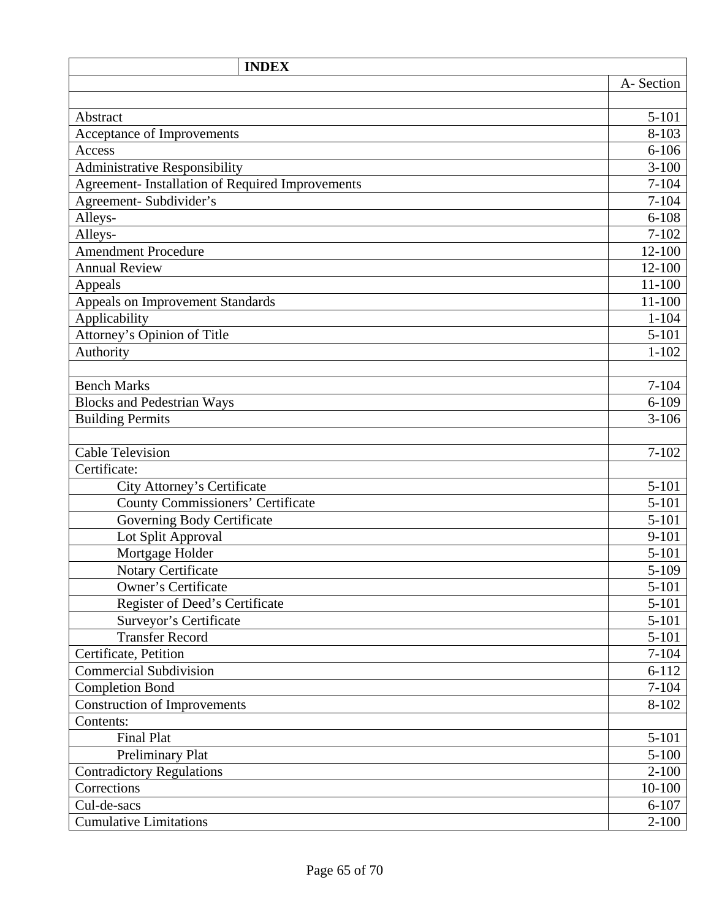| INDEX | |
|---|---|
| | A- Section |
| | |
| Abstract | 5-101 |
| Acceptance of Improvements | 8-103 |
| Access | 6-106 |
| Administrative Responsibility | 3-100 |
| Agreement- Installation of Required Improvements | 7-104 |
| Agreement- Subdivider's | 7-104 |
| Alleys- | 6-108 |
| Alleys- | 7-102 |
| Amendment Procedure | 12-100 |
| Annual Review | 12-100 |
| Appeals | 11-100 |
| Appeals on Improvement Standards | 11-100 |
| Applicability | 1-104 |
| Attorney's Opinion of Title | 5-101 |
| Authority | 1-102 |
| | |
| Bench Marks | 7-104 |
| Blocks and Pedestrian Ways | 6-109 |
| Building Permits | 3-106 |
| | |
| Cable Television | 7-102 |
| Certificate: | |
| &nbsp;&nbsp;&nbsp;&nbsp;City Attorney's Certificate | 5-101 |
| &nbsp;&nbsp;&nbsp;&nbsp;County Commissioners' Certificate | 5-101 |
| &nbsp;&nbsp;&nbsp;&nbsp;Governing Body Certificate | 5-101 |
| &nbsp;&nbsp;&nbsp;&nbsp;Lot Split Approval | 9-101 |
| &nbsp;&nbsp;&nbsp;&nbsp;Mortgage Holder | 5-101 |
| &nbsp;&nbsp;&nbsp;&nbsp;Notary Certificate | 5-109 |
| &nbsp;&nbsp;&nbsp;&nbsp;Owner's Certificate | 5-101 |
| &nbsp;&nbsp;&nbsp;&nbsp;Register of Deed's Certificate | 5-101 |
| &nbsp;&nbsp;&nbsp;&nbsp;Surveyor's Certificate | 5-101 |
| &nbsp;&nbsp;&nbsp;&nbsp;Transfer Record | 5-101 |
| Certificate, Petition | 7-104 |
| Commercial Subdivision | 6-112 |
| Completion Bond | 7-104 |
| Construction of Improvements | 8-102 |
| Contents: | |
| &nbsp;&nbsp;&nbsp;&nbsp;Final Plat | 5-101 |
| &nbsp;&nbsp;&nbsp;&nbsp;Preliminary Plat | 5-100 |
| Contradictory Regulations | 2-100 |
| Corrections | 10-100 |
| Cul-de-sacs | 6-107 |
| Cumulative Limitations | 2-100 |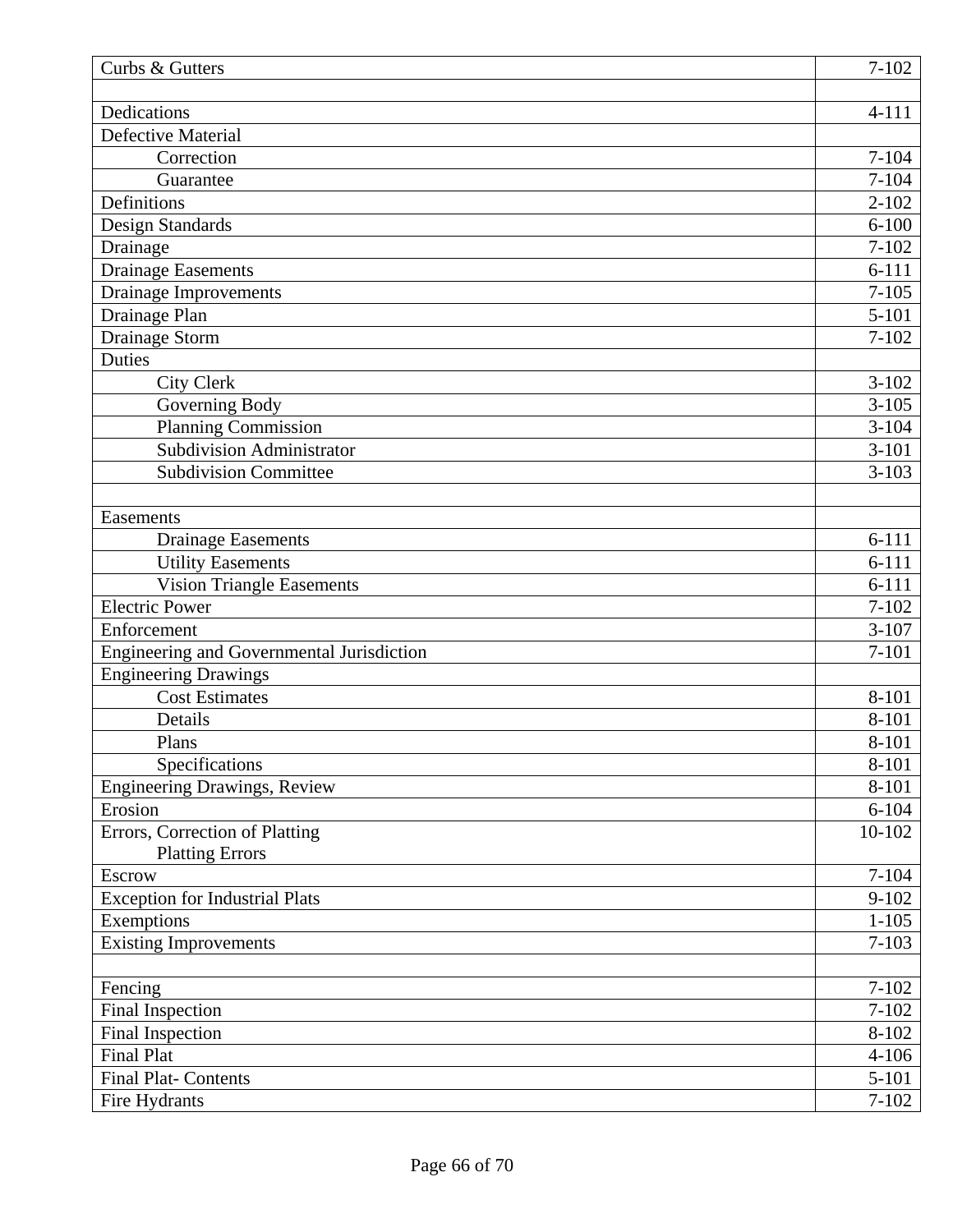| | |
|---|---|
| Curbs & Gutters | 7-102 |
| | |
| Dedications | 4-111 |
| Defective Material | |
| Correction | 7-104 |
| Guarantee | 7-104 |
| Definitions | 2-102 |
| Design Standards | 6-100 |
| Drainage | 7-102 |
| Drainage Easements | 6-111 |
| Drainage Improvements | 7-105 |
| Drainage Plan | 5-101 |
| Drainage Storm | 7-102 |
| Duties | |
| City Clerk | 3-102 |
| Governing Body | 3-105 |
| Planning Commission | 3-104 |
| Subdivision Administrator | 3-101 |
| Subdivision Committee | 3-103 |
| | |
| Easements | |
| Drainage Easements | 6-111 |
| Utility Easements | 6-111 |
| Vision Triangle Easements | 6-111 |
| Electric Power | 7-102 |
| Enforcement | 3-107 |
| Engineering and Governmental Jurisdiction | 7-101 |
| Engineering Drawings | |
| Cost Estimates | 8-101 |
| Details | 8-101 |
| Plans | 8-101 |
| Specifications | 8-101 |
| Engineering Drawings, Review | 8-101 |
| Erosion | 6-104 |
| Errors, Correction of Platting<br>Platting Errors | 10-102 |
| Escrow | 7-104 |
| Exception for Industrial Plats | 9-102 |
| Exemptions | 1-105 |
| Existing Improvements | 7-103 |
| | |
| Fencing | 7-102 |
| Final Inspection | 7-102 |
| Final Inspection | 8-102 |
| Final Plat | 4-106 |
| Final Plat- Contents | 5-101 |
| Fire Hydrants | 7-102 |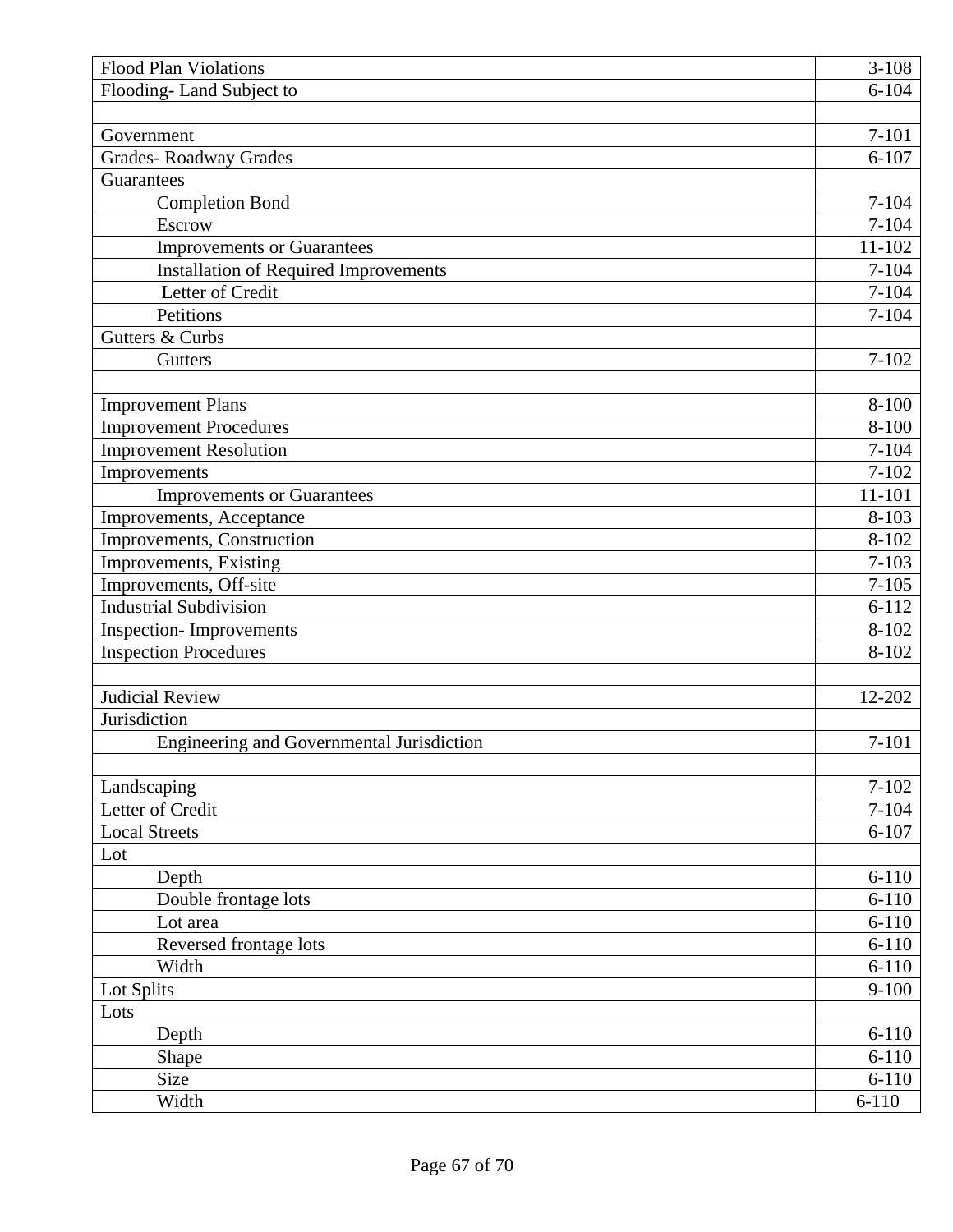| | |
|---|---|
| Flood Plan Violations | 3-108 |
| Flooding- Land Subject to | 6-104 |
| | |
| Government | 7-101 |
| Grades- Roadway Grades | 6-107 |
| Guarantees | |
| Completion Bond | 7-104 |
| Escrow | 7-104 |
| Improvements or Guarantees | 11-102 |
| Installation of Required Improvements | 7-104 |
| Letter of Credit | 7-104 |
| Petitions | 7-104 |
| Gutters & Curbs | |
| Gutters | 7-102 |
| | |
| Improvement Plans | 8-100 |
| Improvement Procedures | 8-100 |
| Improvement Resolution | 7-104 |
| Improvements | 7-102 |
| Improvements or Guarantees | 11-101 |
| Improvements, Acceptance | 8-103 |
| Improvements, Construction | 8-102 |
| Improvements, Existing | 7-103 |
| Improvements, Off-site | 7-105 |
| Industrial Subdivision | 6-112 |
| Inspection- Improvements | 8-102 |
| Inspection Procedures | 8-102 |
| | |
| Judicial Review | 12-202 |
| Jurisdiction | |
| Engineering and Governmental Jurisdiction | 7-101 |
| | |
| Landscaping | 7-102 |
| Letter of Credit | 7-104 |
| Local Streets | 6-107 |
| Lot | |
| Depth | 6-110 |
| Double frontage lots | 6-110 |
| Lot area | 6-110 |
| Reversed frontage lots | 6-110 |
| Width | 6-110 |
| Lot Splits | 9-100 |
| Lots | |
| Depth | 6-110 |
| Shape | 6-110 |
| Size | 6-110 |
| Width | 6-110 |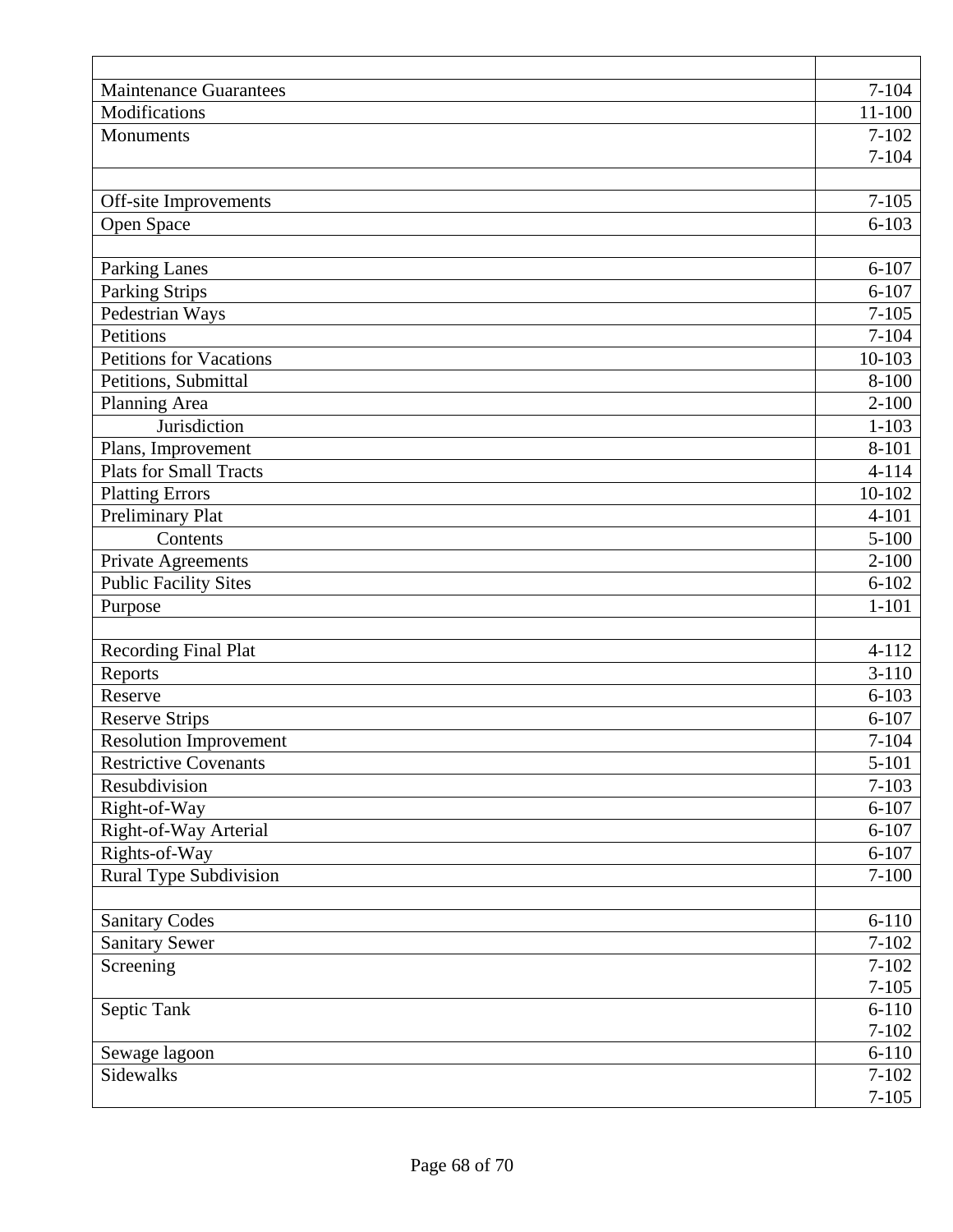| | |
|---|---|
| Maintenance Guarantees | 7-104 |
| Modifications | 11-100 |
| Monuments | 7-102<br>7-104 |
| | |
| Off-site Improvements | 7-105 |
| Open Space | 6-103 |
| | |
| Parking Lanes | 6-107 |
| Parking Strips | 6-107 |
| Pedestrian Ways | 7-105 |
| Petitions | 7-104 |
| Petitions for Vacations | 10-103 |
| Petitions, Submittal | 8-100 |
| Planning Area | 2-100 |
| &nbsp;&nbsp;&nbsp;&nbsp;Jurisdiction | 1-103 |
| Plans, Improvement | 8-101 |
| Plats for Small Tracts | 4-114 |
| Platting Errors | 10-102 |
| Preliminary Plat | 4-101 |
| &nbsp;&nbsp;&nbsp;&nbsp;Contents | 5-100 |
| Private Agreements | 2-100 |
| Public Facility Sites | 6-102 |
| Purpose | 1-101 |
| | |
| Recording Final Plat | 4-112 |
| Reports | 3-110 |
| Reserve | 6-103 |
| Reserve Strips | 6-107 |
| Resolution Improvement | 7-104 |
| Restrictive Covenants | 5-101 |
| Resubdivision | 7-103 |
| Right-of-Way | 6-107 |
| Right-of-Way Arterial | 6-107 |
| Rights-of-Way | 6-107 |
| Rural Type Subdivision | 7-100 |
| | |
| Sanitary Codes | 6-110 |
| Sanitary Sewer | 7-102 |
| Screening | 7-102<br>7-105 |
| Septic Tank | 6-110<br>7-102 |
| Sewage lagoon | 6-110 |
| Sidewalks | 7-102<br>7-105 |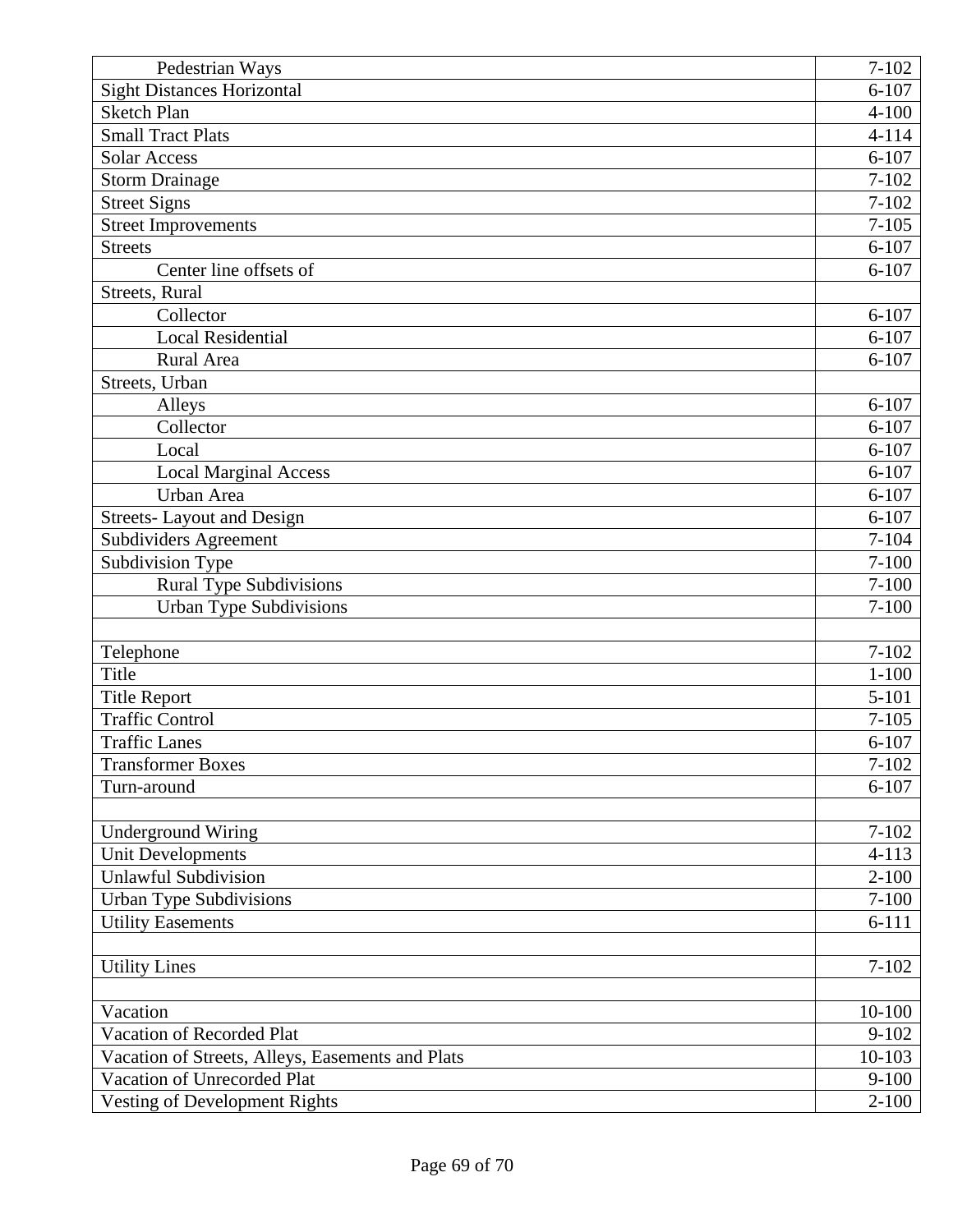| Pedestrian Ways | 7-102 |
|---|---|
| Sight Distances Horizontal | 6-107 |
| Sketch Plan | 4-100 |
| Small Tract Plats | 4-114 |
| Solar Access | 6-107 |
| Storm Drainage | 7-102 |
| Street Signs | 7-102 |
| Street Improvements | 7-105 |
| Streets | 6-107 |
| Center line offsets of | 6-107 |
| Streets, Rural | |
| Collector | 6-107 |
| Local Residential | 6-107 |
| Rural Area | 6-107 |
| Streets, Urban | |
| Alleys | 6-107 |
| Collector | 6-107 |
| Local | 6-107 |
| Local Marginal Access | 6-107 |
| Urban Area | 6-107 |
| Streets- Layout and Design | 6-107 |
| Subdividers Agreement | 7-104 |
| Subdivision Type | 7-100 |
| Rural Type Subdivisions | 7-100 |
| Urban Type Subdivisions | 7-100 |
| | |
| Telephone | 7-102 |
| Title | 1-100 |
| Title Report | 5-101 |
| Traffic Control | 7-105 |
| Traffic Lanes | 6-107 |
| Transformer Boxes | 7-102 |
| Turn-around | 6-107 |
| | |
| Underground Wiring | 7-102 |
| Unit Developments | 4-113 |
| Unlawful Subdivision | 2-100 |
| Urban Type Subdivisions | 7-100 |
| Utility Easements | 6-111 |
| | |
| Utility Lines | 7-102 |
| | |
| Vacation | 10-100 |
| Vacation of Recorded Plat | 9-102 |
| Vacation of Streets, Alleys, Easements and Plats | 10-103 |
| Vacation of Unrecorded Plat | 9-100 |
| Vesting of Development Rights | 2-100 |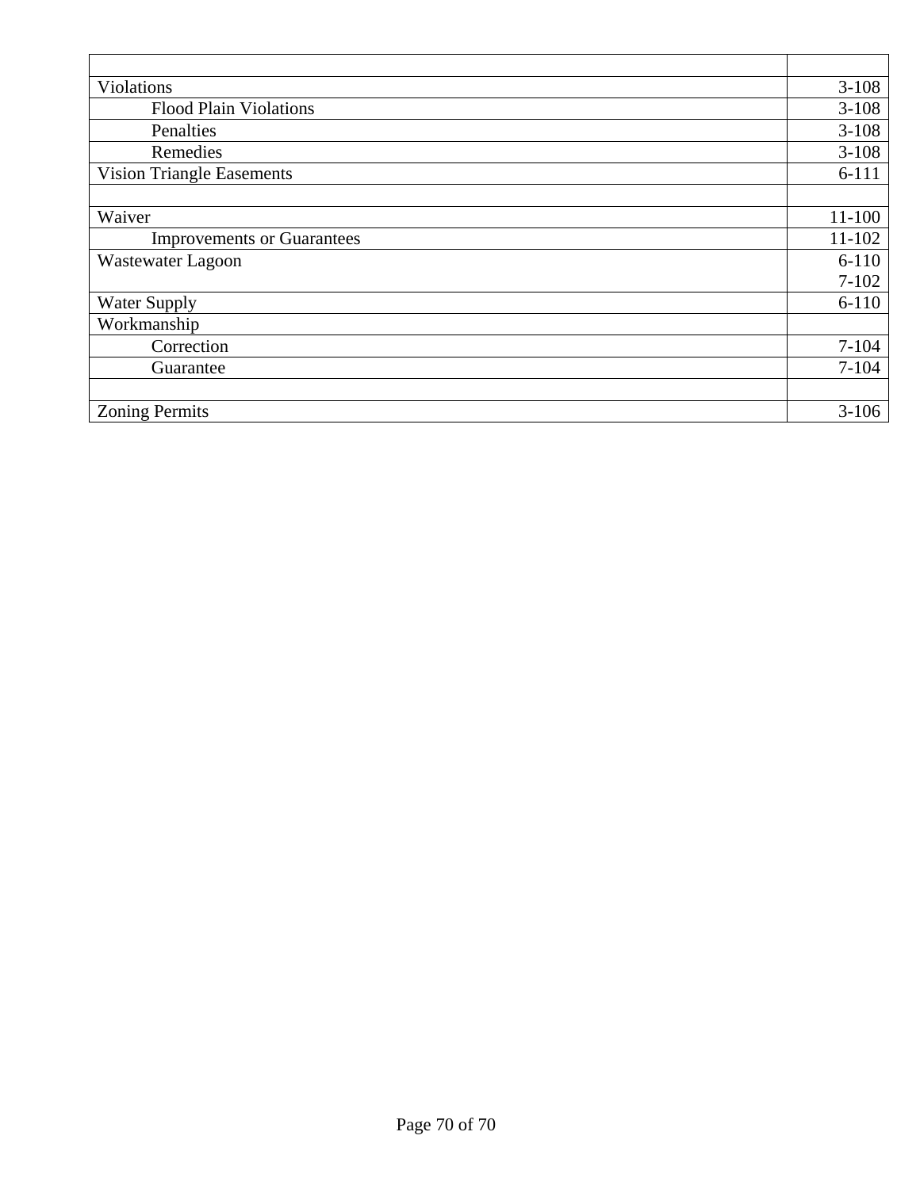| | |
|---|---|
| Violations | 3-108 |
| Flood Plain Violations | 3-108 |
| Penalties | 3-108 |
| Remedies | 3-108 |
| Vision Triangle Easements | 6-111 |
| | |
| Waiver | 11-100 |
| Improvements or Guarantees | 11-102 |
| Wastewater Lagoon | 6-110<br>7-102 |
| Water Supply | 6-110 |
| Workmanship | |
| Correction | 7-104 |
| Guarantee | 7-104 |
| | |
| Zoning Permits | 3-106 |